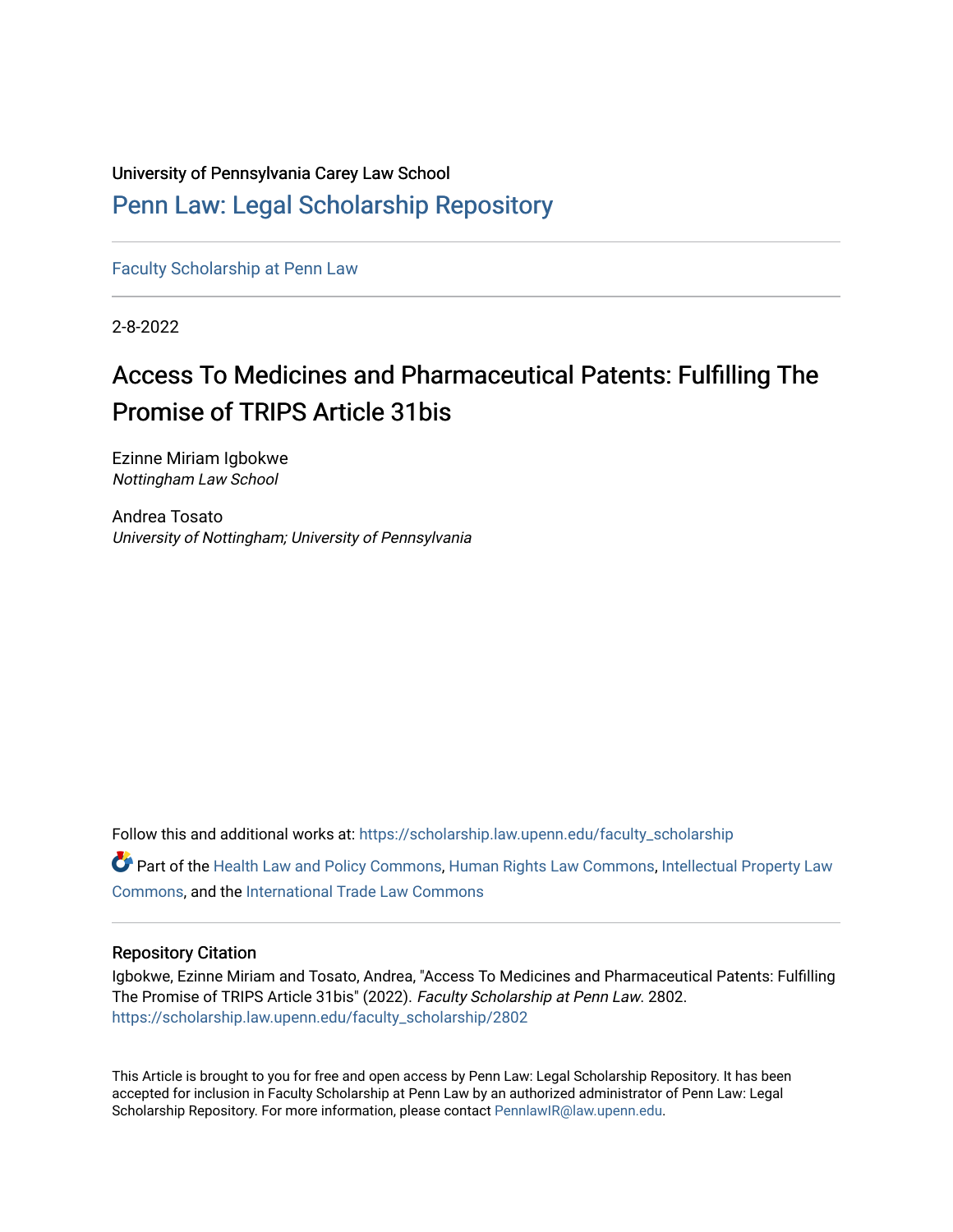University of Pennsylvania Carey Law School

# Penn Law: Legal Scholarship Repository

Faculty Scholarship at Penn Law

2-8-2022

## Access To Medicines and Pharmaceutical Patents: Fulfilling The Promise of TRIPS Article 31bis

Ezinne Miriam Igbokwe
*Nottingham Law School*

Andrea Tosato
*University of Nottingham; University of Pennsylvania*

Follow this and additional works at: https://scholarship.law.upenn.edu/faculty_scholarship

Part of the Health Law and Policy Commons, Human Rights Law Commons, Intellectual Property Law Commons, and the International Trade Law Commons

### Repository Citation

Igbokwe, Ezinne Miriam and Tosato, Andrea, "Access To Medicines and Pharmaceutical Patents: Fulfilling The Promise of TRIPS Article 31bis" (2022). *Faculty Scholarship at Penn Law*. 2802.
https://scholarship.law.upenn.edu/faculty_scholarship/2802

This Article is brought to you for free and open access by Penn Law: Legal Scholarship Repository. It has been accepted for inclusion in Faculty Scholarship at Penn Law by an authorized administrator of Penn Law: Legal Scholarship Repository. For more information, please contact PennlawIR@law.upenn.edu.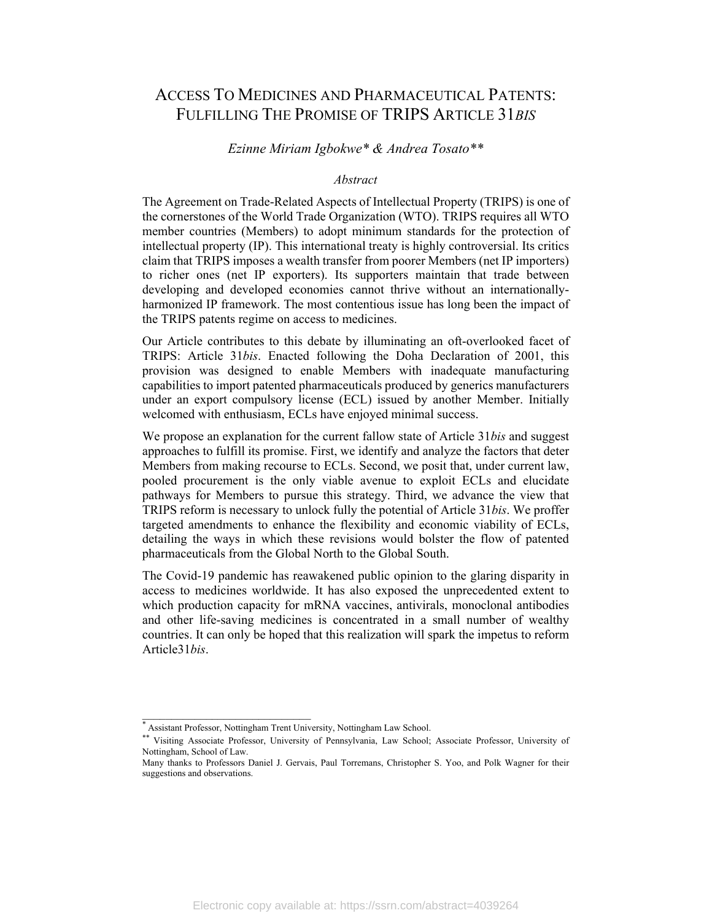# ACCESS TO MEDICINES AND PHARMACEUTICAL PATENTS: FULFILLING THE PROMISE OF TRIPS ARTICLE 31*BIS*

*Ezinne Miriam Igbokwe\* & Andrea Tosato\*\**

*Abstract*

The Agreement on Trade-Related Aspects of Intellectual Property (TRIPS) is one of the cornerstones of the World Trade Organization (WTO). TRIPS requires all WTO member countries (Members) to adopt minimum standards for the protection of intellectual property (IP). This international treaty is highly controversial. Its critics claim that TRIPS imposes a wealth transfer from poorer Members (net IP importers) to richer ones (net IP exporters). Its supporters maintain that trade between developing and developed economies cannot thrive without an internationally-harmonized IP framework. The most contentious issue has long been the impact of the TRIPS patents regime on access to medicines.

Our Article contributes to this debate by illuminating an oft-overlooked facet of TRIPS: Article 31*bis*. Enacted following the Doha Declaration of 2001, this provision was designed to enable Members with inadequate manufacturing capabilities to import patented pharmaceuticals produced by generics manufacturers under an export compulsory license (ECL) issued by another Member. Initially welcomed with enthusiasm, ECLs have enjoyed minimal success.

We propose an explanation for the current fallow state of Article 31*bis* and suggest approaches to fulfill its promise. First, we identify and analyze the factors that deter Members from making recourse to ECLs. Second, we posit that, under current law, pooled procurement is the only viable avenue to exploit ECLs and elucidate pathways for Members to pursue this strategy. Third, we advance the view that TRIPS reform is necessary to unlock fully the potential of Article 31*bis*. We proffer targeted amendments to enhance the flexibility and economic viability of ECLs, detailing the ways in which these revisions would bolster the flow of patented pharmaceuticals from the Global North to the Global South.

The Covid-19 pandemic has reawakened public opinion to the glaring disparity in access to medicines worldwide. It has also exposed the unprecedented extent to which production capacity for mRNA vaccines, antivirals, monoclonal antibodies and other life-saving medicines is concentrated in a small number of wealthy countries. It can only be hoped that this realization will spark the impetus to reform Article31*bis*.

---

\* Assistant Professor, Nottingham Trent University, Nottingham Law School.

\*\* Visiting Associate Professor, University of Pennsylvania, Law School; Associate Professor, University of Nottingham, School of Law.

Many thanks to Professors Daniel J. Gervais, Paul Torremans, Christopher S. Yoo, and Polk Wagner for their suggestions and observations.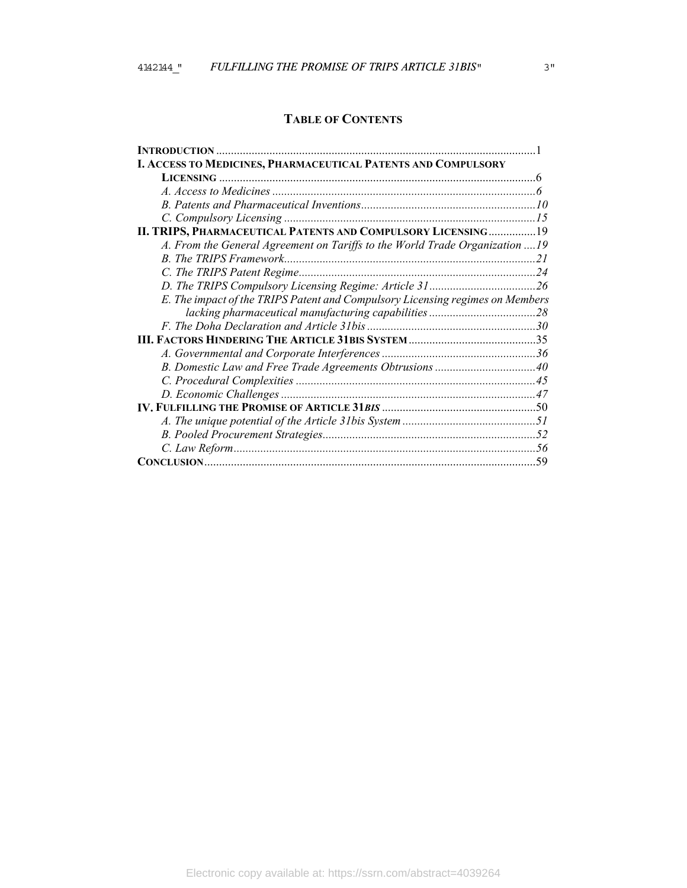# TABLE OF CONTENTS

**INTRODUCTION** ...1

**I. ACCESS TO MEDICINES, PHARMACEUTICAL PATENTS AND COMPULSORY LICENSING** ...6

- *A. Access to Medicines* ...*6*
- *B. Patents and Pharmaceutical Inventions*...*10*
- *C. Compulsory Licensing* ...*15*

**II. TRIPS, PHARMACEUTICAL PATENTS AND COMPULSORY LICENSING**...19

- *A. From the General Agreement on Tariffs to the World Trade Organization* ....*19*
- *B. The TRIPS Framework*...*21*
- *C. The TRIPS Patent Regime*...*24*
- *D. The TRIPS Compulsory Licensing Regime: Article 31*...*26*
- *E. The impact of the TRIPS Patent and Compulsory Licensing regimes on Members lacking pharmaceutical manufacturing capabilities* ...*28*
- *F. The Doha Declaration and Article 31bis* ...*30*

**III. FACTORS HINDERING THE ARTICLE 31BIS SYSTEM**...35

- *A. Governmental and Corporate Interferences* ...*36*
- *B. Domestic Law and Free Trade Agreements Obtrusions* ...*40*
- *C. Procedural Complexities* ...*45*
- *D. Economic Challenges* ...*47*

**IV. FULFILLING THE PROMISE OF ARTICLE 31*BIS*** ...50

- *A. The unique potential of the Article 31bis System* ...*51*
- *B. Pooled Procurement Strategies*...*52*
- *C. Law Reform*...*56*

**CONCLUSION**...59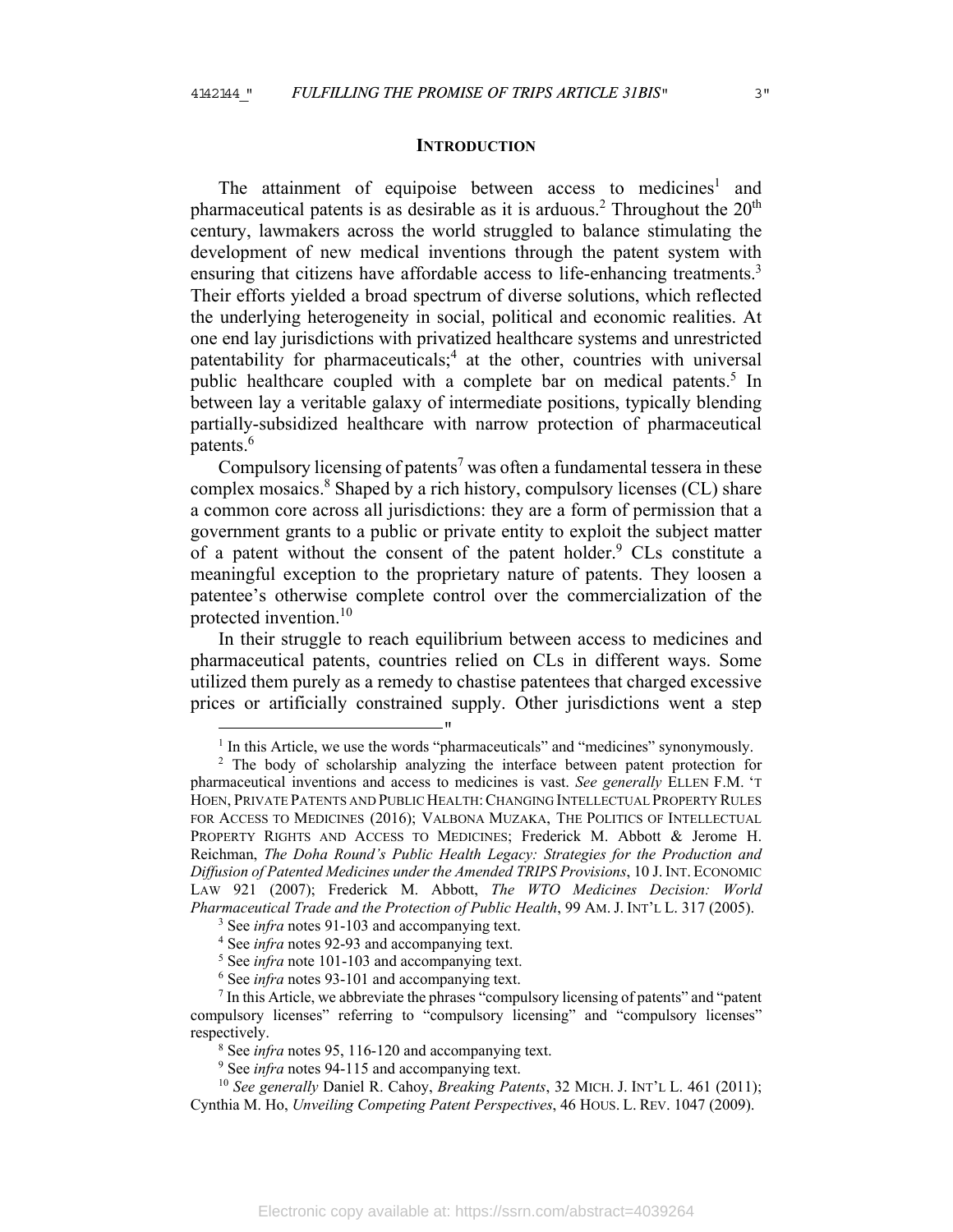## INTRODUCTION

The attainment of equipoise between access to medicines[1] and pharmaceutical patents is as desirable as it is arduous.[2] Throughout the 20th century, lawmakers across the world struggled to balance stimulating the development of new medical inventions through the patent system with ensuring that citizens have affordable access to life-enhancing treatments.[3] Their efforts yielded a broad spectrum of diverse solutions, which reflected the underlying heterogeneity in social, political and economic realities. At one end lay jurisdictions with privatized healthcare systems and unrestricted patentability for pharmaceuticals;[4] at the other, countries with universal public healthcare coupled with a complete bar on medical patents.[5] In between lay a veritable galaxy of intermediate positions, typically blending partially-subsidized healthcare with narrow protection of pharmaceutical patents.[6]

Compulsory licensing of patents[7] was often a fundamental tessera in these complex mosaics.[8] Shaped by a rich history, compulsory licenses (CL) share a common core across all jurisdictions: they are a form of permission that a government grants to a public or private entity to exploit the subject matter of a patent without the consent of the patent holder.[9] CLs constitute a meaningful exception to the proprietary nature of patents. They loosen a patentee's otherwise complete control over the commercialization of the protected invention.[10]

In their struggle to reach equilibrium between access to medicines and pharmaceutical patents, countries relied on CLs in different ways. Some utilized them purely as a remedy to chastise patentees that charged excessive prices or artificially constrained supply. Other jurisdictions went a step

---

[1] In this Article, we use the words "pharmaceuticals" and "medicines" synonymously.

[2] The body of scholarship analyzing the interface between patent protection for pharmaceutical inventions and access to medicines is vast. *See generally* ELLEN F.M. 'T HOEN, PRIVATE PATENTS AND PUBLIC HEALTH: CHANGING INTELLECTUAL PROPERTY RULES FOR ACCESS TO MEDICINES (2016); VALBONA MUZAKA, THE POLITICS OF INTELLECTUAL PROPERTY RIGHTS AND ACCESS TO MEDICINES; Frederick M. Abbott & Jerome H. Reichman, *The Doha Round's Public Health Legacy: Strategies for the Production and Diffusion of Patented Medicines under the Amended TRIPS Provisions*, 10 J. INT. ECONOMIC LAW 921 (2007); Frederick M. Abbott, *The WTO Medicines Decision: World Pharmaceutical Trade and the Protection of Public Health*, 99 AM. J. INT'L L. 317 (2005).

[3] See *infra* notes 91-103 and accompanying text.

[4] See *infra* notes 92-93 and accompanying text.

[5] See *infra* note 101-103 and accompanying text.

[6] See *infra* notes 93-101 and accompanying text.

[7] In this Article, we abbreviate the phrases "compulsory licensing of patents" and "patent compulsory licenses" referring to "compulsory licensing" and "compulsory licenses" respectively.

[8] See *infra* notes 95, 116-120 and accompanying text.

[9] See *infra* notes 94-115 and accompanying text.

[10] *See generally* Daniel R. Cahoy, *Breaking Patents*, 32 MICH. J. INT'L L. 461 (2011); Cynthia M. Ho, *Unveiling Competing Patent Perspectives*, 46 HOUS. L. REV. 1047 (2009).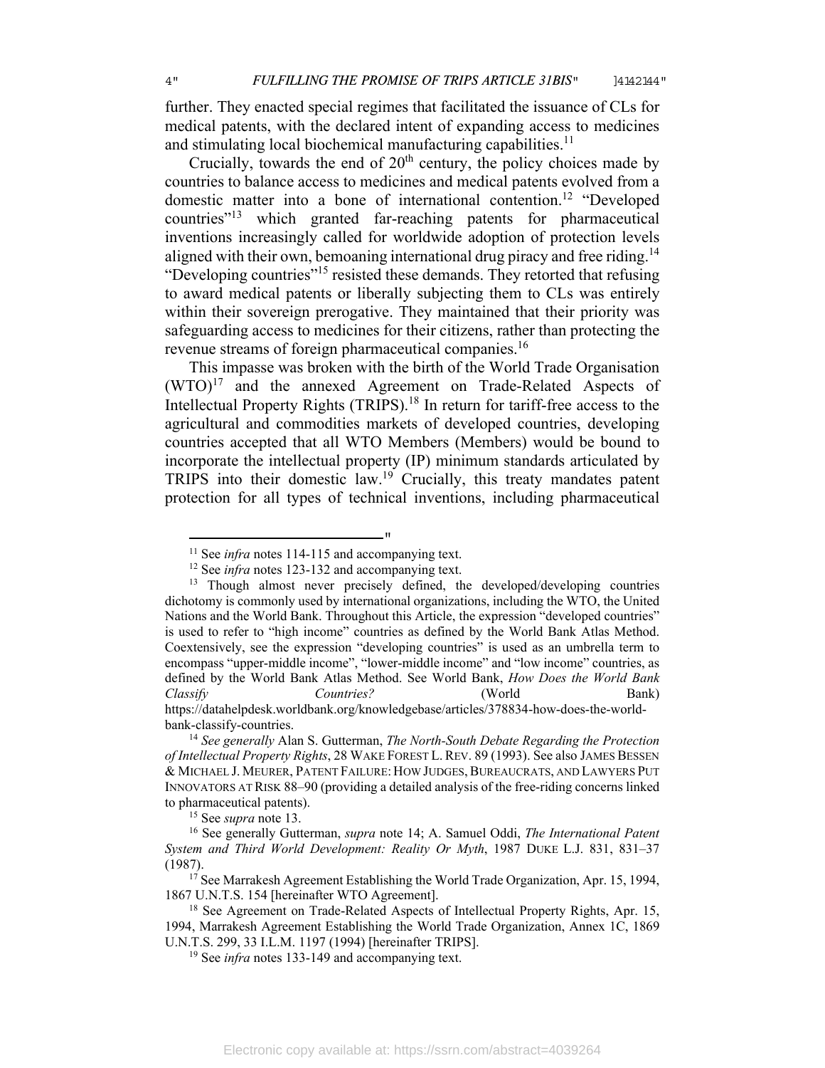further. They enacted special regimes that facilitated the issuance of CLs for medical patents, with the declared intent of expanding access to medicines and stimulating local biochemical manufacturing capabilities.[11]

Crucially, towards the end of 20th century, the policy choices made by countries to balance access to medicines and medical patents evolved from a domestic matter into a bone of international contention.[12] "Developed countries"[13] which granted far-reaching patents for pharmaceutical inventions increasingly called for worldwide adoption of protection levels aligned with their own, bemoaning international drug piracy and free riding.[14] "Developing countries"[15] resisted these demands. They retorted that refusing to award medical patents or liberally subjecting them to CLs was entirely within their sovereign prerogative. They maintained that their priority was safeguarding access to medicines for their citizens, rather than protecting the revenue streams of foreign pharmaceutical companies.[16]

This impasse was broken with the birth of the World Trade Organisation (WTO)[17] and the annexed Agreement on Trade-Related Aspects of Intellectual Property Rights (TRIPS).[18] In return for tariff-free access to the agricultural and commodities markets of developed countries, developing countries accepted that all WTO Members (Members) would be bound to incorporate the intellectual property (IP) minimum standards articulated by TRIPS into their domestic law.[19] Crucially, this treaty mandates patent protection for all types of technical inventions, including pharmaceutical

---

[11] See *infra* notes 114-115 and accompanying text.

[12] See *infra* notes 123-132 and accompanying text.

[13] Though almost never precisely defined, the developed/developing countries dichotomy is commonly used by international organizations, including the WTO, the United Nations and the World Bank. Throughout this Article, the expression "developed countries" is used to refer to "high income" countries as defined by the World Bank Atlas Method. Coextensively, see the expression "developing countries" is used as an umbrella term to encompass "upper-middle income", "lower-middle income" and "low income" countries, as defined by the World Bank Atlas Method. See World Bank, *How Does the World Bank Classify Countries?* (World Bank) https://datahelpdesk.worldbank.org/knowledgebase/articles/378834-how-does-the-world-bank-classify-countries.

[14] *See generally* Alan S. Gutterman, *The North-South Debate Regarding the Protection of Intellectual Property Rights*, 28 WAKE FOREST L. REV. 89 (1993). See also JAMES BESSEN & MICHAEL J. MEURER, PATENT FAILURE: HOW JUDGES, BUREAUCRATS, AND LAWYERS PUT INNOVATORS AT RISK 88–90 (providing a detailed analysis of the free-riding concerns linked to pharmaceutical patents).

[15] See *supra* note 13.

[16] See generally Gutterman, *supra* note 14; A. Samuel Oddi, *The International Patent System and Third World Development: Reality Or Myth*, 1987 DUKE L.J. 831, 831–37 (1987).

[17] See Marrakesh Agreement Establishing the World Trade Organization, Apr. 15, 1994, 1867 U.N.T.S. 154 [hereinafter WTO Agreement].

[18] See Agreement on Trade-Related Aspects of Intellectual Property Rights, Apr. 15, 1994, Marrakesh Agreement Establishing the World Trade Organization, Annex 1C, 1869 U.N.T.S. 299, 33 I.L.M. 1197 (1994) [hereinafter TRIPS].

[19] See *infra* notes 133-149 and accompanying text.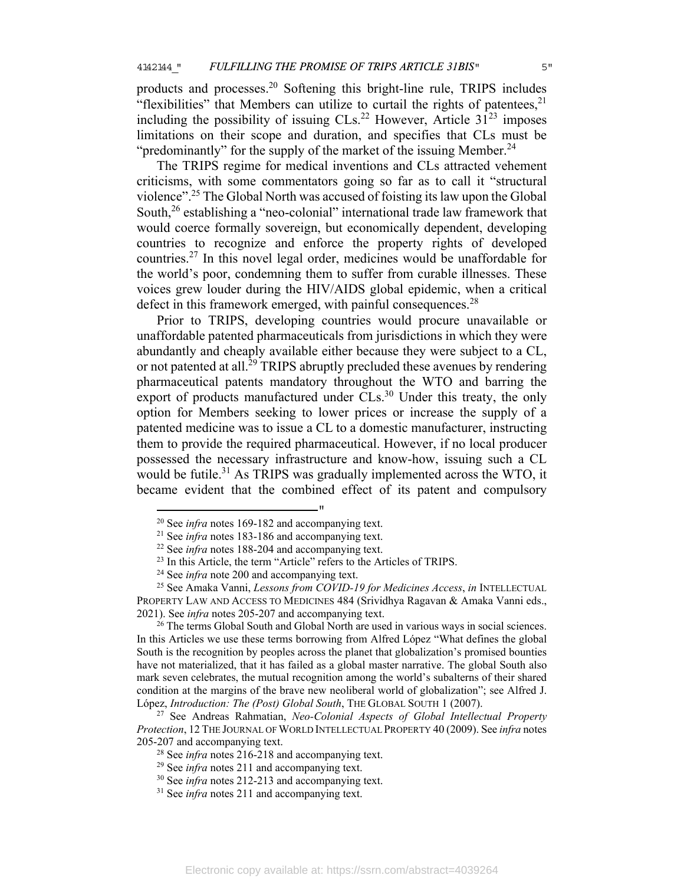products and processes.[20] Softening this bright-line rule, TRIPS includes "flexibilities" that Members can utilize to curtail the rights of patentees,[21] including the possibility of issuing CLs.[22] However, Article 31[23] imposes limitations on their scope and duration, and specifies that CLs must be "predominantly" for the supply of the market of the issuing Member.[24]

The TRIPS regime for medical inventions and CLs attracted vehement criticisms, with some commentators going so far as to call it "structural violence".[25] The Global North was accused of foisting its law upon the Global South,[26] establishing a "neo-colonial" international trade law framework that would coerce formally sovereign, but economically dependent, developing countries to recognize and enforce the property rights of developed countries.[27] In this novel legal order, medicines would be unaffordable for the world's poor, condemning them to suffer from curable illnesses. These voices grew louder during the HIV/AIDS global epidemic, when a critical defect in this framework emerged, with painful consequences.[28]

Prior to TRIPS, developing countries would procure unavailable or unaffordable patented pharmaceuticals from jurisdictions in which they were abundantly and cheaply available either because they were subject to a CL, or not patented at all.[29] TRIPS abruptly precluded these avenues by rendering pharmaceutical patents mandatory throughout the WTO and barring the export of products manufactured under CLs.[30] Under this treaty, the only option for Members seeking to lower prices or increase the supply of a patented medicine was to issue a CL to a domestic manufacturer, instructing them to provide the required pharmaceutical. However, if no local producer possessed the necessary infrastructure and know-how, issuing such a CL would be futile.[31] As TRIPS was gradually implemented across the WTO, it became evident that the combined effect of its patent and compulsory

---

[20] See *infra* notes 169-182 and accompanying text.

[21] See *infra* notes 183-186 and accompanying text.

[22] See *infra* notes 188-204 and accompanying text.

[23] In this Article, the term "Article" refers to the Articles of TRIPS.

[24] See *infra* note 200 and accompanying text.

[25] See Amaka Vanni, *Lessons from COVID-19 for Medicines Access*, *in* INTELLECTUAL PROPERTY LAW AND ACCESS TO MEDICINES 484 (Srividhya Ragavan & Amaka Vanni eds., 2021). See *infra* notes 205-207 and accompanying text.

[26] The terms Global South and Global North are used in various ways in social sciences. In this Articles we use these terms borrowing from Alfred López "What defines the global South is the recognition by peoples across the planet that globalization's promised bounties have not materialized, that it has failed as a global master narrative. The global South also mark seven celebrates, the mutual recognition among the world's subalterns of their shared condition at the margins of the brave new neoliberal world of globalization"; see Alfred J. López, *Introduction: The (Post) Global South*, THE GLOBAL SOUTH 1 (2007).

[27] See Andreas Rahmatian, *Neo-Colonial Aspects of Global Intellectual Property Protection*, 12 THE JOURNAL OF WORLD INTELLECTUAL PROPERTY 40 (2009). See *infra* notes 205-207 and accompanying text.

[28] See *infra* notes 216-218 and accompanying text.

[29] See *infra* notes 211 and accompanying text.

[30] See *infra* notes 212-213 and accompanying text.

[31] See *infra* notes 211 and accompanying text.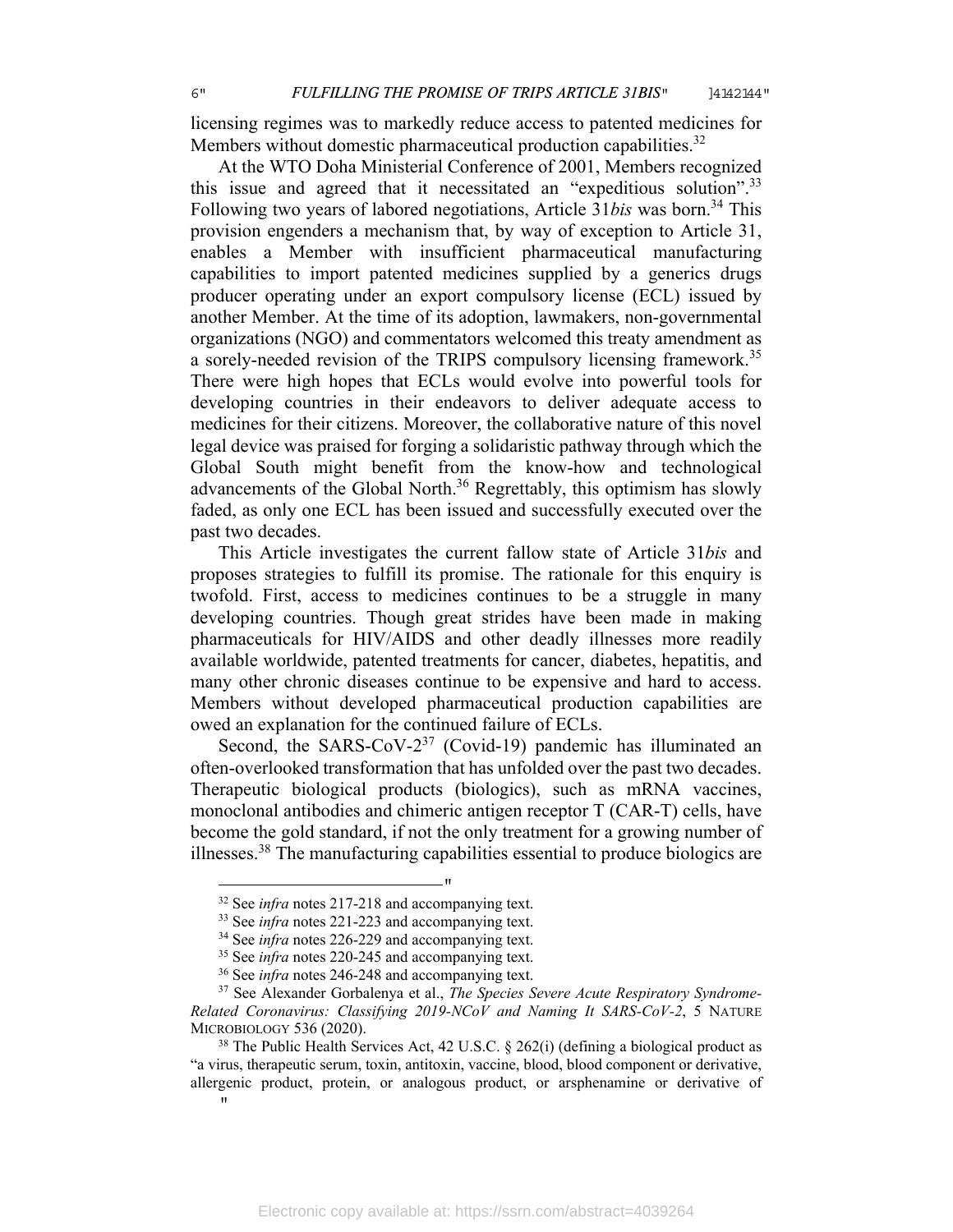licensing regimes was to markedly reduce access to patented medicines for Members without domestic pharmaceutical production capabilities.[32]

At the WTO Doha Ministerial Conference of 2001, Members recognized this issue and agreed that it necessitated an "expeditious solution".[33] Following two years of labored negotiations, Article 31*bis* was born.[34] This provision engenders a mechanism that, by way of exception to Article 31, enables a Member with insufficient pharmaceutical manufacturing capabilities to import patented medicines supplied by a generics drugs producer operating under an export compulsory license (ECL) issued by another Member. At the time of its adoption, lawmakers, non-governmental organizations (NGO) and commentators welcomed this treaty amendment as a sorely-needed revision of the TRIPS compulsory licensing framework.[35] There were high hopes that ECLs would evolve into powerful tools for developing countries in their endeavors to deliver adequate access to medicines for their citizens. Moreover, the collaborative nature of this novel legal device was praised for forging a solidaristic pathway through which the Global South might benefit from the know-how and technological advancements of the Global North.[36] Regrettably, this optimism has slowly faded, as only one ECL has been issued and successfully executed over the past two decades.

This Article investigates the current fallow state of Article 31*bis* and proposes strategies to fulfill its promise. The rationale for this enquiry is twofold. First, access to medicines continues to be a struggle in many developing countries. Though great strides have been made in making pharmaceuticals for HIV/AIDS and other deadly illnesses more readily available worldwide, patented treatments for cancer, diabetes, hepatitis, and many other chronic diseases continue to be expensive and hard to access. Members without developed pharmaceutical production capabilities are owed an explanation for the continued failure of ECLs.

Second, the SARS-CoV-2[37] (Covid-19) pandemic has illuminated an often-overlooked transformation that has unfolded over the past two decades. Therapeutic biological products (biologics), such as mRNA vaccines, monoclonal antibodies and chimeric antigen receptor T (CAR-T) cells, have become the gold standard, if not the only treatment for a growing number of illnesses.[38] The manufacturing capabilities essential to produce biologics are

---

[32] See *infra* notes 217-218 and accompanying text.

[33] See *infra* notes 221-223 and accompanying text.

[34] See *infra* notes 226-229 and accompanying text.

[35] See *infra* notes 220-245 and accompanying text.

[36] See *infra* notes 246-248 and accompanying text.

[37] See Alexander Gorbalenya et al., *The Species Severe Acute Respiratory Syndrome-Related Coronavirus: Classifying 2019-NCoV and Naming It SARS-CoV-2*, 5 NATURE MICROBIOLOGY 536 (2020).

[38] The Public Health Services Act, 42 U.S.C. § 262(i) (defining a biological product as "a virus, therapeutic serum, toxin, antitoxin, vaccine, blood, blood component or derivative, allergenic product, protein, or analogous product, or arsphenamine or derivative of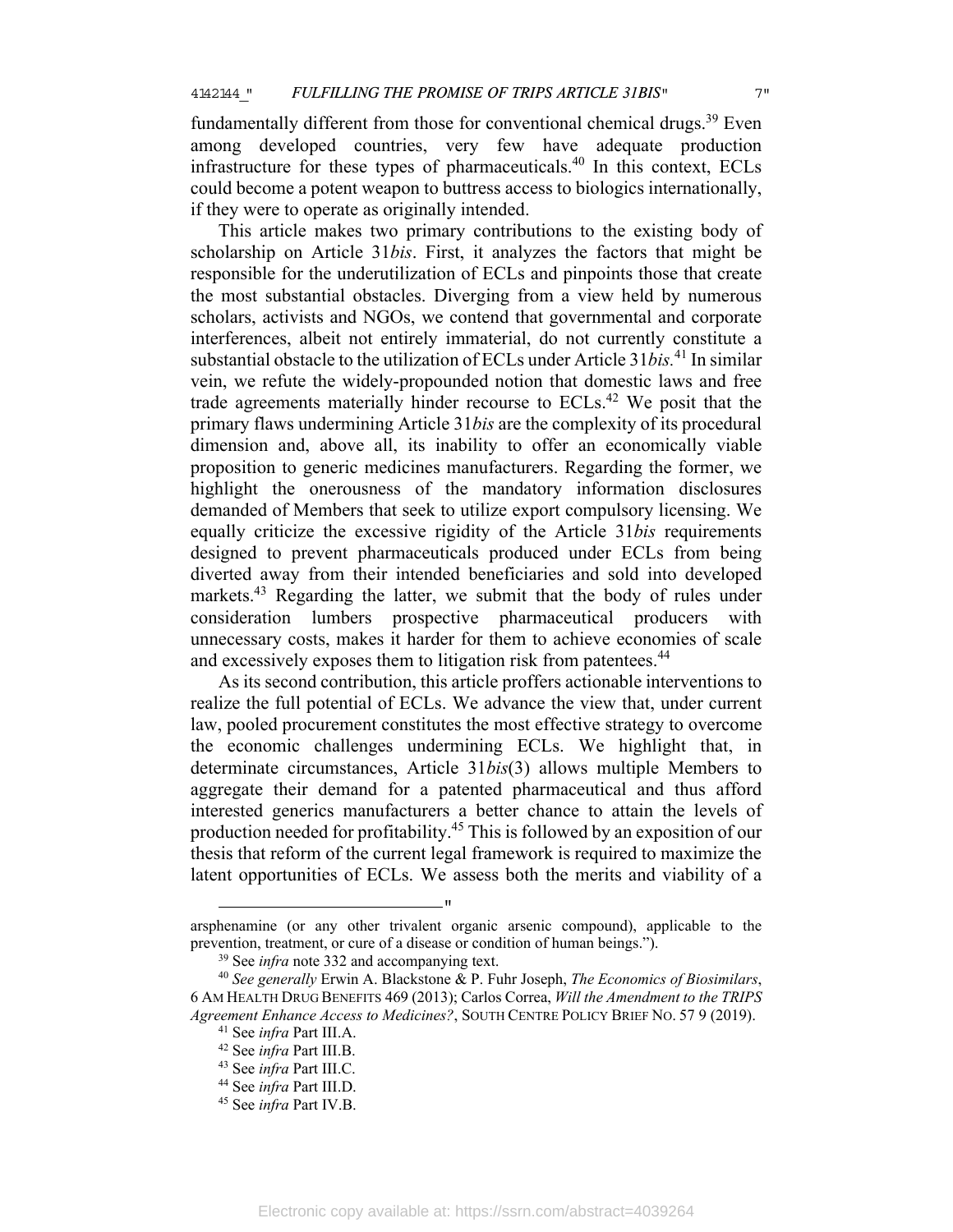fundamentally different from those for conventional chemical drugs.[39] Even among developed countries, very few have adequate production infrastructure for these types of pharmaceuticals.[40] In this context, ECLs could become a potent weapon to buttress access to biologics internationally, if they were to operate as originally intended.

This article makes two primary contributions to the existing body of scholarship on Article 31*bis*. First, it analyzes the factors that might be responsible for the underutilization of ECLs and pinpoints those that create the most substantial obstacles. Diverging from a view held by numerous scholars, activists and NGOs, we contend that governmental and corporate interferences, albeit not entirely immaterial, do not currently constitute a substantial obstacle to the utilization of ECLs under Article 31*bis*.[41] In similar vein, we refute the widely-propounded notion that domestic laws and free trade agreements materially hinder recourse to ECLs.[42] We posit that the primary flaws undermining Article 31*bis* are the complexity of its procedural dimension and, above all, its inability to offer an economically viable proposition to generic medicines manufacturers. Regarding the former, we highlight the onerousness of the mandatory information disclosures demanded of Members that seek to utilize export compulsory licensing. We equally criticize the excessive rigidity of the Article 31*bis* requirements designed to prevent pharmaceuticals produced under ECLs from being diverted away from their intended beneficiaries and sold into developed markets.[43] Regarding the latter, we submit that the body of rules under consideration lumbers prospective pharmaceutical producers with unnecessary costs, makes it harder for them to achieve economies of scale and excessively exposes them to litigation risk from patentees.[44]

As its second contribution, this article proffers actionable interventions to realize the full potential of ECLs. We advance the view that, under current law, pooled procurement constitutes the most effective strategy to overcome the economic challenges undermining ECLs. We highlight that, in determinate circumstances, Article 31*bis*(3) allows multiple Members to aggregate their demand for a patented pharmaceutical and thus afford interested generics manufacturers a better chance to attain the levels of production needed for profitability.[45] This is followed by an exposition of our thesis that reform of the current legal framework is required to maximize the latent opportunities of ECLs. We assess both the merits and viability of a

---

arsphenamine (or any other trivalent organic arsenic compound), applicable to the prevention, treatment, or cure of a disease or condition of human beings.").

[39] See *infra* note 332 and accompanying text.

[40] *See generally* Erwin A. Blackstone & P. Fuhr Joseph, *The Economics of Biosimilars*, 6 AM HEALTH DRUG BENEFITS 469 (2013); Carlos Correa, *Will the Amendment to the TRIPS Agreement Enhance Access to Medicines?*, SOUTH CENTRE POLICY BRIEF NO. 57 9 (2019).

[41] See *infra* Part III.A.

[42] See *infra* Part III.B.

[43] See *infra* Part III.C.

[44] See *infra* Part III.D.

[45] See *infra* Part IV.B.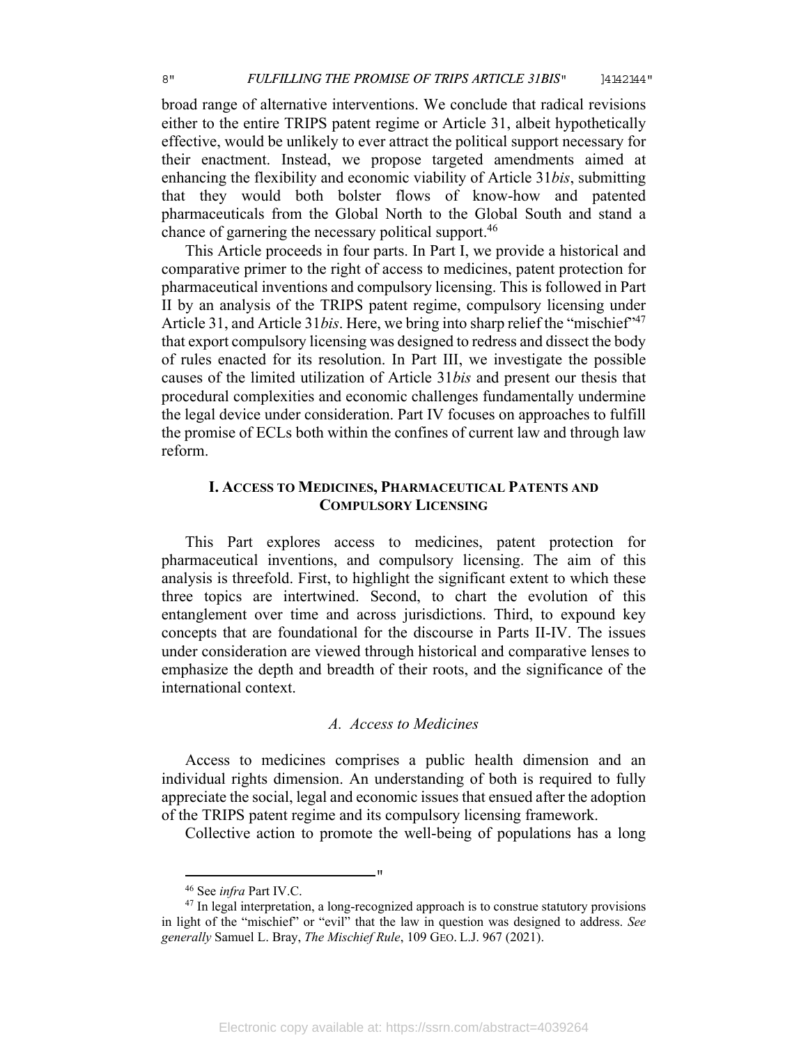broad range of alternative interventions. We conclude that radical revisions either to the entire TRIPS patent regime or Article 31, albeit hypothetically effective, would be unlikely to ever attract the political support necessary for their enactment. Instead, we propose targeted amendments aimed at enhancing the flexibility and economic viability of Article 31*bis*, submitting that they would both bolster flows of know-how and patented pharmaceuticals from the Global North to the Global South and stand a chance of garnering the necessary political support.[46]

This Article proceeds in four parts. In Part I, we provide a historical and comparative primer to the right of access to medicines, patent protection for pharmaceutical inventions and compulsory licensing. This is followed in Part II by an analysis of the TRIPS patent regime, compulsory licensing under Article 31, and Article 31*bis*. Here, we bring into sharp relief the "mischief"[47] that export compulsory licensing was designed to redress and dissect the body of rules enacted for its resolution. In Part III, we investigate the possible causes of the limited utilization of Article 31*bis* and present our thesis that procedural complexities and economic challenges fundamentally undermine the legal device under consideration. Part IV focuses on approaches to fulfill the promise of ECLs both within the confines of current law and through law reform.

## I. Access to Medicines, Pharmaceutical Patents and Compulsory Licensing

This Part explores access to medicines, patent protection for pharmaceutical inventions, and compulsory licensing. The aim of this analysis is threefold. First, to highlight the significant extent to which these three topics are intertwined. Second, to chart the evolution of this entanglement over time and across jurisdictions. Third, to expound key concepts that are foundational for the discourse in Parts II-IV. The issues under consideration are viewed through historical and comparative lenses to emphasize the depth and breadth of their roots, and the significance of the international context.

### *A. Access to Medicines*

Access to medicines comprises a public health dimension and an individual rights dimension. An understanding of both is required to fully appreciate the social, legal and economic issues that ensued after the adoption of the TRIPS patent regime and its compulsory licensing framework.

Collective action to promote the well-being of populations has a long

---

[46] See *infra* Part IV.C.

[47] In legal interpretation, a long-recognized approach is to construe statutory provisions in light of the "mischief" or "evil" that the law in question was designed to address. *See generally* Samuel L. Bray, *The Mischief Rule*, 109 Geo. L.J. 967 (2021).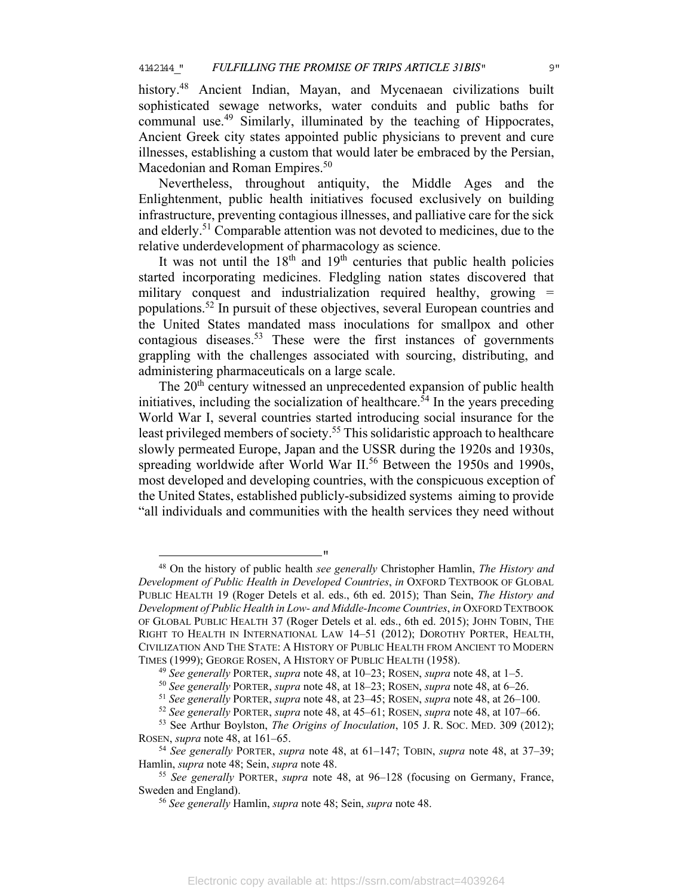history.[48] Ancient Indian, Mayan, and Mycenaean civilizations built sophisticated sewage networks, water conduits and public baths for communal use.[49] Similarly, illuminated by the teaching of Hippocrates, Ancient Greek city states appointed public physicians to prevent and cure illnesses, establishing a custom that would later be embraced by the Persian, Macedonian and Roman Empires.[50]

Nevertheless, throughout antiquity, the Middle Ages and the Enlightenment, public health initiatives focused exclusively on building infrastructure, preventing contagious illnesses, and palliative care for the sick and elderly.[51] Comparable attention was not devoted to medicines, due to the relative underdevelopment of pharmacology as science.

It was not until the 18th and 19th centuries that public health policies started incorporating medicines. Fledgling nation states discovered that military conquest and industrialization required healthy, growing populations.[52] In pursuit of these objectives, several European countries and the United States mandated mass inoculations for smallpox and other contagious diseases.[53] These were the first instances of governments grappling with the challenges associated with sourcing, distributing, and administering pharmaceuticals on a large scale.

The 20th century witnessed an unprecedented expansion of public health initiatives, including the socialization of healthcare.[54] In the years preceding World War I, several countries started introducing social insurance for the least privileged members of society.[55] This solidaristic approach to healthcare slowly permeated Europe, Japan and the USSR during the 1920s and 1930s, spreading worldwide after World War II.[56] Between the 1950s and 1990s, most developed and developing countries, with the conspicuous exception of the United States, established publicly-subsidized systems aiming to provide "all individuals and communities with the health services they need without

---

[48] On the history of public health *see generally* Christopher Hamlin, *The History and Development of Public Health in Developed Countries*, *in* OXFORD TEXTBOOK OF GLOBAL PUBLIC HEALTH 19 (Roger Detels et al. eds., 6th ed. 2015); Than Sein, *The History and Development of Public Health in Low- and Middle-Income Countries*, *in* OXFORD TEXTBOOK OF GLOBAL PUBLIC HEALTH 37 (Roger Detels et al. eds., 6th ed. 2015); JOHN TOBIN, THE RIGHT TO HEALTH IN INTERNATIONAL LAW 14–51 (2012); DOROTHY PORTER, HEALTH, CIVILIZATION AND THE STATE: A HISTORY OF PUBLIC HEALTH FROM ANCIENT TO MODERN TIMES (1999); GEORGE ROSEN, A HISTORY OF PUBLIC HEALTH (1958).

[49] *See generally* PORTER, *supra* note 48, at 10–23; ROSEN, *supra* note 48, at 1–5.

[50] *See generally* PORTER, *supra* note 48, at 18–23; ROSEN, *supra* note 48, at 6–26.

[51] *See generally* PORTER, *supra* note 48, at 23–45; ROSEN, *supra* note 48, at 26–100.

[52] *See generally* PORTER, *supra* note 48, at 45–61; ROSEN, *supra* note 48, at 107–66.

[53] See Arthur Boylston, *The Origins of Inoculation*, 105 J. R. SOC. MED. 309 (2012); ROSEN, *supra* note 48, at 161–65.

[54] *See generally* PORTER, *supra* note 48, at 61–147; TOBIN, *supra* note 48, at 37–39; Hamlin, *supra* note 48; Sein, *supra* note 48.

[55] *See generally* PORTER, *supra* note 48, at 96–128 (focusing on Germany, France, Sweden and England).

[56] *See generally* Hamlin, *supra* note 48; Sein, *supra* note 48.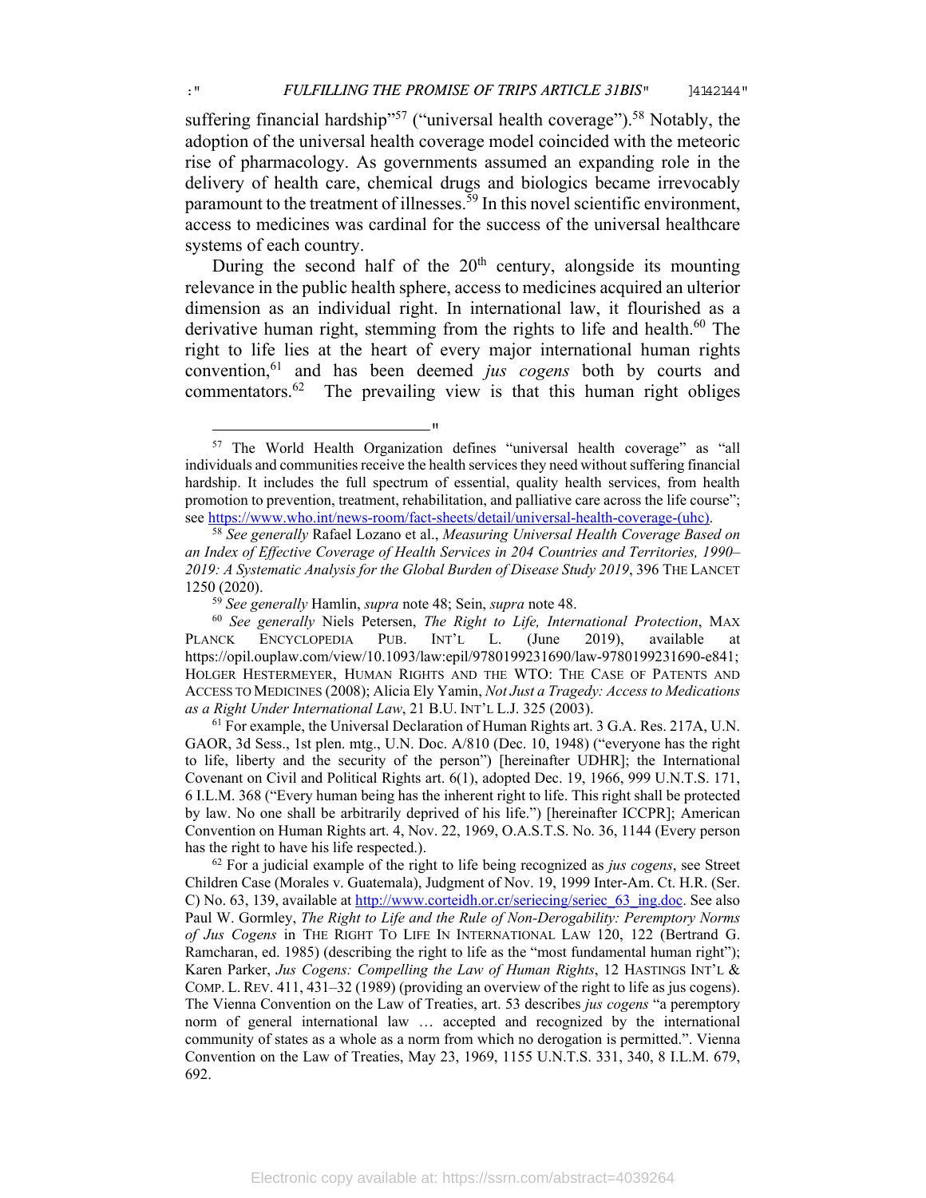suffering financial hardship"[57] ("universal health coverage").[58] Notably, the adoption of the universal health coverage model coincided with the meteoric rise of pharmacology. As governments assumed an expanding role in the delivery of health care, chemical drugs and biologics became irrevocably paramount to the treatment of illnesses.[59] In this novel scientific environment, access to medicines was cardinal for the success of the universal healthcare systems of each country.

During the second half of the 20th century, alongside its mounting relevance in the public health sphere, access to medicines acquired an ulterior dimension as an individual right. In international law, it flourished as a derivative human right, stemming from the rights to life and health.[60] The right to life lies at the heart of every major international human rights convention,[61] and has been deemed *jus cogens* both by courts and commentators.[62] The prevailing view is that this human right obliges

---

[57] The World Health Organization defines "universal health coverage" as "all individuals and communities receive the health services they need without suffering financial hardship. It includes the full spectrum of essential, quality health services, from health promotion to prevention, treatment, rehabilitation, and palliative care across the life course"; see https://www.who.int/news-room/fact-sheets/detail/universal-health-coverage-(uhc).

[58] *See generally* Rafael Lozano et al., *Measuring Universal Health Coverage Based on an Index of Effective Coverage of Health Services in 204 Countries and Territories, 1990–2019: A Systematic Analysis for the Global Burden of Disease Study 2019*, 396 THE LANCET 1250 (2020).

[59] *See generally* Hamlin, *supra* note 48; Sein, *supra* note 48.

[60] *See generally* Niels Petersen, *The Right to Life, International Protection*, MAX PLANCK ENCYCLOPEDIA PUB. INT'L L. (June 2019), available at https://opil.ouplaw.com/view/10.1093/law:epil/9780199231690/law-9780199231690-e841; HOLGER HESTERMEYER, HUMAN RIGHTS AND THE WTO: THE CASE OF PATENTS AND ACCESS TO MEDICINES (2008); Alicia Ely Yamin, *Not Just a Tragedy: Access to Medications as a Right Under International Law*, 21 B.U. INT'L L.J. 325 (2003).

[61] For example, the Universal Declaration of Human Rights art. 3 G.A. Res. 217A, U.N. GAOR, 3d Sess., 1st plen. mtg., U.N. Doc. A/810 (Dec. 10, 1948) ("everyone has the right to life, liberty and the security of the person") [hereinafter UDHR]; the International Covenant on Civil and Political Rights art. 6(1), adopted Dec. 19, 1966, 999 U.N.T.S. 171, 6 I.L.M. 368 ("Every human being has the inherent right to life. This right shall be protected by law. No one shall be arbitrarily deprived of his life.") [hereinafter ICCPR]; American Convention on Human Rights art. 4, Nov. 22, 1969, O.A.S.T.S. No. 36, 1144 (Every person has the right to have his life respected.).

[62] For a judicial example of the right to life being recognized as *jus cogens*, see Street Children Case (Morales v. Guatemala), Judgment of Nov. 19, 1999 Inter-Am. Ct. H.R. (Ser. C) No. 63, 139, available at http://www.corteidh.or.cr/seriecing/seriec_63_ing.doc. See also Paul W. Gormley, *The Right to Life and the Rule of Non-Derogability: Peremptory Norms of Jus Cogens* in THE RIGHT TO LIFE IN INTERNATIONAL LAW 120, 122 (Bertrand G. Ramcharan, ed. 1985) (describing the right to life as the "most fundamental human right"); Karen Parker, *Jus Cogens: Compelling the Law of Human Rights*, 12 HASTINGS INT'L & COMP. L. REV. 411, 431–32 (1989) (providing an overview of the right to life as jus cogens). The Vienna Convention on the Law of Treaties, art. 53 describes *jus cogens* "a peremptory norm of general international law … accepted and recognized by the international community of states as a whole as a norm from which no derogation is permitted.". Vienna Convention on the Law of Treaties, May 23, 1969, 1155 U.N.T.S. 331, 340, 8 I.L.M. 679, 692.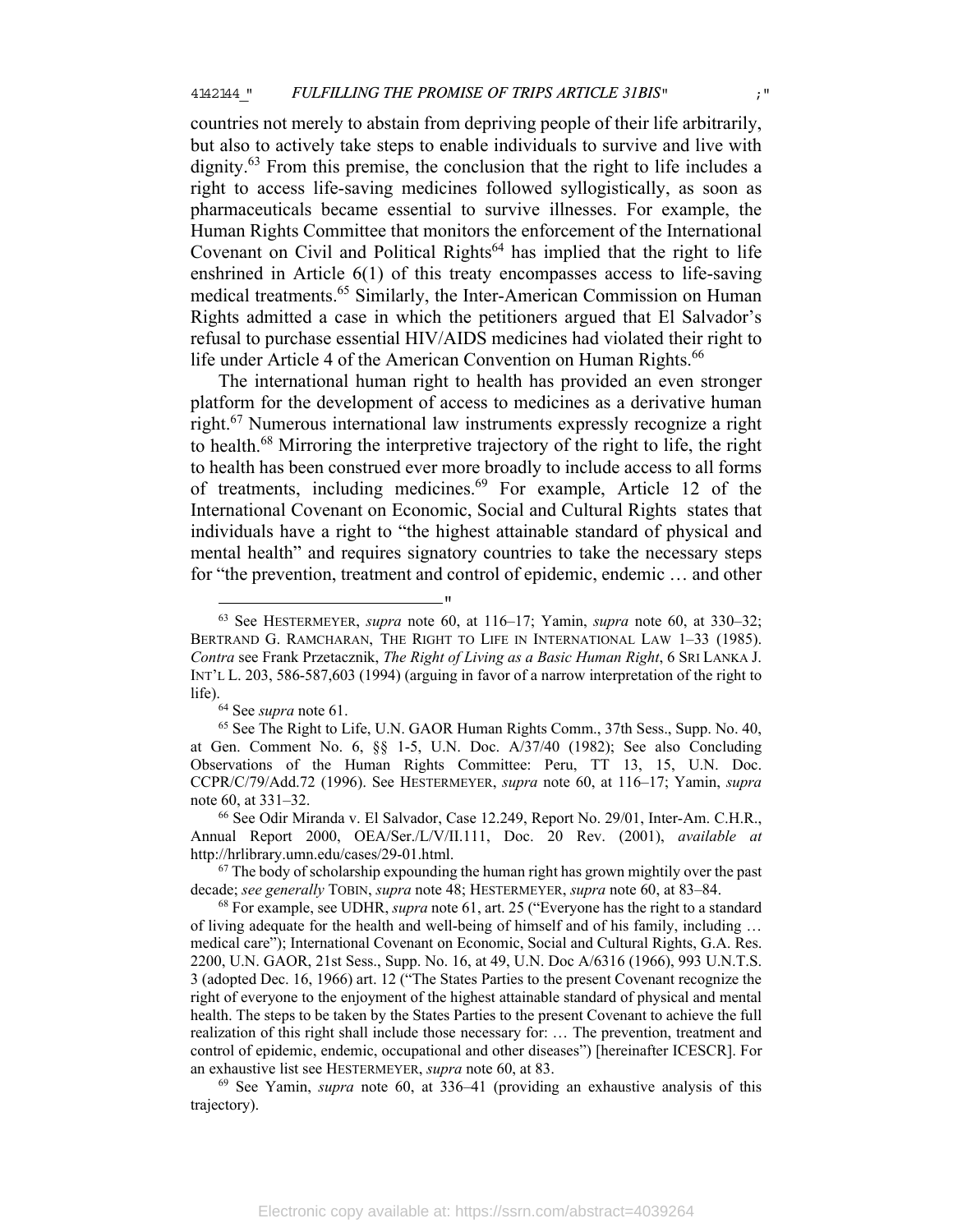countries not merely to abstain from depriving people of their life arbitrarily, but also to actively take steps to enable individuals to survive and live with dignity.[63] From this premise, the conclusion that the right to life includes a right to access life-saving medicines followed syllogistically, as soon as pharmaceuticals became essential to survive illnesses. For example, the Human Rights Committee that monitors the enforcement of the International Covenant on Civil and Political Rights[64] has implied that the right to life enshrined in Article 6(1) of this treaty encompasses access to life-saving medical treatments.[65] Similarly, the Inter-American Commission on Human Rights admitted a case in which the petitioners argued that El Salvador's refusal to purchase essential HIV/AIDS medicines had violated their right to life under Article 4 of the American Convention on Human Rights.[66]

The international human right to health has provided an even stronger platform for the development of access to medicines as a derivative human right.[67] Numerous international law instruments expressly recognize a right to health.[68] Mirroring the interpretive trajectory of the right to life, the right to health has been construed ever more broadly to include access to all forms of treatments, including medicines.[69] For example, Article 12 of the International Covenant on Economic, Social and Cultural Rights states that individuals have a right to "the highest attainable standard of physical and mental health" and requires signatory countries to take the necessary steps for "the prevention, treatment and control of epidemic, endemic … and other

---

[63] See HESTERMEYER, *supra* note 60, at 116–17; Yamin, *supra* note 60, at 330–32; BERTRAND G. RAMCHARAN, THE RIGHT TO LIFE IN INTERNATIONAL LAW 1–33 (1985). *Contra* see Frank Przetacznik, *The Right of Living as a Basic Human Right*, 6 SRI LANKA J. INT'L L. 203, 586-587,603 (1994) (arguing in favor of a narrow interpretation of the right to life).

[64] See *supra* note 61.

[65] See The Right to Life, U.N. GAOR Human Rights Comm., 37th Sess., Supp. No. 40, at Gen. Comment No. 6, §§ 1-5, U.N. Doc. A/37/40 (1982); See also Concluding Observations of the Human Rights Committee: Peru, TT 13, 15, U.N. Doc. CCPR/C/79/Add.72 (1996). See HESTERMEYER, *supra* note 60, at 116–17; Yamin, *supra* note 60, at 331–32.

[66] See Odir Miranda v. El Salvador, Case 12.249, Report No. 29/01, Inter-Am. C.H.R., Annual Report 2000, OEA/Ser./L/V/II.111, Doc. 20 Rev. (2001), *available at* http://hrlibrary.umn.edu/cases/29-01.html.

[67] The body of scholarship expounding the human right has grown mightily over the past decade; *see generally* TOBIN, *supra* note 48; HESTERMEYER, *supra* note 60, at 83–84.

[68] For example, see UDHR, *supra* note 61, art. 25 ("Everyone has the right to a standard of living adequate for the health and well-being of himself and of his family, including … medical care"); International Covenant on Economic, Social and Cultural Rights, G.A. Res. 2200, U.N. GAOR, 21st Sess., Supp. No. 16, at 49, U.N. Doc A/6316 (1966), 993 U.N.T.S. 3 (adopted Dec. 16, 1966) art. 12 ("The States Parties to the present Covenant recognize the right of everyone to the enjoyment of the highest attainable standard of physical and mental health. The steps to be taken by the States Parties to the present Covenant to achieve the full realization of this right shall include those necessary for: … The prevention, treatment and control of epidemic, endemic, occupational and other diseases") [hereinafter ICESCR]. For an exhaustive list see HESTERMEYER, *supra* note 60, at 83.

[69] See Yamin, *supra* note 60, at 336–41 (providing an exhaustive analysis of this trajectory).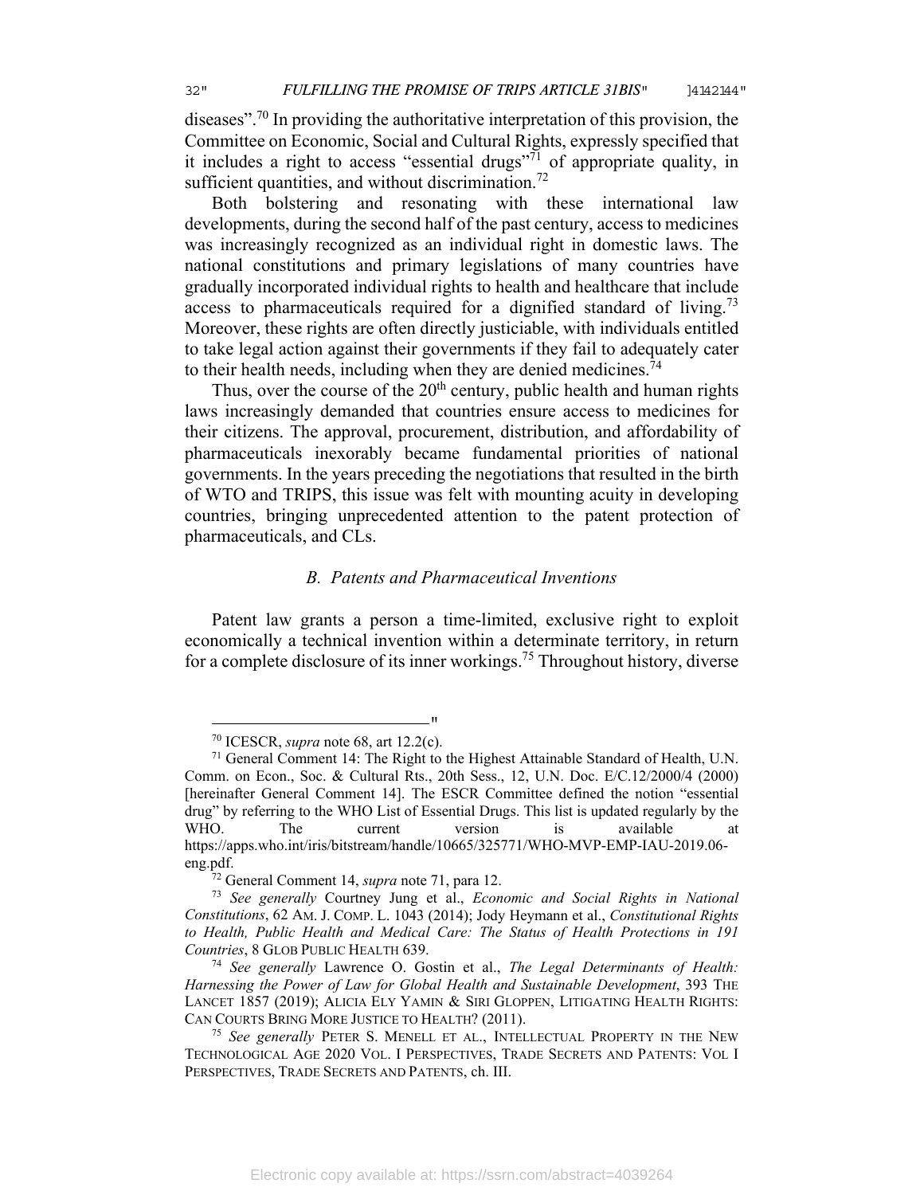diseases".[70] In providing the authoritative interpretation of this provision, the Committee on Economic, Social and Cultural Rights, expressly specified that it includes a right to access "essential drugs"[71] of appropriate quality, in sufficient quantities, and without discrimination.[72]

Both bolstering and resonating with these international law developments, during the second half of the past century, access to medicines was increasingly recognized as an individual right in domestic laws. The national constitutions and primary legislations of many countries have gradually incorporated individual rights to health and healthcare that include access to pharmaceuticals required for a dignified standard of living.[73] Moreover, these rights are often directly justiciable, with individuals entitled to take legal action against their governments if they fail to adequately cater to their health needs, including when they are denied medicines.[74]

Thus, over the course of the 20th century, public health and human rights laws increasingly demanded that countries ensure access to medicines for their citizens. The approval, procurement, distribution, and affordability of pharmaceuticals inexorably became fundamental priorities of national governments. In the years preceding the negotiations that resulted in the birth of WTO and TRIPS, this issue was felt with mounting acuity in developing countries, bringing unprecedented attention to the patent protection of pharmaceuticals, and CLs.

### *B. Patents and Pharmaceutical Inventions*

Patent law grants a person a time-limited, exclusive right to exploit economically a technical invention within a determinate territory, in return for a complete disclosure of its inner workings.[75] Throughout history, diverse

---

[70] ICESCR, *supra* note 68, art 12.2(c).

[71] General Comment 14: The Right to the Highest Attainable Standard of Health, U.N. Comm. on Econ., Soc. & Cultural Rts., 20th Sess., 12, U.N. Doc. E/C.12/2000/4 (2000) [hereinafter General Comment 14]. The ESCR Committee defined the notion "essential drug" by referring to the WHO List of Essential Drugs. This list is updated regularly by the WHO. The current version is available at https://apps.who.int/iris/bitstream/handle/10665/325771/WHO-MVP-EMP-IAU-2019.06-eng.pdf.

[72] General Comment 14, *supra* note 71, para 12.

[73] *See generally* Courtney Jung et al., *Economic and Social Rights in National Constitutions*, 62 AM. J. COMP. L. 1043 (2014); Jody Heymann et al., *Constitutional Rights to Health, Public Health and Medical Care: The Status of Health Protections in 191 Countries*, 8 GLOB PUBLIC HEALTH 639.

[74] *See generally* Lawrence O. Gostin et al., *The Legal Determinants of Health: Harnessing the Power of Law for Global Health and Sustainable Development*, 393 THE LANCET 1857 (2019); ALICIA ELY YAMIN & SIRI GLOPPEN, LITIGATING HEALTH RIGHTS: CAN COURTS BRING MORE JUSTICE TO HEALTH? (2011).

[75] *See generally* PETER S. MENELL ET AL., INTELLECTUAL PROPERTY IN THE NEW TECHNOLOGICAL AGE 2020 VOL. I PERSPECTIVES, TRADE SECRETS AND PATENTS: VOL I PERSPECTIVES, TRADE SECRETS AND PATENTS, ch. III.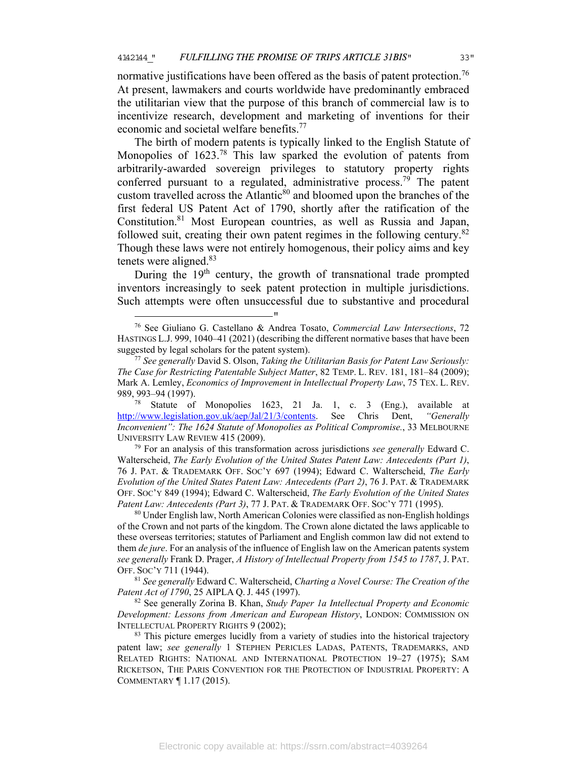normative justifications have been offered as the basis of patent protection.[76] At present, lawmakers and courts worldwide have predominantly embraced the utilitarian view that the purpose of this branch of commercial law is to incentivize research, development and marketing of inventions for their economic and societal welfare benefits.[77]

The birth of modern patents is typically linked to the English Statute of Monopolies of 1623.[78] This law sparked the evolution of patents from arbitrarily-awarded sovereign privileges to statutory property rights conferred pursuant to a regulated, administrative process.[79] The patent custom travelled across the Atlantic[80] and bloomed upon the branches of the first federal US Patent Act of 1790, shortly after the ratification of the Constitution.[81] Most European countries, as well as Russia and Japan, followed suit, creating their own patent regimes in the following century.[82] Though these laws were not entirely homogenous, their policy aims and key tenets were aligned.[83]

During the 19th century, the growth of transnational trade prompted inventors increasingly to seek patent protection in multiple jurisdictions. Such attempts were often unsuccessful due to substantive and procedural

---

[76] See Giuliano G. Castellano & Andrea Tosato, *Commercial Law Intersections*, 72 HASTINGS L.J. 999, 1040–41 (2021) (describing the different normative bases that have been suggested by legal scholars for the patent system).

[77] *See generally* David S. Olson, *Taking the Utilitarian Basis for Patent Law Seriously: The Case for Restricting Patentable Subject Matter*, 82 TEMP. L. REV. 181, 181–84 (2009); Mark A. Lemley, *Economics of Improvement in Intellectual Property Law*, 75 TEX. L. REV. 989, 993–94 (1997).

[78] Statute of Monopolies 1623, 21 Ja. 1, c. 3 (Eng.), available at http://www.legislation.gov.uk/aep/Jal/21/3/contents. See Chris Dent, *"Generally Inconvenient": The 1624 Statute of Monopolies as Political Compromise.*, 33 MELBOURNE UNIVERSITY LAW REVIEW 415 (2009).

[79] For an analysis of this transformation across jurisdictions *see generally* Edward C. Walterscheid, *The Early Evolution of the United States Patent Law: Antecedents (Part 1)*, 76 J. PAT. & TRADEMARK OFF. SOC'Y 697 (1994); Edward C. Walterscheid, *The Early Evolution of the United States Patent Law: Antecedents (Part 2)*, 76 J. PAT. & TRADEMARK OFF. SOC'Y 849 (1994); Edward C. Walterscheid, *The Early Evolution of the United States Patent Law: Antecedents (Part 3)*, 77 J. PAT. & TRADEMARK OFF. SOC'Y 771 (1995).

[80] Under English law, North American Colonies were classified as non-English holdings of the Crown and not parts of the kingdom. The Crown alone dictated the laws applicable to these overseas territories; statutes of Parliament and English common law did not extend to them *de jure*. For an analysis of the influence of English law on the American patents system *see generally* Frank D. Prager, *A History of Intellectual Property from 1545 to 1787*, J. PAT. OFF. SOC'Y 711 (1944).

[81] *See generally* Edward C. Walterscheid, *Charting a Novel Course: The Creation of the Patent Act of 1790*, 25 AIPLA Q. J. 445 (1997).

[82] See generally Zorina B. Khan, *Study Paper 1a Intellectual Property and Economic Development: Lessons from American and European History*, LONDON: COMMISSION ON INTELLECTUAL PROPERTY RIGHTS 9 (2002);

[83] This picture emerges lucidly from a variety of studies into the historical trajectory patent law; *see generally* 1 STEPHEN PERICLES LADAS, PATENTS, TRADEMARKS, AND RELATED RIGHTS: NATIONAL AND INTERNATIONAL PROTECTION 19–27 (1975); SAM RICKETSON, THE PARIS CONVENTION FOR THE PROTECTION OF INDUSTRIAL PROPERTY: A COMMENTARY ¶ 1.17 (2015).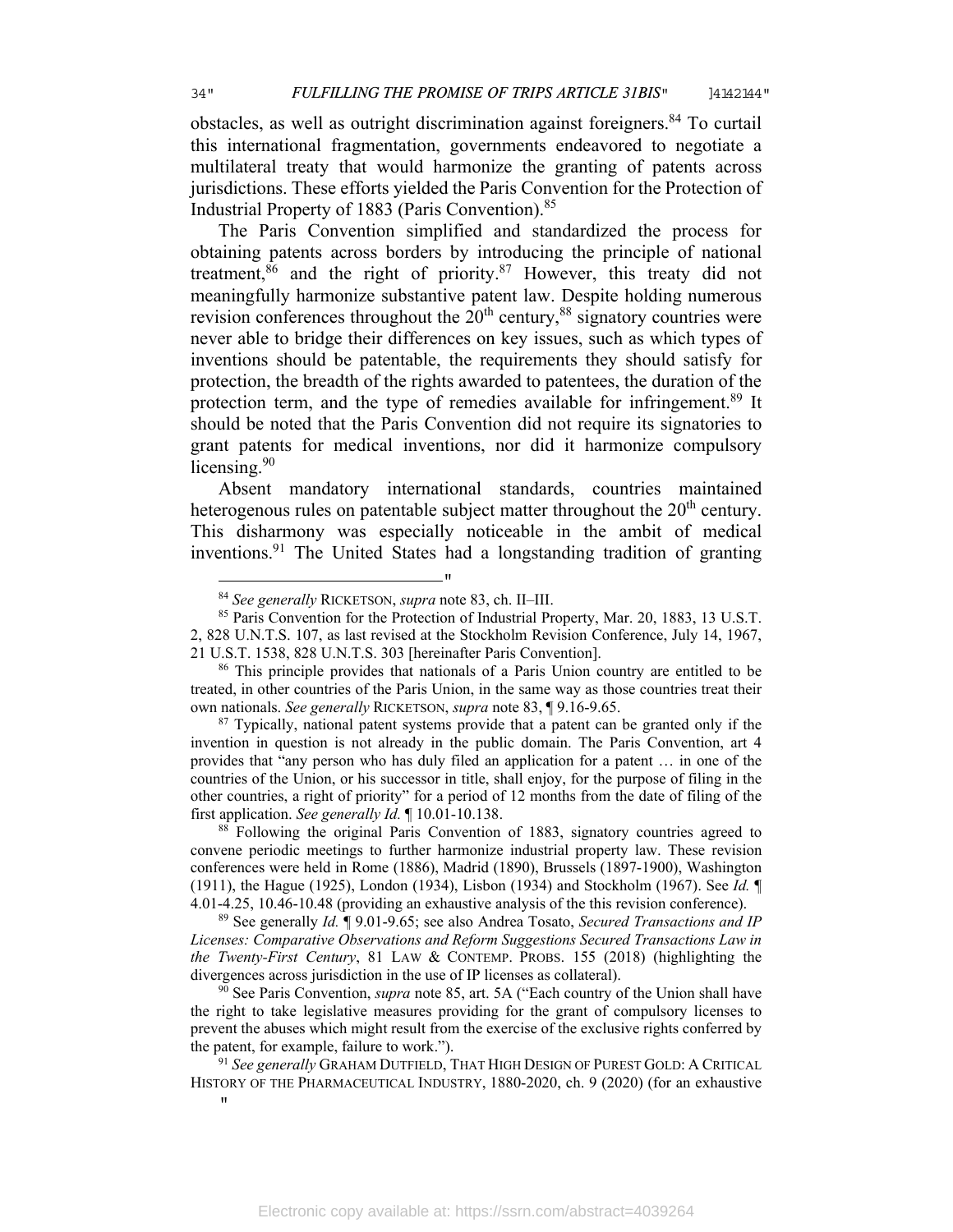obstacles, as well as outright discrimination against foreigners.[84] To curtail this international fragmentation, governments endeavored to negotiate a multilateral treaty that would harmonize the granting of patents across jurisdictions. These efforts yielded the Paris Convention for the Protection of Industrial Property of 1883 (Paris Convention).[85]

The Paris Convention simplified and standardized the process for obtaining patents across borders by introducing the principle of national treatment,[86] and the right of priority.[87] However, this treaty did not meaningfully harmonize substantive patent law. Despite holding numerous revision conferences throughout the 20th century,[88] signatory countries were never able to bridge their differences on key issues, such as which types of inventions should be patentable, the requirements they should satisfy for protection, the breadth of the rights awarded to patentees, the duration of the protection term, and the type of remedies available for infringement.[89] It should be noted that the Paris Convention did not require its signatories to grant patents for medical inventions, nor did it harmonize compulsory licensing.[90]

Absent mandatory international standards, countries maintained heterogenous rules on patentable subject matter throughout the 20th century. This disharmony was especially noticeable in the ambit of medical inventions.[91] The United States had a longstanding tradition of granting

---

[84] *See generally* RICKETSON, *supra* note 83, ch. II–III.

[85] Paris Convention for the Protection of Industrial Property, Mar. 20, 1883, 13 U.S.T. 2, 828 U.N.T.S. 107, as last revised at the Stockholm Revision Conference, July 14, 1967, 21 U.S.T. 1538, 828 U.N.T.S. 303 [hereinafter Paris Convention].

[86] This principle provides that nationals of a Paris Union country are entitled to be treated, in other countries of the Paris Union, in the same way as those countries treat their own nationals. *See generally* RICKETSON, *supra* note 83, ¶ 9.16-9.65.

[87] Typically, national patent systems provide that a patent can be granted only if the invention in question is not already in the public domain. The Paris Convention, art 4 provides that "any person who has duly filed an application for a patent … in one of the countries of the Union, or his successor in title, shall enjoy, for the purpose of filing in the other countries, a right of priority" for a period of 12 months from the date of filing of the first application. *See generally Id.* ¶ 10.01-10.138.

[88] Following the original Paris Convention of 1883, signatory countries agreed to convene periodic meetings to further harmonize industrial property law. These revision conferences were held in Rome (1886), Madrid (1890), Brussels (1897-1900), Washington (1911), the Hague (1925), London (1934), Lisbon (1934) and Stockholm (1967). See *Id.* ¶ 4.01-4.25, 10.46-10.48 (providing an exhaustive analysis of the this revision conference).

[89] See generally *Id.* ¶ 9.01-9.65; see also Andrea Tosato, *Secured Transactions and IP Licenses: Comparative Observations and Reform Suggestions Secured Transactions Law in the Twenty-First Century*, 81 LAW & CONTEMP. PROBS. 155 (2018) (highlighting the divergences across jurisdiction in the use of IP licenses as collateral).

[90] See Paris Convention, *supra* note 85, art. 5A ("Each country of the Union shall have the right to take legislative measures providing for the grant of compulsory licenses to prevent the abuses which might result from the exercise of the exclusive rights conferred by the patent, for example, failure to work.").

[91] *See generally* GRAHAM DUTFIELD, THAT HIGH DESIGN OF PUREST GOLD: A CRITICAL HISTORY OF THE PHARMACEUTICAL INDUSTRY, 1880-2020, ch. 9 (2020) (for an exhaustive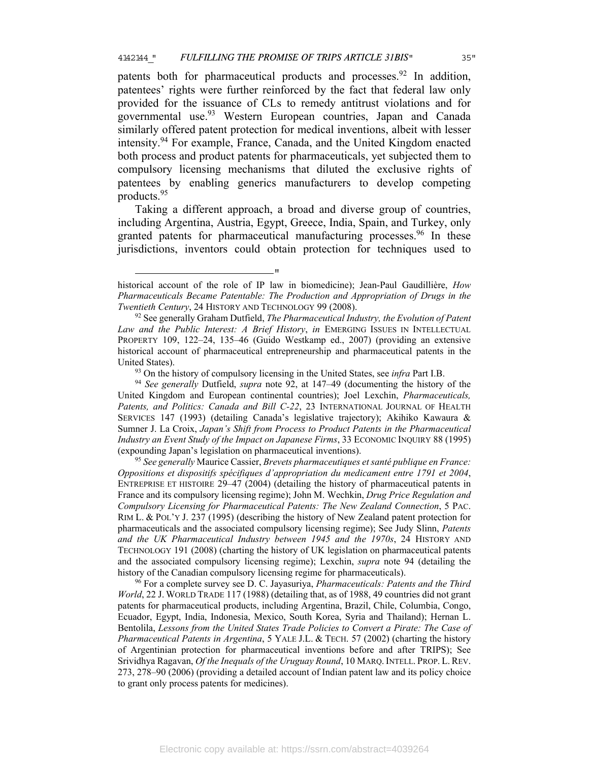patents both for pharmaceutical products and processes.[92] In addition, patentees' rights were further reinforced by the fact that federal law only provided for the issuance of CLs to remedy antitrust violations and for governmental use.[93] Western European countries, Japan and Canada similarly offered patent protection for medical inventions, albeit with lesser intensity.[94] For example, France, Canada, and the United Kingdom enacted both process and product patents for pharmaceuticals, yet subjected them to compulsory licensing mechanisms that diluted the exclusive rights of patentees by enabling generics manufacturers to develop competing products.[95]

Taking a different approach, a broad and diverse group of countries, including Argentina, Austria, Egypt, Greece, India, Spain, and Turkey, only granted patents for pharmaceutical manufacturing processes.[96] In these jurisdictions, inventors could obtain protection for techniques used to

---

historical account of the role of IP law in biomedicine); Jean-Paul Gaudillière, *How Pharmaceuticals Became Patentable: The Production and Appropriation of Drugs in the Twentieth Century*, 24 HISTORY AND TECHNOLOGY 99 (2008).

[92] See generally Graham Dutfield, *The Pharmaceutical Industry, the Evolution of Patent Law and the Public Interest: A Brief History*, *in* EMERGING ISSUES IN INTELLECTUAL PROPERTY 109, 122–24, 135–46 (Guido Westkamp ed., 2007) (providing an extensive historical account of pharmaceutical entrepreneurship and pharmaceutical patents in the United States).

[93] On the history of compulsory licensing in the United States, see *infra* Part I.B.

[94] *See generally* Dutfield, *supra* note 92, at 147–49 (documenting the history of the United Kingdom and European continental countries); Joel Lexchin, *Pharmaceuticals, Patents, and Politics: Canada and Bill C-22*, 23 INTERNATIONAL JOURNAL OF HEALTH SERVICES 147 (1993) (detailing Canada's legislative trajectory); Akihiko Kawaura & Sumner J. La Croix, *Japan's Shift from Process to Product Patents in the Pharmaceutical Industry an Event Study of the Impact on Japanese Firms*, 33 ECONOMIC INQUIRY 88 (1995) (expounding Japan's legislation on pharmaceutical inventions).

[95] *See generally* Maurice Cassier, *Brevets pharmaceutiques et santé publique en France: Oppositions et dispositifs spécifiques d'appropriation du medicament entre 1791 et 2004*, ENTREPRISE ET HISTOIRE 29–47 (2004) (detailing the history of pharmaceutical patents in France and its compulsory licensing regime); John M. Wechkin, *Drug Price Regulation and Compulsory Licensing for Pharmaceutical Patents: The New Zealand Connection*, 5 PAC. RIM L. & POL'Y J. 237 (1995) (describing the history of New Zealand patent protection for pharmaceuticals and the associated compulsory licensing regime); See Judy Slinn, *Patents and the UK Pharmaceutical Industry between 1945 and the 1970s*, 24 HISTORY AND TECHNOLOGY 191 (2008) (charting the history of UK legislation on pharmaceutical patents and the associated compulsory licensing regime); Lexchin, *supra* note 94 (detailing the history of the Canadian compulsory licensing regime for pharmaceuticals).

[96] For a complete survey see D. C. Jayasuriya, *Pharmaceuticals: Patents and the Third World*, 22 J. WORLD TRADE 117 (1988) (detailing that, as of 1988, 49 countries did not grant patents for pharmaceutical products, including Argentina, Brazil, Chile, Columbia, Congo, Ecuador, Egypt, India, Indonesia, Mexico, South Korea, Syria and Thailand); Hernan L. Bentolila, *Lessons from the United States Trade Policies to Convert a Pirate: The Case of Pharmaceutical Patents in Argentina*, 5 YALE J.L. & TECH. 57 (2002) (charting the history of Argentinian protection for pharmaceutical inventions before and after TRIPS); See Srividhya Ragavan, *Of the Inequals of the Uruguay Round*, 10 MARQ. INTELL. PROP. L. REV. 273, 278–90 (2006) (providing a detailed account of Indian patent law and its policy choice to grant only process patents for medicines).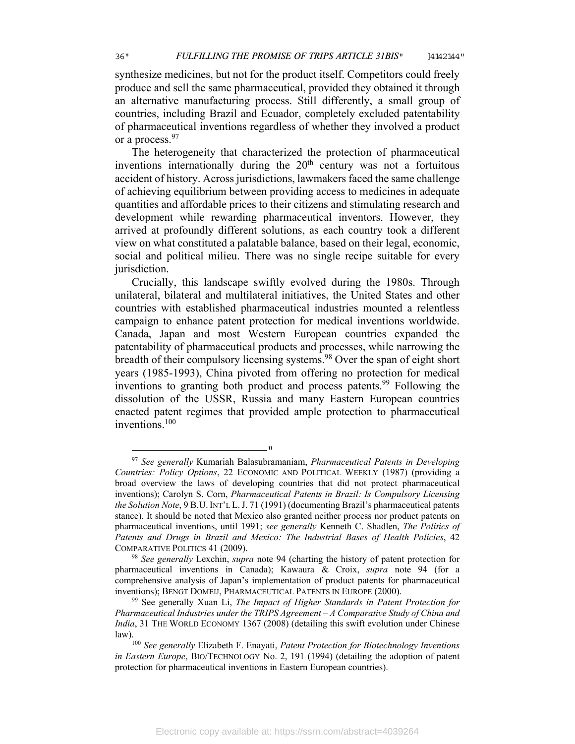synthesize medicines, but not for the product itself. Competitors could freely produce and sell the same pharmaceutical, provided they obtained it through an alternative manufacturing process. Still differently, a small group of countries, including Brazil and Ecuador, completely excluded patentability of pharmaceutical inventions regardless of whether they involved a product or a process.[97]

The heterogeneity that characterized the protection of pharmaceutical inventions internationally during the 20th century was not a fortuitous accident of history. Across jurisdictions, lawmakers faced the same challenge of achieving equilibrium between providing access to medicines in adequate quantities and affordable prices to their citizens and stimulating research and development while rewarding pharmaceutical inventors. However, they arrived at profoundly different solutions, as each country took a different view on what constituted a palatable balance, based on their legal, economic, social and political milieu. There was no single recipe suitable for every jurisdiction.

Crucially, this landscape swiftly evolved during the 1980s. Through unilateral, bilateral and multilateral initiatives, the United States and other countries with established pharmaceutical industries mounted a relentless campaign to enhance patent protection for medical inventions worldwide. Canada, Japan and most Western European countries expanded the patentability of pharmaceutical products and processes, while narrowing the breadth of their compulsory licensing systems.[98] Over the span of eight short years (1985-1993), China pivoted from offering no protection for medical inventions to granting both product and process patents.[99] Following the dissolution of the USSR, Russia and many Eastern European countries enacted patent regimes that provided ample protection to pharmaceutical inventions.[100]

---

[97] *See generally* Kumariah Balasubramaniam, *Pharmaceutical Patents in Developing Countries: Policy Options*, 22 Economic and Political Weekly (1987) (providing a broad overview the laws of developing countries that did not protect pharmaceutical inventions); Carolyn S. Corn, *Pharmaceutical Patents in Brazil: Is Compulsory Licensing the Solution Note*, 9 B.U. Int'l L. J. 71 (1991) (documenting Brazil's pharmaceutical patents stance). It should be noted that Mexico also granted neither process nor product patents on pharmaceutical inventions, until 1991; *see generally* Kenneth C. Shadlen, *The Politics of Patents and Drugs in Brazil and Mexico: The Industrial Bases of Health Policies*, 42 Comparative Politics 41 (2009).

[98] *See generally* Lexchin, *supra* note 94 (charting the history of patent protection for pharmaceutical inventions in Canada); Kawaura & Croix, *supra* note 94 (for a comprehensive analysis of Japan's implementation of product patents for pharmaceutical inventions); Bengt Domeij, Pharmaceutical Patents in Europe (2000).

[99] See generally Xuan Li, *The Impact of Higher Standards in Patent Protection for Pharmaceutical Industries under the TRIPS Agreement – A Comparative Study of China and India*, 31 The World Economy 1367 (2008) (detailing this swift evolution under Chinese law).

[100] *See generally* Elizabeth F. Enayati, *Patent Protection for Biotechnology Inventions in Eastern Europe*, Bio/Technology No. 2, 191 (1994) (detailing the adoption of patent protection for pharmaceutical inventions in Eastern European countries).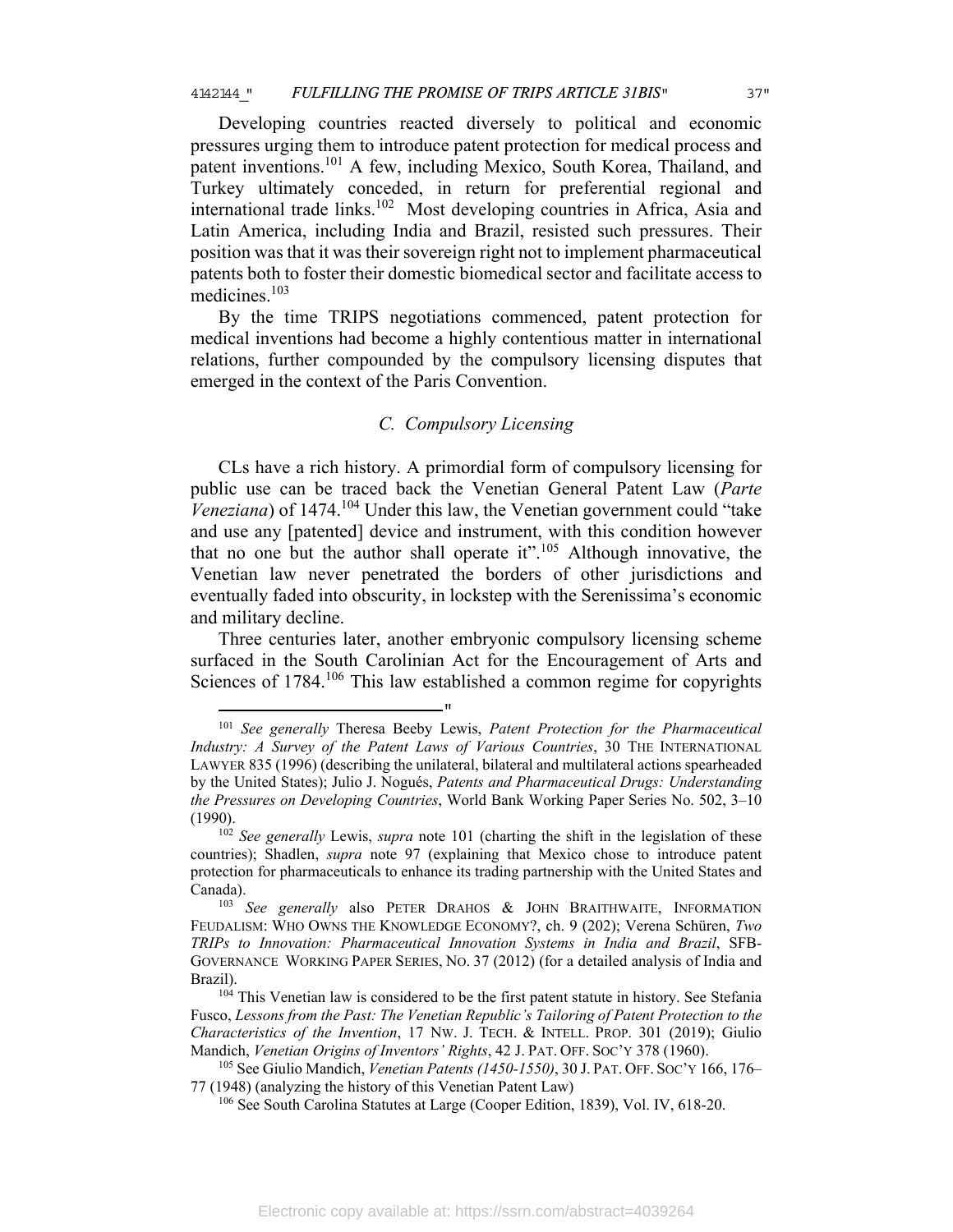Developing countries reacted diversely to political and economic pressures urging them to introduce patent protection for medical process and patent inventions.[101] A few, including Mexico, South Korea, Thailand, and Turkey ultimately conceded, in return for preferential regional and international trade links.[102] Most developing countries in Africa, Asia and Latin America, including India and Brazil, resisted such pressures. Their position was that it was their sovereign right not to implement pharmaceutical patents both to foster their domestic biomedical sector and facilitate access to medicines.[103]

By the time TRIPS negotiations commenced, patent protection for medical inventions had become a highly contentious matter in international relations, further compounded by the compulsory licensing disputes that emerged in the context of the Paris Convention.

### C. Compulsory Licensing

CLs have a rich history. A primordial form of compulsory licensing for public use can be traced back the Venetian General Patent Law (*Parte Veneziana*) of 1474.[104] Under this law, the Venetian government could "take and use any [patented] device and instrument, with this condition however that no one but the author shall operate it".[105] Although innovative, the Venetian law never penetrated the borders of other jurisdictions and eventually faded into obscurity, in lockstep with the Serenissima's economic and military decline.

Three centuries later, another embryonic compulsory licensing scheme surfaced in the South Carolinian Act for the Encouragement of Arts and Sciences of 1784.[106] This law established a common regime for copyrights

---

[101] *See generally* Theresa Beeby Lewis, *Patent Protection for the Pharmaceutical Industry: A Survey of the Patent Laws of Various Countries*, 30 THE INTERNATIONAL LAWYER 835 (1996) (describing the unilateral, bilateral and multilateral actions spearheaded by the United States); Julio J. Nogués, *Patents and Pharmaceutical Drugs: Understanding the Pressures on Developing Countries*, World Bank Working Paper Series No. 502, 3–10 (1990).

[102] *See generally* Lewis, *supra* note 101 (charting the shift in the legislation of these countries); Shadlen, *supra* note 97 (explaining that Mexico chose to introduce patent protection for pharmaceuticals to enhance its trading partnership with the United States and Canada).

[103] *See generally* also PETER DRAHOS & JOHN BRAITHWAITE, INFORMATION FEUDALISM: WHO OWNS THE KNOWLEDGE ECONOMY?, ch. 9 (202); Verena Schüren, *Two TRIPs to Innovation: Pharmaceutical Innovation Systems in India and Brazil*, SFB-GOVERNANCE WORKING PAPER SERIES, NO. 37 (2012) (for a detailed analysis of India and Brazil).

[104] This Venetian law is considered to be the first patent statute in history. See Stefania Fusco, *Lessons from the Past: The Venetian Republic's Tailoring of Patent Protection to the Characteristics of the Invention*, 17 NW. J. TECH. & INTELL. PROP. 301 (2019); Giulio Mandich, *Venetian Origins of Inventors' Rights*, 42 J. PAT. OFF. SOC'Y 378 (1960).

[105] See Giulio Mandich, *Venetian Patents (1450-1550)*, 30 J. PAT. OFF. SOC'Y 166, 176–77 (1948) (analyzing the history of this Venetian Patent Law)

[106] See South Carolina Statutes at Large (Cooper Edition, 1839), Vol. IV, 618-20.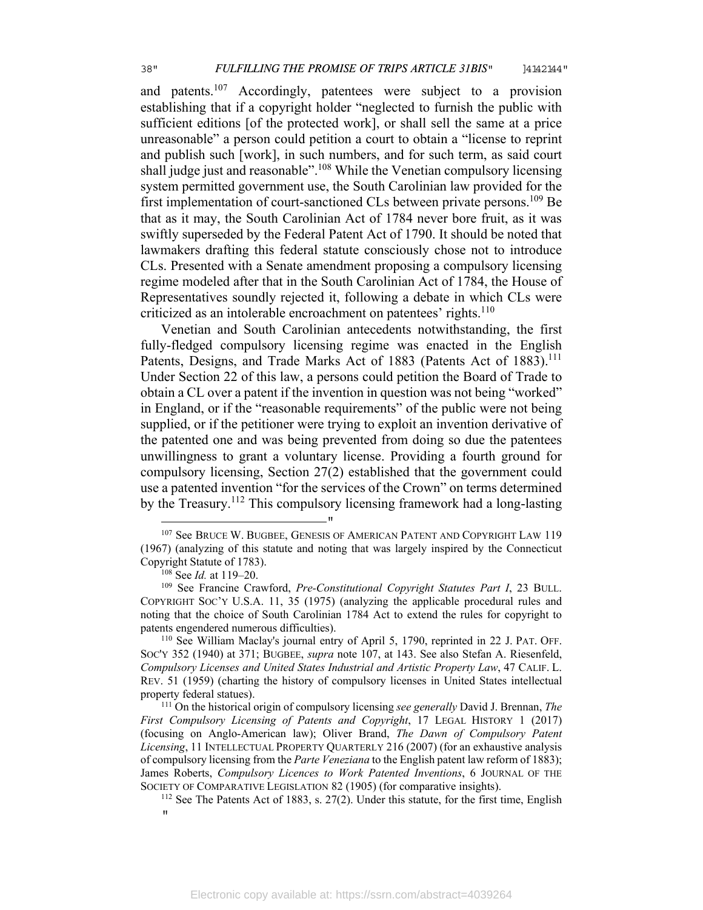and patents.[107] Accordingly, patentees were subject to a provision establishing that if a copyright holder "neglected to furnish the public with sufficient editions [of the protected work], or shall sell the same at a price unreasonable" a person could petition a court to obtain a "license to reprint and publish such [work], in such numbers, and for such term, as said court shall judge just and reasonable".[108] While the Venetian compulsory licensing system permitted government use, the South Carolinian law provided for the first implementation of court-sanctioned CLs between private persons.[109] Be that as it may, the South Carolinian Act of 1784 never bore fruit, as it was swiftly superseded by the Federal Patent Act of 1790. It should be noted that lawmakers drafting this federal statute consciously chose not to introduce CLs. Presented with a Senate amendment proposing a compulsory licensing regime modeled after that in the South Carolinian Act of 1784, the House of Representatives soundly rejected it, following a debate in which CLs were criticized as an intolerable encroachment on patentees' rights.[110]

Venetian and South Carolinian antecedents notwithstanding, the first fully-fledged compulsory licensing regime was enacted in the English Patents, Designs, and Trade Marks Act of 1883 (Patents Act of 1883).[111] Under Section 22 of this law, a persons could petition the Board of Trade to obtain a CL over a patent if the invention in question was not being "worked" in England, or if the "reasonable requirements" of the public were not being supplied, or if the petitioner were trying to exploit an invention derivative of the patented one and was being prevented from doing so due the patentees unwillingness to grant a voluntary license. Providing a fourth ground for compulsory licensing, Section 27(2) established that the government could use a patented invention "for the services of the Crown" on terms determined by the Treasury.[112] This compulsory licensing framework had a long-lasting

---

[107] See BRUCE W. BUGBEE, GENESIS OF AMERICAN PATENT AND COPYRIGHT LAW 119 (1967) (analyzing of this statute and noting that was largely inspired by the Connecticut Copyright Statute of 1783).

[108] See *Id.* at 119–20.

[109] See Francine Crawford, *Pre-Constitutional Copyright Statutes Part I*, 23 BULL. COPYRIGHT SOC'Y U.S.A. 11, 35 (1975) (analyzing the applicable procedural rules and noting that the choice of South Carolinian 1784 Act to extend the rules for copyright to patents engendered numerous difficulties).

[110] See William Maclay's journal entry of April 5, 1790, reprinted in 22 J. PAT. OFF. SOC'Y 352 (1940) at 371; BUGBEE, *supra* note 107, at 143. See also Stefan A. Riesenfeld, *Compulsory Licenses and United States Industrial and Artistic Property Law*, 47 CALIF. L. REV. 51 (1959) (charting the history of compulsory licenses in United States intellectual property federal statues).

[111] On the historical origin of compulsory licensing *see generally* David J. Brennan, *The First Compulsory Licensing of Patents and Copyright*, 17 LEGAL HISTORY 1 (2017) (focusing on Anglo-American law); Oliver Brand, *The Dawn of Compulsory Patent Licensing*, 11 INTELLECTUAL PROPERTY QUARTERLY 216 (2007) (for an exhaustive analysis of compulsory licensing from the *Parte Veneziana* to the English patent law reform of 1883); James Roberts, *Compulsory Licences to Work Patented Inventions*, 6 JOURNAL OF THE SOCIETY OF COMPARATIVE LEGISLATION 82 (1905) (for comparative insights).

[112] See The Patents Act of 1883, s. 27(2). Under this statute, for the first time, English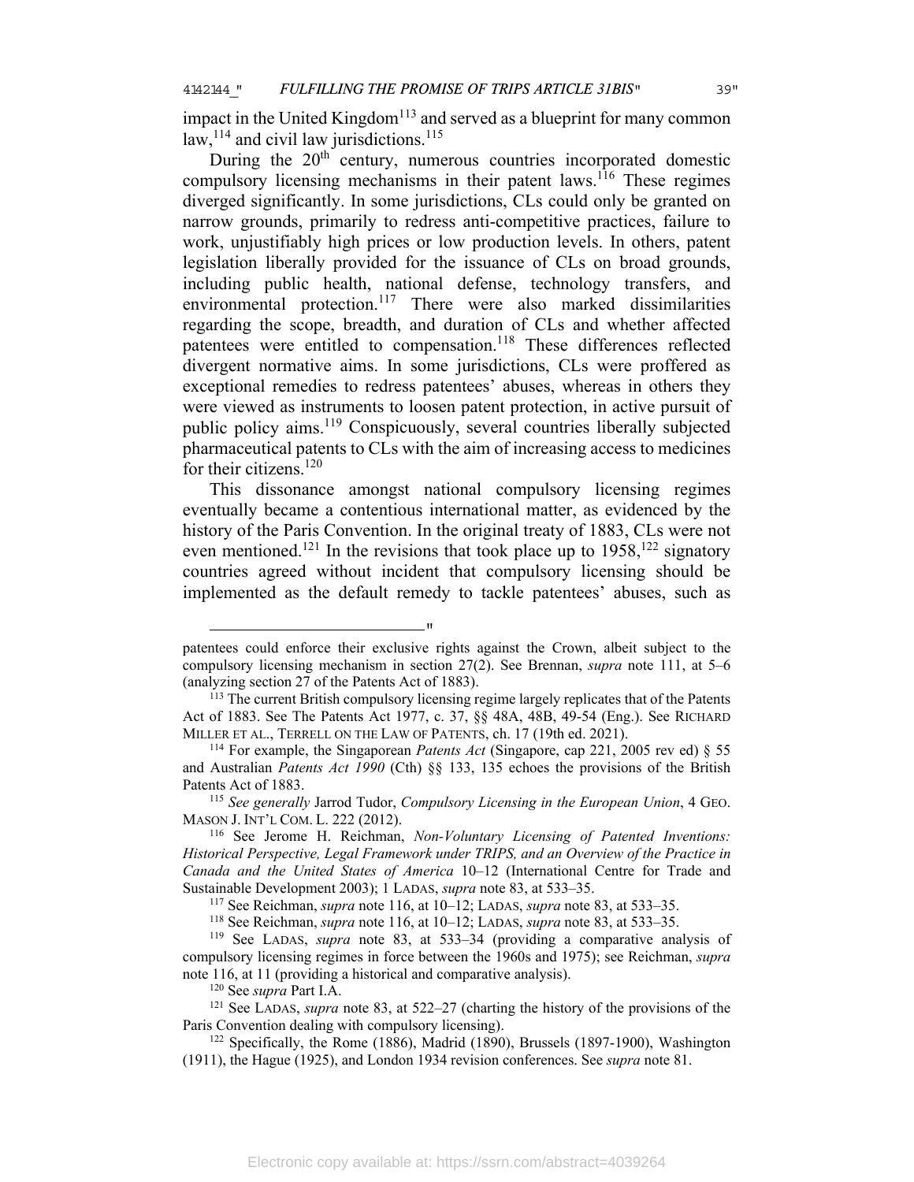impact in the United Kingdom[113] and served as a blueprint for many common law,[114] and civil law jurisdictions.[115]

During the 20th century, numerous countries incorporated domestic compulsory licensing mechanisms in their patent laws.[116] These regimes diverged significantly. In some jurisdictions, CLs could only be granted on narrow grounds, primarily to redress anti-competitive practices, failure to work, unjustifiably high prices or low production levels. In others, patent legislation liberally provided for the issuance of CLs on broad grounds, including public health, national defense, technology transfers, and environmental protection.[117] There were also marked dissimilarities regarding the scope, breadth, and duration of CLs and whether affected patentees were entitled to compensation.[118] These differences reflected divergent normative aims. In some jurisdictions, CLs were proffered as exceptional remedies to redress patentees' abuses, whereas in others they were viewed as instruments to loosen patent protection, in active pursuit of public policy aims.[119] Conspicuously, several countries liberally subjected pharmaceutical patents to CLs with the aim of increasing access to medicines for their citizens.[120]

This dissonance amongst national compulsory licensing regimes eventually became a contentious international matter, as evidenced by the history of the Paris Convention. In the original treaty of 1883, CLs were not even mentioned.[121] In the revisions that took place up to 1958,[122] signatory countries agreed without incident that compulsory licensing should be implemented as the default remedy to tackle patentees' abuses, such as

---

patentees could enforce their exclusive rights against the Crown, albeit subject to the compulsory licensing mechanism in section 27(2). See Brennan, *supra* note 111, at 5–6 (analyzing section 27 of the Patents Act of 1883).

[113] The current British compulsory licensing regime largely replicates that of the Patents Act of 1883. See The Patents Act 1977, c. 37, §§ 48A, 48B, 49-54 (Eng.). See RICHARD MILLER ET AL., TERRELL ON THE LAW OF PATENTS, ch. 17 (19th ed. 2021).

[114] For example, the Singaporean *Patents Act* (Singapore, cap 221, 2005 rev ed) § 55 and Australian *Patents Act 1990* (Cth) §§ 133, 135 echoes the provisions of the British Patents Act of 1883.

[115] *See generally* Jarrod Tudor, *Compulsory Licensing in the European Union*, 4 GEO. MASON J. INT'L COM. L. 222 (2012).

[116] See Jerome H. Reichman, *Non-Voluntary Licensing of Patented Inventions: Historical Perspective, Legal Framework under TRIPS, and an Overview of the Practice in Canada and the United States of America* 10–12 (International Centre for Trade and Sustainable Development 2003); 1 LADAS, *supra* note 83, at 533–35.

[117] See Reichman, *supra* note 116, at 10–12; LADAS, *supra* note 83, at 533–35.

[118] See Reichman, *supra* note 116, at 10–12; LADAS, *supra* note 83, at 533–35.

[119] See LADAS, *supra* note 83, at 533–34 (providing a comparative analysis of compulsory licensing regimes in force between the 1960s and 1975); see Reichman, *supra* note 116, at 11 (providing a historical and comparative analysis).

[120] See *supra* Part I.A.

[121] See LADAS, *supra* note 83, at 522–27 (charting the history of the provisions of the Paris Convention dealing with compulsory licensing).

[122] Specifically, the Rome (1886), Madrid (1890), Brussels (1897-1900), Washington (1911), the Hague (1925), and London 1934 revision conferences. See *supra* note 81.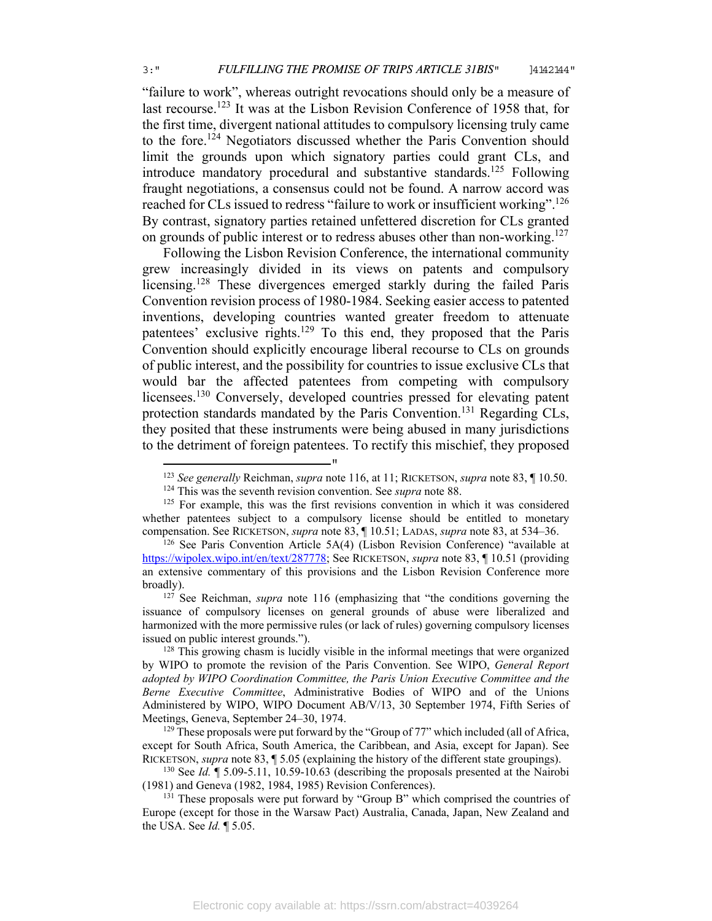"failure to work", whereas outright revocations should only be a measure of last recourse.[123] It was at the Lisbon Revision Conference of 1958 that, for the first time, divergent national attitudes to compulsory licensing truly came to the fore.[124] Negotiators discussed whether the Paris Convention should limit the grounds upon which signatory parties could grant CLs, and introduce mandatory procedural and substantive standards.[125] Following fraught negotiations, a consensus could not be found. A narrow accord was reached for CLs issued to redress "failure to work or insufficient working".[126] By contrast, signatory parties retained unfettered discretion for CLs granted on grounds of public interest or to redress abuses other than non-working.[127]

Following the Lisbon Revision Conference, the international community grew increasingly divided in its views on patents and compulsory licensing.[128] These divergences emerged starkly during the failed Paris Convention revision process of 1980-1984. Seeking easier access to patented inventions, developing countries wanted greater freedom to attenuate patentees' exclusive rights.[129] To this end, they proposed that the Paris Convention should explicitly encourage liberal recourse to CLs on grounds of public interest, and the possibility for countries to issue exclusive CLs that would bar the affected patentees from competing with compulsory licensees.[130] Conversely, developed countries pressed for elevating patent protection standards mandated by the Paris Convention.[131] Regarding CLs, they posited that these instruments were being abused in many jurisdictions to the detriment of foreign patentees. To rectify this mischief, they proposed

---

[123] *See generally* Reichman, *supra* note 116, at 11; RICKETSON, *supra* note 83, ¶ 10.50.

[124] This was the seventh revision convention. See *supra* note 88.

[125] For example, this was the first revisions convention in which it was considered whether patentees subject to a compulsory license should be entitled to monetary compensation. See RICKETSON, *supra* note 83, ¶ 10.51; LADAS, *supra* note 83, at 534–36.

[126] See Paris Convention Article 5A(4) (Lisbon Revision Conference) "available at https://wipolex.wipo.int/en/text/287778; See RICKETSON, *supra* note 83, ¶ 10.51 (providing an extensive commentary of this provisions and the Lisbon Revision Conference more broadly).

[127] See Reichman, *supra* note 116 (emphasizing that "the conditions governing the issuance of compulsory licenses on general grounds of abuse were liberalized and harmonized with the more permissive rules (or lack of rules) governing compulsory licenses issued on public interest grounds.").

[128] This growing chasm is lucidly visible in the informal meetings that were organized by WIPO to promote the revision of the Paris Convention. See WIPO, *General Report adopted by WIPO Coordination Committee, the Paris Union Executive Committee and the Berne Executive Committee*, Administrative Bodies of WIPO and of the Unions Administered by WIPO, WIPO Document AB/V/13, 30 September 1974, Fifth Series of Meetings, Geneva, September 24–30, 1974.

[129] These proposals were put forward by the "Group of 77" which included (all of Africa, except for South Africa, South America, the Caribbean, and Asia, except for Japan). See RICKETSON, *supra* note 83, ¶ 5.05 (explaining the history of the different state groupings).

[130] See *Id.* ¶ 5.09-5.11, 10.59-10.63 (describing the proposals presented at the Nairobi (1981) and Geneva (1982, 1984, 1985) Revision Conferences).

[131] These proposals were put forward by "Group B" which comprised the countries of Europe (except for those in the Warsaw Pact) Australia, Canada, Japan, New Zealand and the USA. See *Id.* ¶ 5.05.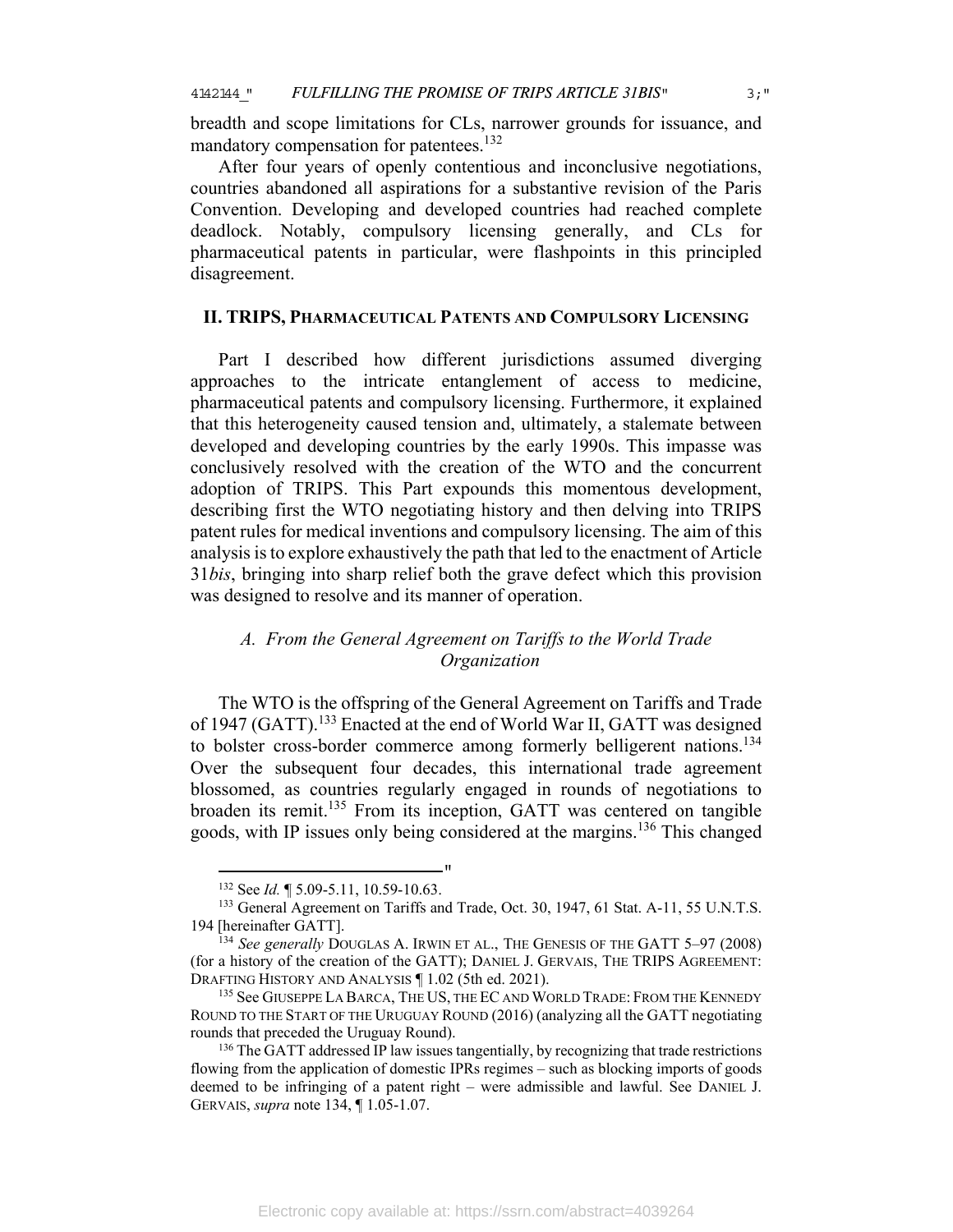breadth and scope limitations for CLs, narrower grounds for issuance, and mandatory compensation for patentees.[132]

After four years of openly contentious and inconclusive negotiations, countries abandoned all aspirations for a substantive revision of the Paris Convention. Developing and developed countries had reached complete deadlock. Notably, compulsory licensing generally, and CLs for pharmaceutical patents in particular, were flashpoints in this principled disagreement.

## II. TRIPS, PHARMACEUTICAL PATENTS AND COMPULSORY LICENSING

Part I described how different jurisdictions assumed diverging approaches to the intricate entanglement of access to medicine, pharmaceutical patents and compulsory licensing. Furthermore, it explained that this heterogeneity caused tension and, ultimately, a stalemate between developed and developing countries by the early 1990s. This impasse was conclusively resolved with the creation of the WTO and the concurrent adoption of TRIPS. This Part expounds this momentous development, describing first the WTO negotiating history and then delving into TRIPS patent rules for medical inventions and compulsory licensing. The aim of this analysis is to explore exhaustively the path that led to the enactment of Article 31*bis*, bringing into sharp relief both the grave defect which this provision was designed to resolve and its manner of operation.

### *A. From the General Agreement on Tariffs to the World Trade Organization*

The WTO is the offspring of the General Agreement on Tariffs and Trade of 1947 (GATT).[133] Enacted at the end of World War II, GATT was designed to bolster cross-border commerce among formerly belligerent nations.[134] Over the subsequent four decades, this international trade agreement blossomed, as countries regularly engaged in rounds of negotiations to broaden its remit.[135] From its inception, GATT was centered on tangible goods, with IP issues only being considered at the margins.[136] This changed

---

[132] See *Id.* ¶ 5.09-5.11, 10.59-10.63.

[133] General Agreement on Tariffs and Trade, Oct. 30, 1947, 61 Stat. A-11, 55 U.N.T.S. 194 [hereinafter GATT].

[134] *See generally* DOUGLAS A. IRWIN ET AL., THE GENESIS OF THE GATT 5–97 (2008) (for a history of the creation of the GATT); DANIEL J. GERVAIS, THE TRIPS AGREEMENT: DRAFTING HISTORY AND ANALYSIS ¶ 1.02 (5th ed. 2021).

[135] See GIUSEPPE LA BARCA, THE US, THE EC AND WORLD TRADE: FROM THE KENNEDY ROUND TO THE START OF THE URUGUAY ROUND (2016) (analyzing all the GATT negotiating rounds that preceded the Uruguay Round).

[136] The GATT addressed IP law issues tangentially, by recognizing that trade restrictions flowing from the application of domestic IPRs regimes – such as blocking imports of goods deemed to be infringing of a patent right – were admissible and lawful. See DANIEL J. GERVAIS, *supra* note 134, ¶ 1.05-1.07.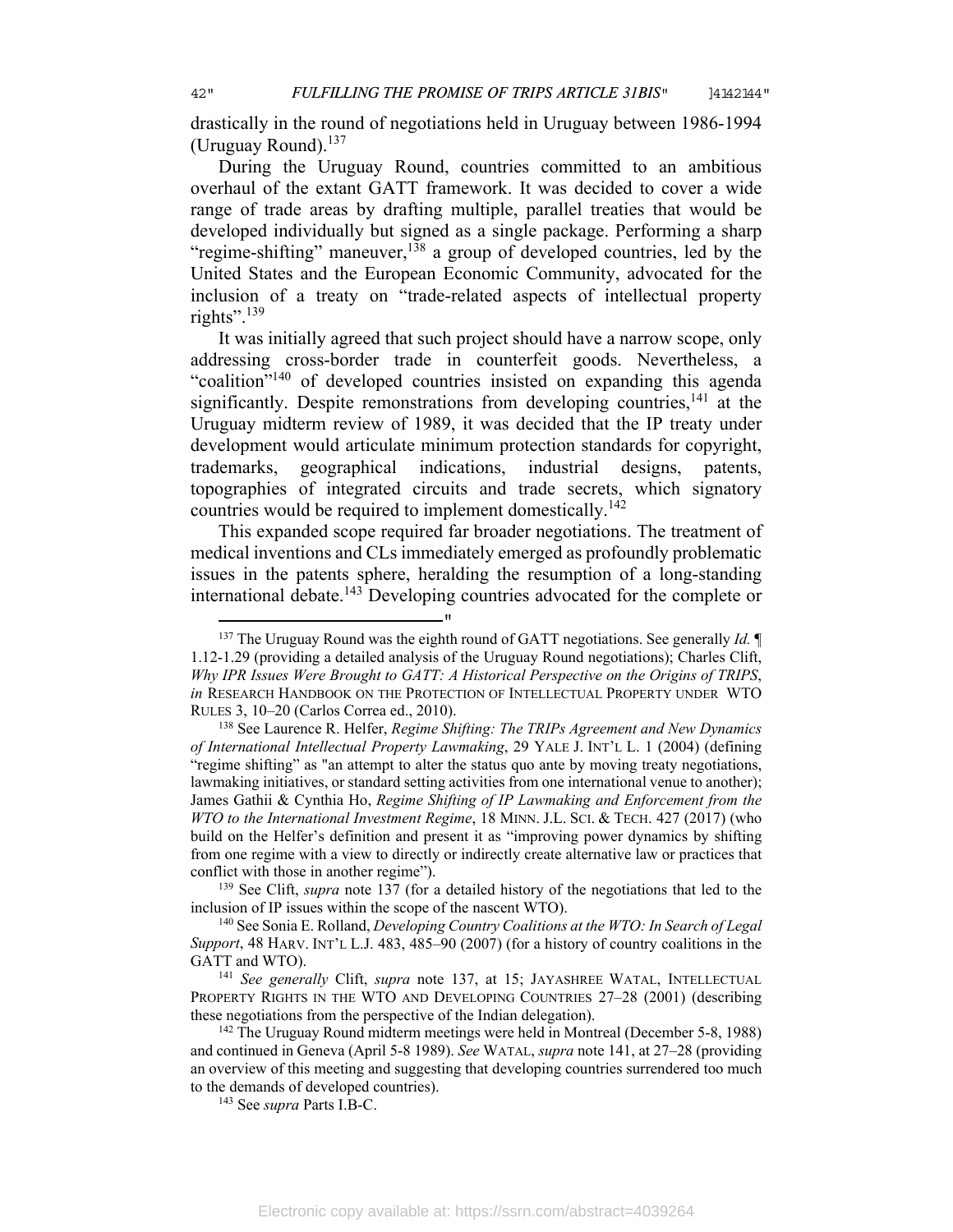drastically in the round of negotiations held in Uruguay between 1986-1994 (Uruguay Round).[137]

During the Uruguay Round, countries committed to an ambitious overhaul of the extant GATT framework. It was decided to cover a wide range of trade areas by drafting multiple, parallel treaties that would be developed individually but signed as a single package. Performing a sharp "regime-shifting" maneuver,[138] a group of developed countries, led by the United States and the European Economic Community, advocated for the inclusion of a treaty on "trade-related aspects of intellectual property rights".[139]

It was initially agreed that such project should have a narrow scope, only addressing cross-border trade in counterfeit goods. Nevertheless, a "coalition"[140] of developed countries insisted on expanding this agenda significantly. Despite remonstrations from developing countries,[141] at the Uruguay midterm review of 1989, it was decided that the IP treaty under development would articulate minimum protection standards for copyright, trademarks, geographical indications, industrial designs, patents, topographies of integrated circuits and trade secrets, which signatory countries would be required to implement domestically.[142]

This expanded scope required far broader negotiations. The treatment of medical inventions and CLs immediately emerged as profoundly problematic issues in the patents sphere, heralding the resumption of a long-standing international debate.[143] Developing countries advocated for the complete or

---

[137] The Uruguay Round was the eighth round of GATT negotiations. See generally *Id.* ¶ 1.12-1.29 (providing a detailed analysis of the Uruguay Round negotiations); Charles Clift, *Why IPR Issues Were Brought to GATT: A Historical Perspective on the Origins of TRIPS*, *in* RESEARCH HANDBOOK ON THE PROTECTION OF INTELLECTUAL PROPERTY UNDER WTO RULES 3, 10–20 (Carlos Correa ed., 2010).

[138] See Laurence R. Helfer, *Regime Shifting: The TRIPs Agreement and New Dynamics of International Intellectual Property Lawmaking*, 29 YALE J. INT'L L. 1 (2004) (defining "regime shifting" as "an attempt to alter the status quo ante by moving treaty negotiations, lawmaking initiatives, or standard setting activities from one international venue to another); James Gathii & Cynthia Ho, *Regime Shifting of IP Lawmaking and Enforcement from the WTO to the International Investment Regime*, 18 MINN. J.L. SCI. & TECH. 427 (2017) (who build on the Helfer's definition and present it as "improving power dynamics by shifting from one regime with a view to directly or indirectly create alternative law or practices that conflict with those in another regime").

[139] See Clift, *supra* note 137 (for a detailed history of the negotiations that led to the inclusion of IP issues within the scope of the nascent WTO).

[140] See Sonia E. Rolland, *Developing Country Coalitions at the WTO: In Search of Legal Support*, 48 HARV. INT'L L.J. 483, 485–90 (2007) (for a history of country coalitions in the GATT and WTO).

[141] *See generally* Clift, *supra* note 137, at 15; JAYASHREE WATAL, INTELLECTUAL PROPERTY RIGHTS IN THE WTO AND DEVELOPING COUNTRIES 27–28 (2001) (describing these negotiations from the perspective of the Indian delegation).

[142] The Uruguay Round midterm meetings were held in Montreal (December 5-8, 1988) and continued in Geneva (April 5-8 1989). *See* WATAL, *supra* note 141, at 27–28 (providing an overview of this meeting and suggesting that developing countries surrendered too much to the demands of developed countries).

[143] See *supra* Parts I.B-C.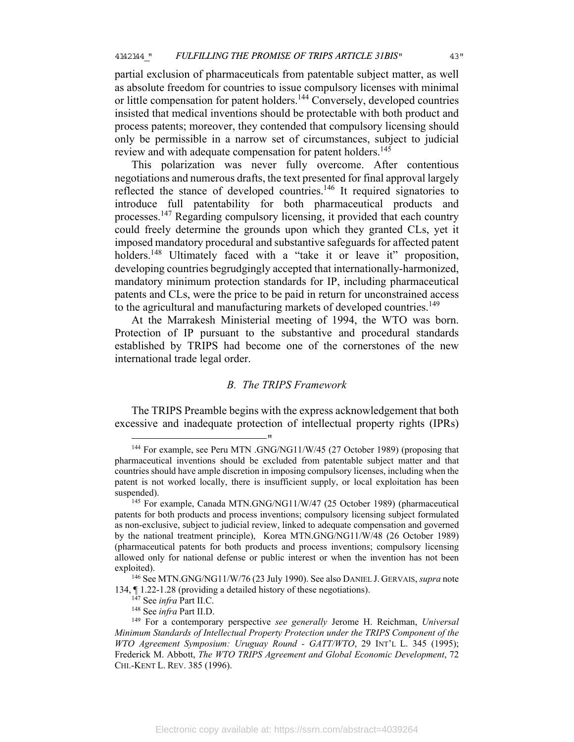partial exclusion of pharmaceuticals from patentable subject matter, as well as absolute freedom for countries to issue compulsory licenses with minimal or little compensation for patent holders.[144] Conversely, developed countries insisted that medical inventions should be protectable with both product and process patents; moreover, they contended that compulsory licensing should only be permissible in a narrow set of circumstances, subject to judicial review and with adequate compensation for patent holders.[145]

This polarization was never fully overcome. After contentious negotiations and numerous drafts, the text presented for final approval largely reflected the stance of developed countries.[146] It required signatories to introduce full patentability for both pharmaceutical products and processes.[147] Regarding compulsory licensing, it provided that each country could freely determine the grounds upon which they granted CLs, yet it imposed mandatory procedural and substantive safeguards for affected patent holders.[148] Ultimately faced with a "take it or leave it" proposition, developing countries begrudgingly accepted that internationally-harmonized, mandatory minimum protection standards for IP, including pharmaceutical patents and CLs, were the price to be paid in return for unconstrained access to the agricultural and manufacturing markets of developed countries.[149]

At the Marrakesh Ministerial meeting of 1994, the WTO was born. Protection of IP pursuant to the substantive and procedural standards established by TRIPS had become one of the cornerstones of the new international trade legal order.

### *B. The TRIPS Framework*

The TRIPS Preamble begins with the express acknowledgement that both excessive and inadequate protection of intellectual property rights (IPRs)

---

[144] For example, see Peru MTN .GNG/NG11/W/45 (27 October 1989) (proposing that pharmaceutical inventions should be excluded from patentable subject matter and that countries should have ample discretion in imposing compulsory licenses, including when the patent is not worked locally, there is insufficient supply, or local exploitation has been suspended).

[145] For example, Canada MTN.GNG/NG11/W/47 (25 October 1989) (pharmaceutical patents for both products and process inventions; compulsory licensing subject formulated as non-exclusive, subject to judicial review, linked to adequate compensation and governed by the national treatment principle), Korea MTN.GNG/NG11/W/48 (26 October 1989) (pharmaceutical patents for both products and process inventions; compulsory licensing allowed only for national defense or public interest or when the invention has not been exploited).

[146] See MTN.GNG/NG11/W/76 (23 July 1990). See also DANIEL J. GERVAIS, *supra* note 134, ¶ 1.22-1.28 (providing a detailed history of these negotiations).

[147] See *infra* Part II.C.

[148] See *infra* Part II.D.

[149] For a contemporary perspective *see generally* Jerome H. Reichman, *Universal Minimum Standards of Intellectual Property Protection under the TRIPS Component of the WTO Agreement Symposium: Uruguay Round - GATT/WTO*, 29 INT'L L. 345 (1995); Frederick M. Abbott, *The WTO TRIPS Agreement and Global Economic Development*, 72 CHI.-KENT L. REV. 385 (1996).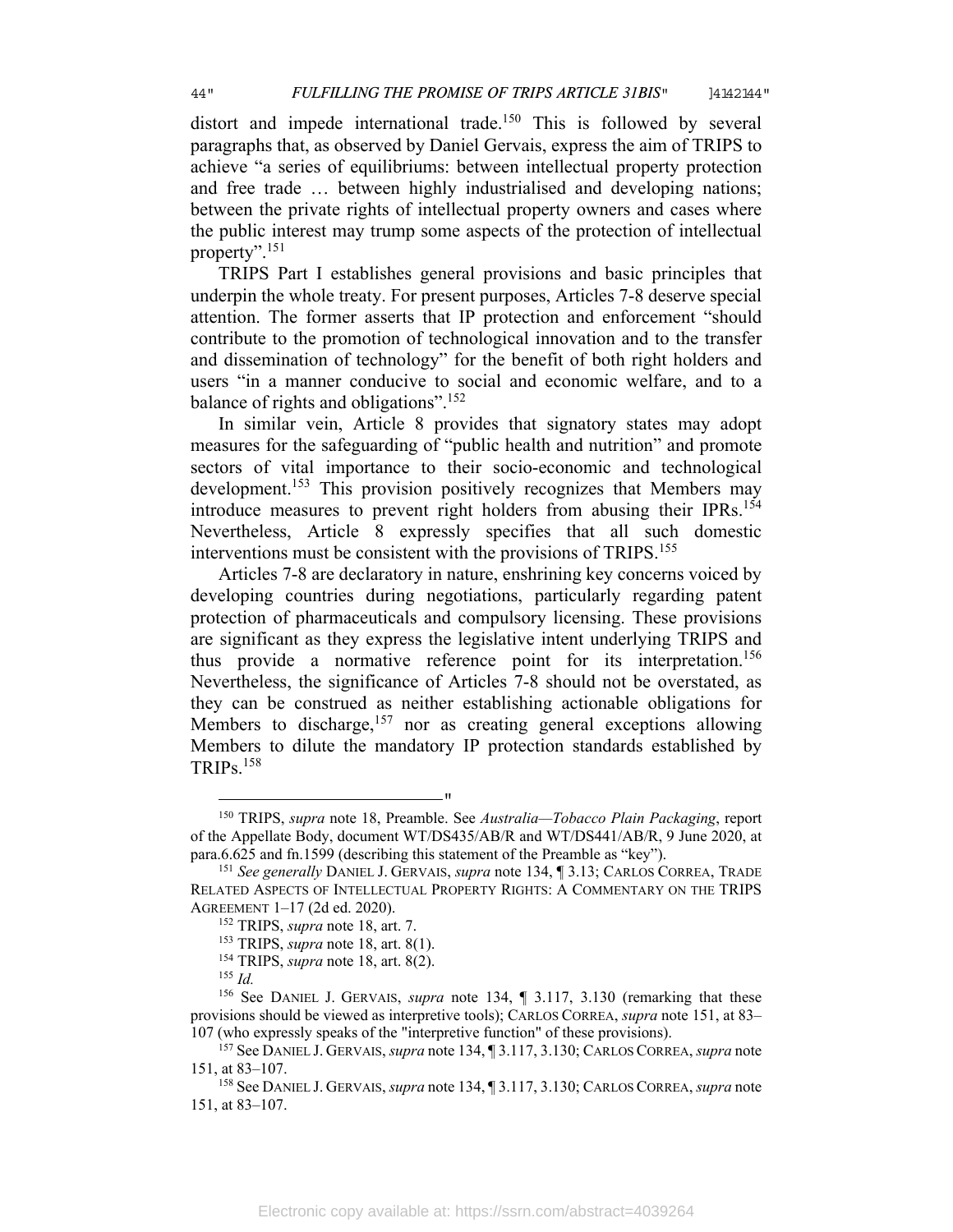distort and impede international trade.[150] This is followed by several paragraphs that, as observed by Daniel Gervais, express the aim of TRIPS to achieve "a series of equilibriums: between intellectual property protection and free trade … between highly industrialised and developing nations; between the private rights of intellectual property owners and cases where the public interest may trump some aspects of the protection of intellectual property".[151]

TRIPS Part I establishes general provisions and basic principles that underpin the whole treaty. For present purposes, Articles 7-8 deserve special attention. The former asserts that IP protection and enforcement "should contribute to the promotion of technological innovation and to the transfer and dissemination of technology" for the benefit of both right holders and users "in a manner conducive to social and economic welfare, and to a balance of rights and obligations".[152]

In similar vein, Article 8 provides that signatory states may adopt measures for the safeguarding of "public health and nutrition" and promote sectors of vital importance to their socio-economic and technological development.[153] This provision positively recognizes that Members may introduce measures to prevent right holders from abusing their IPRs.[154] Nevertheless, Article 8 expressly specifies that all such domestic interventions must be consistent with the provisions of TRIPS.[155]

Articles 7-8 are declaratory in nature, enshrining key concerns voiced by developing countries during negotiations, particularly regarding patent protection of pharmaceuticals and compulsory licensing. These provisions are significant as they express the legislative intent underlying TRIPS and thus provide a normative reference point for its interpretation.[156] Nevertheless, the significance of Articles 7-8 should not be overstated, as they can be construed as neither establishing actionable obligations for Members to discharge,[157] nor as creating general exceptions allowing Members to dilute the mandatory IP protection standards established by TRIPs.[158]

---

[150] TRIPS, *supra* note 18, Preamble. See *Australia—Tobacco Plain Packaging*, report of the Appellate Body, document WT/DS435/AB/R and WT/DS441/AB/R, 9 June 2020, at para.6.625 and fn.1599 (describing this statement of the Preamble as "key").

[151] *See generally* DANIEL J. GERVAIS, *supra* note 134, ¶ 3.13; CARLOS CORREA, TRADE RELATED ASPECTS OF INTELLECTUAL PROPERTY RIGHTS: A COMMENTARY ON THE TRIPS AGREEMENT 1–17 (2d ed. 2020).

[152] TRIPS, *supra* note 18, art. 7.

[153] TRIPS, *supra* note 18, art. 8(1).

[154] TRIPS, *supra* note 18, art. 8(2).

[155] *Id.*

[156] See DANIEL J. GERVAIS, *supra* note 134, ¶ 3.117, 3.130 (remarking that these provisions should be viewed as interpretive tools); CARLOS CORREA, *supra* note 151, at 83–107 (who expressly speaks of the "interpretive function" of these provisions).

[157] See DANIEL J. GERVAIS, *supra* note 134, ¶ 3.117, 3.130; CARLOS CORREA, *supra* note 151, at 83–107.

[158] See DANIEL J. GERVAIS, *supra* note 134, ¶ 3.117, 3.130; CARLOS CORREA, *supra* note 151, at 83–107.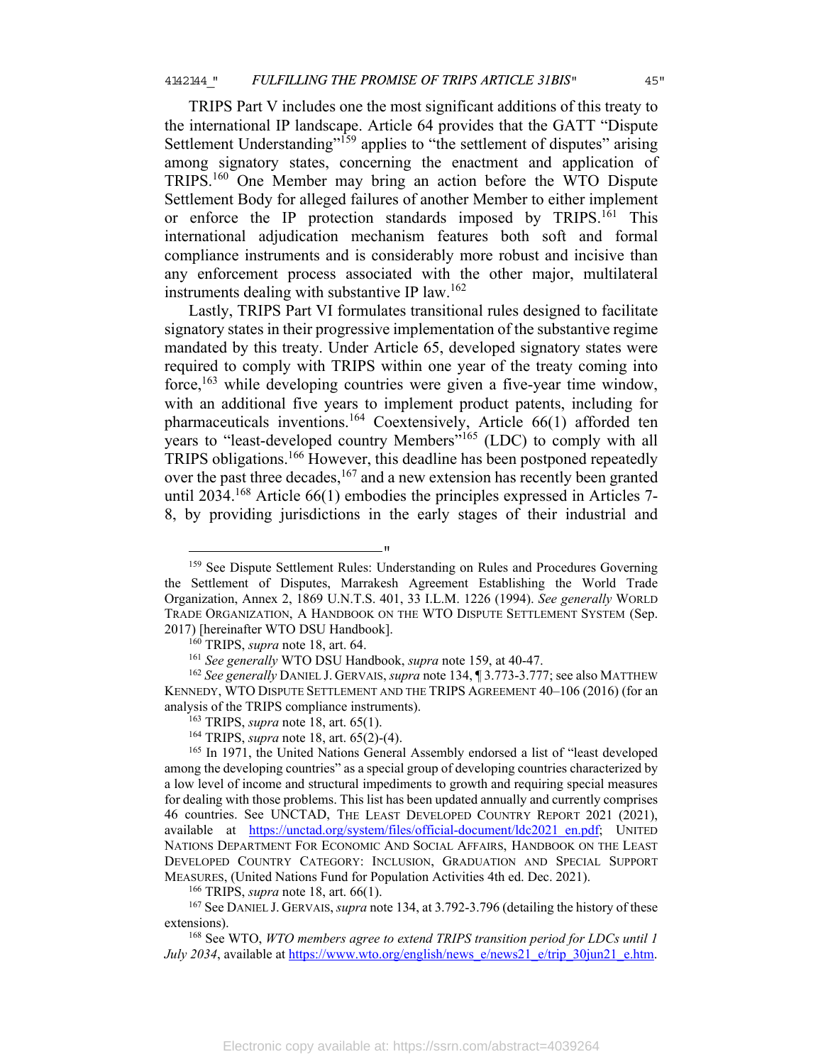TRIPS Part V includes one the most significant additions of this treaty to the international IP landscape. Article 64 provides that the GATT "Dispute Settlement Understanding"[159] applies to "the settlement of disputes" arising among signatory states, concerning the enactment and application of TRIPS.[160] One Member may bring an action before the WTO Dispute Settlement Body for alleged failures of another Member to either implement or enforce the IP protection standards imposed by TRIPS.[161] This international adjudication mechanism features both soft and formal compliance instruments and is considerably more robust and incisive than any enforcement process associated with the other major, multilateral instruments dealing with substantive IP law.[162]

Lastly, TRIPS Part VI formulates transitional rules designed to facilitate signatory states in their progressive implementation of the substantive regime mandated by this treaty. Under Article 65, developed signatory states were required to comply with TRIPS within one year of the treaty coming into force,[163] while developing countries were given a five-year time window, with an additional five years to implement product patents, including for pharmaceuticals inventions.[164] Coextensively, Article 66(1) afforded ten years to "least-developed country Members"[165] (LDC) to comply with all TRIPS obligations.[166] However, this deadline has been postponed repeatedly over the past three decades,[167] and a new extension has recently been granted until 2034.[168] Article 66(1) embodies the principles expressed in Articles 7-8, by providing jurisdictions in the early stages of their industrial and

---

[159] See Dispute Settlement Rules: Understanding on Rules and Procedures Governing the Settlement of Disputes, Marrakesh Agreement Establishing the World Trade Organization, Annex 2, 1869 U.N.T.S. 401, 33 I.L.M. 1226 (1994). *See generally* WORLD TRADE ORGANIZATION, A HANDBOOK ON THE WTO DISPUTE SETTLEMENT SYSTEM (Sep. 2017) [hereinafter WTO DSU Handbook].

[160] TRIPS, *supra* note 18, art. 64.

[161] *See generally* WTO DSU Handbook, *supra* note 159, at 40-47.

[162] *See generally* DANIEL J. GERVAIS, *supra* note 134, ¶ 3.773-3.777; see also MATTHEW KENNEDY, WTO DISPUTE SETTLEMENT AND THE TRIPS AGREEMENT 40–106 (2016) (for an analysis of the TRIPS compliance instruments).

[163] TRIPS, *supra* note 18, art. 65(1).

[164] TRIPS, *supra* note 18, art. 65(2)-(4).

[165] In 1971, the United Nations General Assembly endorsed a list of "least developed among the developing countries" as a special group of developing countries characterized by a low level of income and structural impediments to growth and requiring special measures for dealing with those problems. This list has been updated annually and currently comprises 46 countries. See UNCTAD, THE LEAST DEVELOPED COUNTRY REPORT 2021 (2021), available at https://unctad.org/system/files/official-document/ldc2021_en.pdf; UNITED NATIONS DEPARTMENT FOR ECONOMIC AND SOCIAL AFFAIRS, HANDBOOK ON THE LEAST DEVELOPED COUNTRY CATEGORY: INCLUSION, GRADUATION AND SPECIAL SUPPORT MEASURES, (United Nations Fund for Population Activities 4th ed. Dec. 2021).

[166] TRIPS, *supra* note 18, art. 66(1).

[167] See DANIEL J. GERVAIS, *supra* note 134, at 3.792-3.796 (detailing the history of these extensions).

[168] See WTO, *WTO members agree to extend TRIPS transition period for LDCs until 1 July 2034*, available at https://www.wto.org/english/news_e/news21_e/trip_30jun21_e.htm.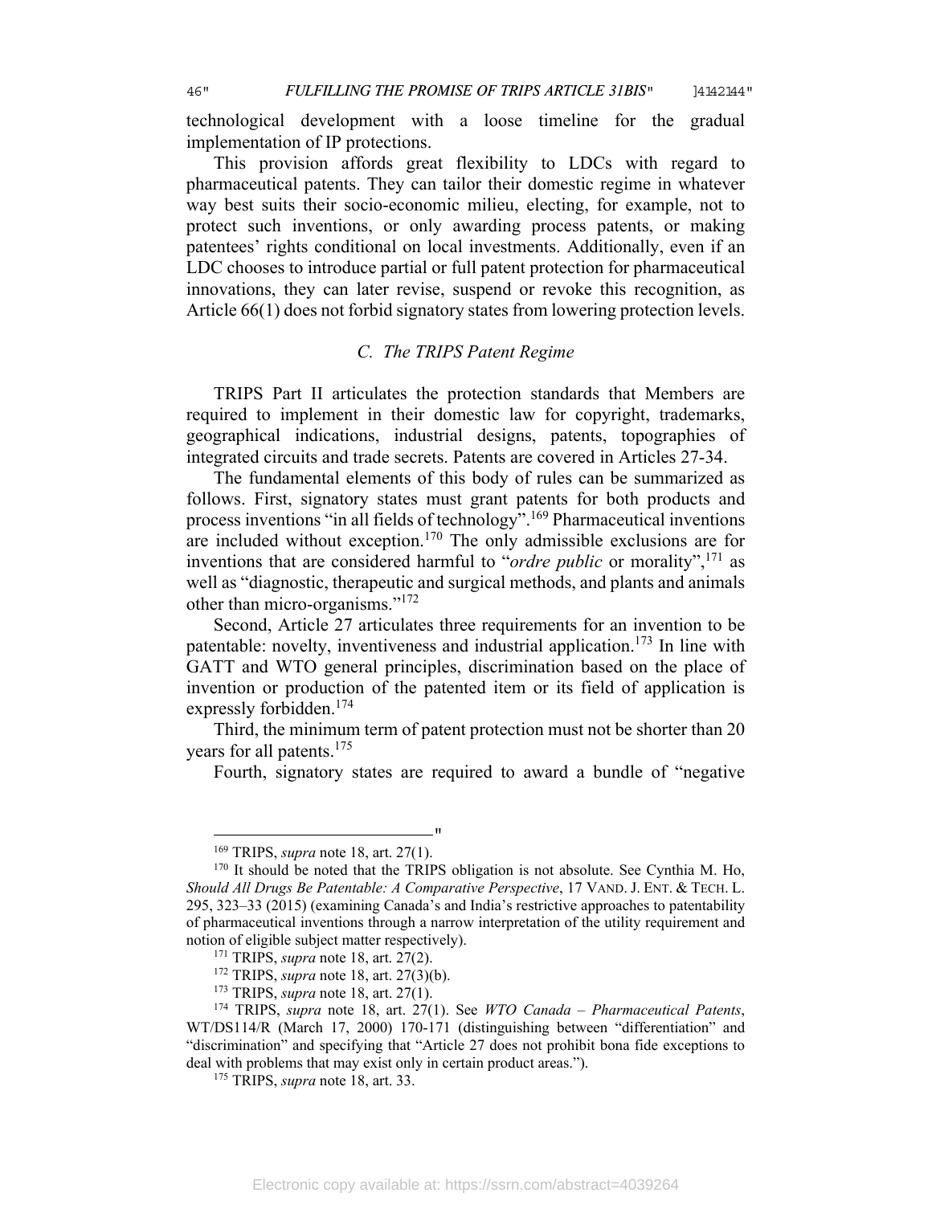technological development with a loose timeline for the gradual implementation of IP protections.

This provision affords great flexibility to LDCs with regard to pharmaceutical patents. They can tailor their domestic regime in whatever way best suits their socio-economic milieu, electing, for example, not to protect such inventions, or only awarding process patents, or making patentees' rights conditional on local investments. Additionally, even if an LDC chooses to introduce partial or full patent protection for pharmaceutical innovations, they can later revise, suspend or revoke this recognition, as Article 66(1) does not forbid signatory states from lowering protection levels.

### C. The TRIPS Patent Regime

TRIPS Part II articulates the protection standards that Members are required to implement in their domestic law for copyright, trademarks, geographical indications, industrial designs, patents, topographies of integrated circuits and trade secrets. Patents are covered in Articles 27-34.

The fundamental elements of this body of rules can be summarized as follows. First, signatory states must grant patents for both products and process inventions "in all fields of technology".[169] Pharmaceutical inventions are included without exception.[170] The only admissible exclusions are for inventions that are considered harmful to "*ordre public* or morality",[171] as well as "diagnostic, therapeutic and surgical methods, and plants and animals other than micro-organisms."[172]

Second, Article 27 articulates three requirements for an invention to be patentable: novelty, inventiveness and industrial application.[173] In line with GATT and WTO general principles, discrimination based on the place of invention or production of the patented item or its field of application is expressly forbidden.[174]

Third, the minimum term of patent protection must not be shorter than 20 years for all patents.[175]

Fourth, signatory states are required to award a bundle of "negative

---

[169] TRIPS, *supra* note 18, art. 27(1).

[170] It should be noted that the TRIPS obligation is not absolute. See Cynthia M. Ho, *Should All Drugs Be Patentable: A Comparative Perspective*, 17 VAND. J. ENT. & TECH. L. 295, 323–33 (2015) (examining Canada's and India's restrictive approaches to patentability of pharmaceutical inventions through a narrow interpretation of the utility requirement and notion of eligible subject matter respectively).

[171] TRIPS, *supra* note 18, art. 27(2).

[172] TRIPS, *supra* note 18, art. 27(3)(b).

[173] TRIPS, *supra* note 18, art. 27(1).

[174] TRIPS, *supra* note 18, art. 27(1). See *WTO Canada – Pharmaceutical Patents*, WT/DS114/R (March 17, 2000) 170-171 (distinguishing between "differentiation" and "discrimination" and specifying that "Article 27 does not prohibit bona fide exceptions to deal with problems that may exist only in certain product areas.").

[175] TRIPS, *supra* note 18, art. 33.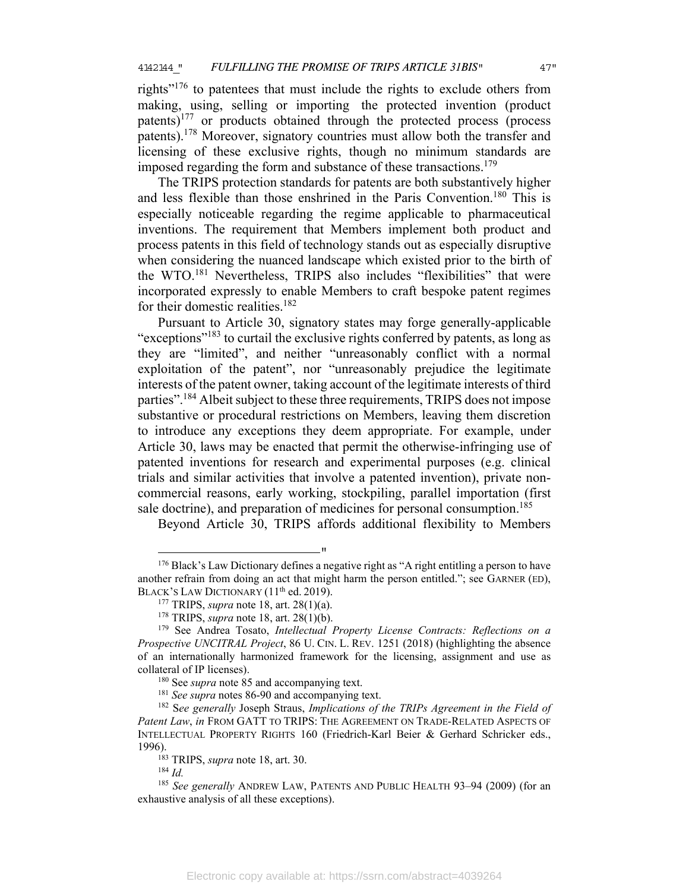rights"[176] to patentees that must include the rights to exclude others from making, using, selling or importing the protected invention (product patents)[177] or products obtained through the protected process (process patents).[178] Moreover, signatory countries must allow both the transfer and licensing of these exclusive rights, though no minimum standards are imposed regarding the form and substance of these transactions.[179]

The TRIPS protection standards for patents are both substantively higher and less flexible than those enshrined in the Paris Convention.[180] This is especially noticeable regarding the regime applicable to pharmaceutical inventions. The requirement that Members implement both product and process patents in this field of technology stands out as especially disruptive when considering the nuanced landscape which existed prior to the birth of the WTO.[181] Nevertheless, TRIPS also includes "flexibilities" that were incorporated expressly to enable Members to craft bespoke patent regimes for their domestic realities.[182]

Pursuant to Article 30, signatory states may forge generally-applicable "exceptions"[183] to curtail the exclusive rights conferred by patents, as long as they are "limited", and neither "unreasonably conflict with a normal exploitation of the patent", nor "unreasonably prejudice the legitimate interests of the patent owner, taking account of the legitimate interests of third parties".[184] Albeit subject to these three requirements, TRIPS does not impose substantive or procedural restrictions on Members, leaving them discretion to introduce any exceptions they deem appropriate. For example, under Article 30, laws may be enacted that permit the otherwise-infringing use of patented inventions for research and experimental purposes (e.g. clinical trials and similar activities that involve a patented invention), private non-commercial reasons, early working, stockpiling, parallel importation (first sale doctrine), and preparation of medicines for personal consumption.[185]

Beyond Article 30, TRIPS affords additional flexibility to Members

---

[176] Black's Law Dictionary defines a negative right as "A right entitling a person to have another refrain from doing an act that might harm the person entitled."; see GARNER (ED), BLACK'S LAW DICTIONARY (11th ed. 2019).

[177] TRIPS, *supra* note 18, art. 28(1)(a).

[178] TRIPS, *supra* note 18, art. 28(1)(b).

[179] See Andrea Tosato, *Intellectual Property License Contracts: Reflections on a Prospective UNCITRAL Project*, 86 U. CIN. L. REV. 1251 (2018) (highlighting the absence of an internationally harmonized framework for the licensing, assignment and use as collateral of IP licenses).

[180] See *supra* note 85 and accompanying text.

[181] *See supra* notes 86-90 and accompanying text.

[182] S*ee generally* Joseph Straus, *Implications of the TRIPs Agreement in the Field of Patent Law*, *in* FROM GATT TO TRIPS: THE AGREEMENT ON TRADE-RELATED ASPECTS OF INTELLECTUAL PROPERTY RIGHTS 160 (Friedrich-Karl Beier & Gerhard Schricker eds., 1996).

[183] TRIPS, *supra* note 18, art. 30.

[184] *Id.*

[185] *See generally* ANDREW LAW, PATENTS AND PUBLIC HEALTH 93–94 (2009) (for an exhaustive analysis of all these exceptions).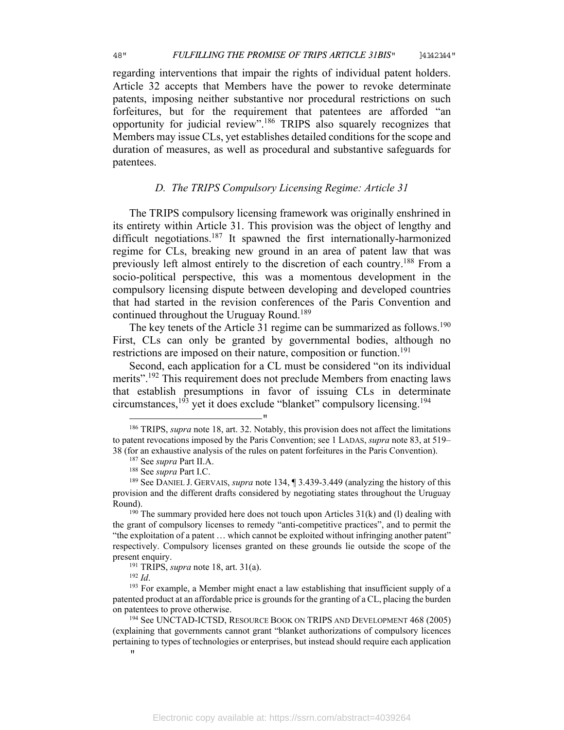regarding interventions that impair the rights of individual patent holders. Article 32 accepts that Members have the power to revoke determinate patents, imposing neither substantive nor procedural restrictions on such forfeitures, but for the requirement that patentees are afforded "an opportunity for judicial review".[186] TRIPS also squarely recognizes that Members may issue CLs, yet establishes detailed conditions for the scope and duration of measures, as well as procedural and substantive safeguards for patentees.

### *D. The TRIPS Compulsory Licensing Regime: Article 31*

The TRIPS compulsory licensing framework was originally enshrined in its entirety within Article 31. This provision was the object of lengthy and difficult negotiations.[187] It spawned the first internationally-harmonized regime for CLs, breaking new ground in an area of patent law that was previously left almost entirely to the discretion of each country.[188] From a socio-political perspective, this was a momentous development in the compulsory licensing dispute between developing and developed countries that had started in the revision conferences of the Paris Convention and continued throughout the Uruguay Round.[189]

The key tenets of the Article 31 regime can be summarized as follows.[190] First, CLs can only be granted by governmental bodies, although no restrictions are imposed on their nature, composition or function.[191]

Second, each application for a CL must be considered "on its individual merits".[192] This requirement does not preclude Members from enacting laws that establish presumptions in favor of issuing CLs in determinate circumstances,[193] yet it does exclude "blanket" compulsory licensing.[194]

---

[186] TRIPS, *supra* note 18, art. 32. Notably, this provision does not affect the limitations to patent revocations imposed by the Paris Convention; see 1 LADAS, *supra* note 83, at 519–38 (for an exhaustive analysis of the rules on patent forfeitures in the Paris Convention).

[187] See *supra* Part II.A.

[188] See *supra* Part I.C.

[189] See DANIEL J. GERVAIS, *supra* note 134, ¶ 3.439-3.449 (analyzing the history of this provision and the different drafts considered by negotiating states throughout the Uruguay Round).

[190] The summary provided here does not touch upon Articles 31(k) and (l) dealing with the grant of compulsory licenses to remedy "anti-competitive practices", and to permit the "the exploitation of a patent … which cannot be exploited without infringing another patent" respectively. Compulsory licenses granted on these grounds lie outside the scope of the present enquiry.

[191] TRIPS, *supra* note 18, art. 31(a).

[192] *Id*.

[193] For example, a Member might enact a law establishing that insufficient supply of a patented product at an affordable price is grounds for the granting of a CL, placing the burden on patentees to prove otherwise.

[194] See UNCTAD-ICTSD, RESOURCE BOOK ON TRIPS AND DEVELOPMENT 468 (2005) (explaining that governments cannot grant "blanket authorizations of compulsory licences pertaining to types of technologies or enterprises, but instead should require each application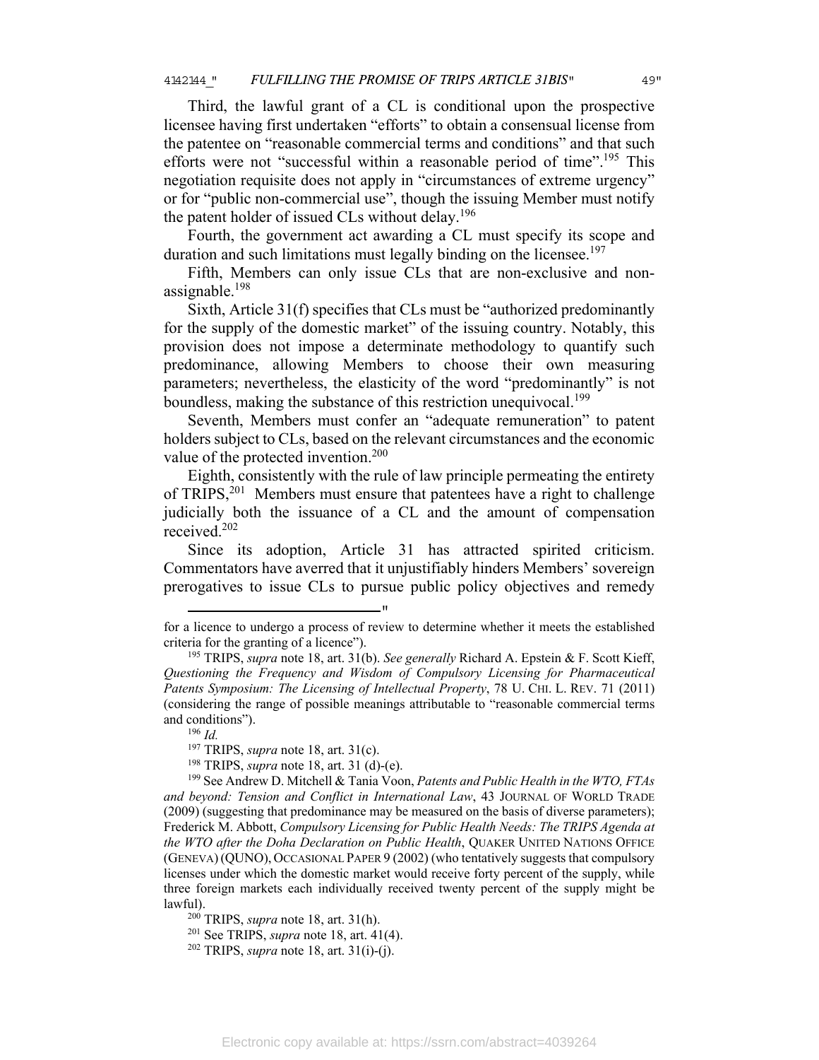Third, the lawful grant of a CL is conditional upon the prospective licensee having first undertaken "efforts" to obtain a consensual license from the patentee on "reasonable commercial terms and conditions" and that such efforts were not "successful within a reasonable period of time".[195] This negotiation requisite does not apply in "circumstances of extreme urgency" or for "public non-commercial use", though the issuing Member must notify the patent holder of issued CLs without delay.[196]

Fourth, the government act awarding a CL must specify its scope and duration and such limitations must legally binding on the licensee.[197]

Fifth, Members can only issue CLs that are non-exclusive and non-assignable.[198]

Sixth, Article 31(f) specifies that CLs must be "authorized predominantly for the supply of the domestic market" of the issuing country. Notably, this provision does not impose a determinate methodology to quantify such predominance, allowing Members to choose their own measuring parameters; nevertheless, the elasticity of the word "predominantly" is not boundless, making the substance of this restriction unequivocal.[199]

Seventh, Members must confer an "adequate remuneration" to patent holders subject to CLs, based on the relevant circumstances and the economic value of the protected invention.[200]

Eighth, consistently with the rule of law principle permeating the entirety of TRIPS,[201] Members must ensure that patentees have a right to challenge judicially both the issuance of a CL and the amount of compensation received.[202]

Since its adoption, Article 31 has attracted spirited criticism. Commentators have averred that it unjustifiably hinders Members' sovereign prerogatives to issue CLs to pursue public policy objectives and remedy

---

for a licence to undergo a process of review to determine whether it meets the established criteria for the granting of a licence").

[195] TRIPS, *supra* note 18, art. 31(b). *See generally* Richard A. Epstein & F. Scott Kieff, *Questioning the Frequency and Wisdom of Compulsory Licensing for Pharmaceutical Patents Symposium: The Licensing of Intellectual Property*, 78 U. CHI. L. REV. 71 (2011) (considering the range of possible meanings attributable to "reasonable commercial terms and conditions").

[196] *Id.*

[197] TRIPS, *supra* note 18, art. 31(c).

[198] TRIPS, *supra* note 18, art. 31 (d)-(e).

[199] See Andrew D. Mitchell & Tania Voon, *Patents and Public Health in the WTO, FTAs and beyond: Tension and Conflict in International Law*, 43 JOURNAL OF WORLD TRADE (2009) (suggesting that predominance may be measured on the basis of diverse parameters); Frederick M. Abbott, *Compulsory Licensing for Public Health Needs: The TRIPS Agenda at the WTO after the Doha Declaration on Public Health*, QUAKER UNITED NATIONS OFFICE (GENEVA) (QUNO), OCCASIONAL PAPER 9 (2002) (who tentatively suggests that compulsory licenses under which the domestic market would receive forty percent of the supply, while three foreign markets each individually received twenty percent of the supply might be lawful).

[200] TRIPS, *supra* note 18, art. 31(h).

[201] See TRIPS, *supra* note 18, art. 41(4).

[202] TRIPS, *supra* note 18, art. 31(i)-(j).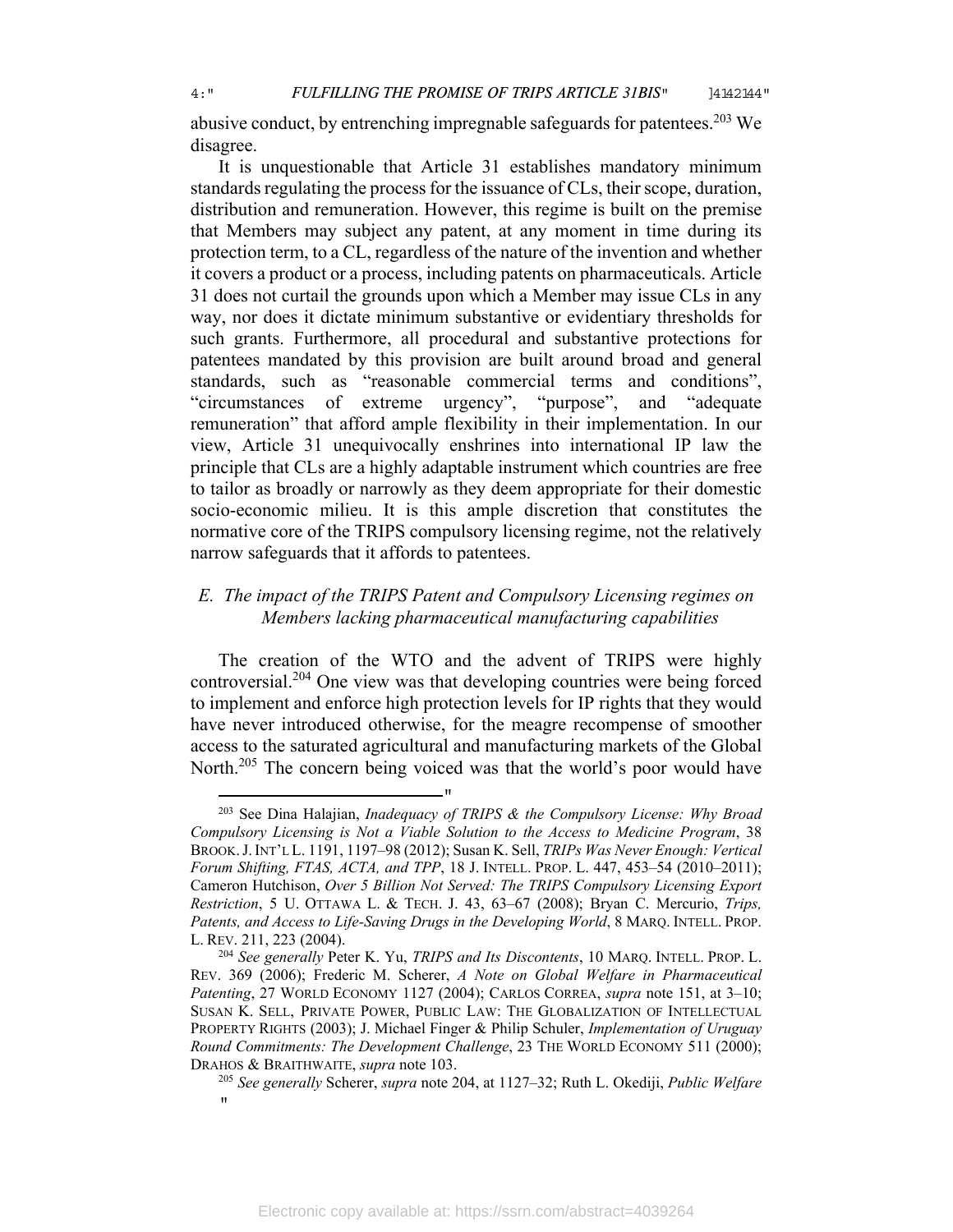abusive conduct, by entrenching impregnable safeguards for patentees.[203] We disagree.

It is unquestionable that Article 31 establishes mandatory minimum standards regulating the process for the issuance of CLs, their scope, duration, distribution and remuneration. However, this regime is built on the premise that Members may subject any patent, at any moment in time during its protection term, to a CL, regardless of the nature of the invention and whether it covers a product or a process, including patents on pharmaceuticals. Article 31 does not curtail the grounds upon which a Member may issue CLs in any way, nor does it dictate minimum substantive or evidentiary thresholds for such grants. Furthermore, all procedural and substantive protections for patentees mandated by this provision are built around broad and general standards, such as "reasonable commercial terms and conditions", "circumstances of extreme urgency", "purpose", and "adequate remuneration" that afford ample flexibility in their implementation. In our view, Article 31 unequivocally enshrines into international IP law the principle that CLs are a highly adaptable instrument which countries are free to tailor as broadly or narrowly as they deem appropriate for their domestic socio-economic milieu. It is this ample discretion that constitutes the normative core of the TRIPS compulsory licensing regime, not the relatively narrow safeguards that it affords to patentees.

### *E. The impact of the TRIPS Patent and Compulsory Licensing regimes on Members lacking pharmaceutical manufacturing capabilities*

The creation of the WTO and the advent of TRIPS were highly controversial.[204] One view was that developing countries were being forced to implement and enforce high protection levels for IP rights that they would have never introduced otherwise, for the meagre recompense of smoother access to the saturated agricultural and manufacturing markets of the Global North.[205] The concern being voiced was that the world's poor would have

---

[203] See Dina Halajian, *Inadequacy of TRIPS & the Compulsory License: Why Broad Compulsory Licensing is Not a Viable Solution to the Access to Medicine Program*, 38 BROOK. J. INT'L L. 1191, 1197–98 (2012); Susan K. Sell, *TRIPs Was Never Enough: Vertical Forum Shifting, FTAS, ACTA, and TPP*, 18 J. INTELL. PROP. L. 447, 453–54 (2010–2011); Cameron Hutchison, *Over 5 Billion Not Served: The TRIPS Compulsory Licensing Export Restriction*, 5 U. OTTAWA L. & TECH. J. 43, 63–67 (2008); Bryan C. Mercurio, *Trips, Patents, and Access to Life-Saving Drugs in the Developing World*, 8 MARQ. INTELL. PROP. L. REV. 211, 223 (2004).

[204] *See generally* Peter K. Yu, *TRIPS and Its Discontents*, 10 MARQ. INTELL. PROP. L. REV. 369 (2006); Frederic M. Scherer, *A Note on Global Welfare in Pharmaceutical Patenting*, 27 WORLD ECONOMY 1127 (2004); CARLOS CORREA, *supra* note 151, at 3–10; SUSAN K. SELL, PRIVATE POWER, PUBLIC LAW: THE GLOBALIZATION OF INTELLECTUAL PROPERTY RIGHTS (2003); J. Michael Finger & Philip Schuler, *Implementation of Uruguay Round Commitments: The Development Challenge*, 23 THE WORLD ECONOMY 511 (2000); DRAHOS & BRAITHWAITE, *supra* note 103.

[205] *See generally* Scherer, *supra* note 204, at 1127–32; Ruth L. Okediji, *Public Welfare*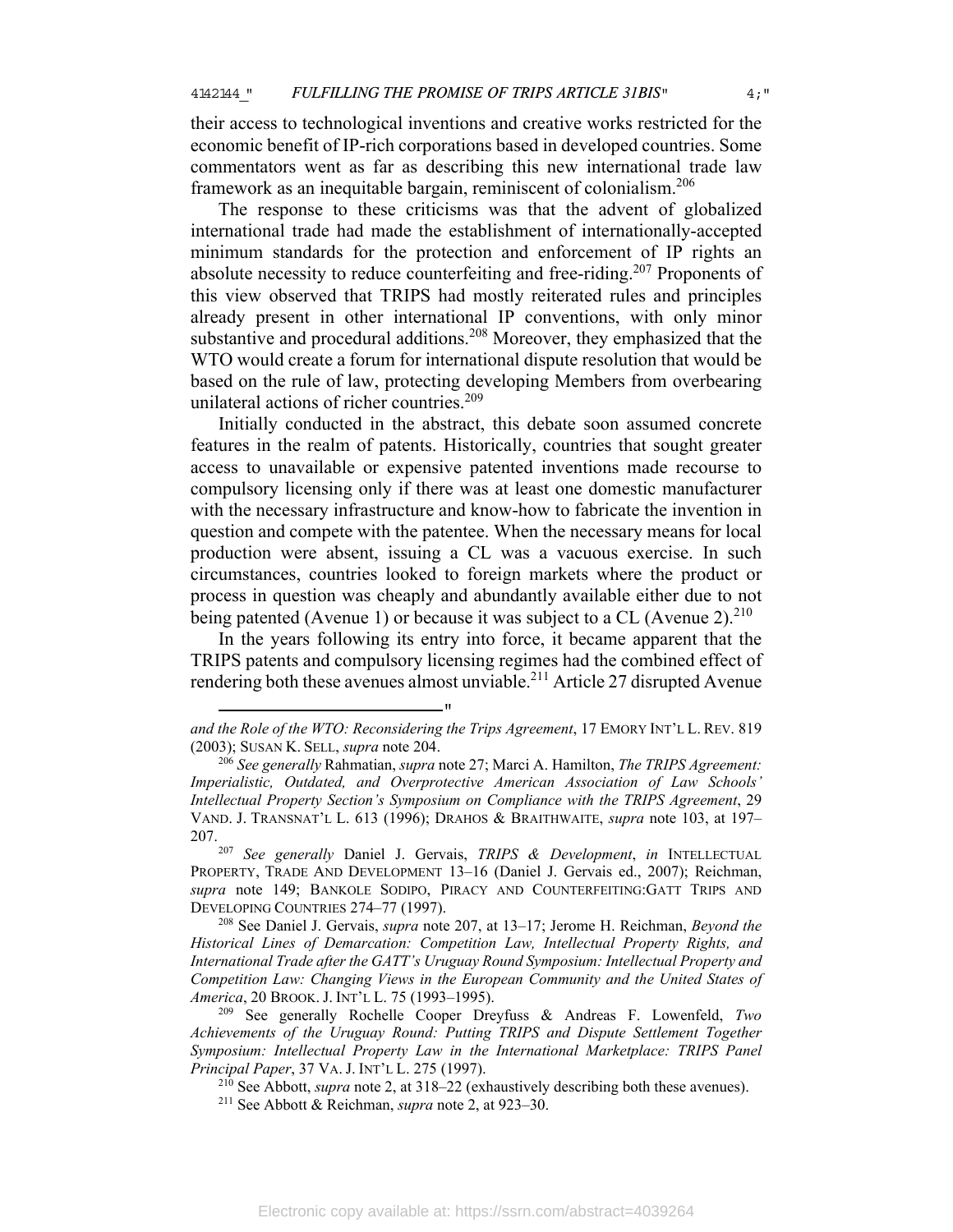their access to technological inventions and creative works restricted for the economic benefit of IP-rich corporations based in developed countries. Some commentators went as far as describing this new international trade law framework as an inequitable bargain, reminiscent of colonialism.[206]

The response to these criticisms was that the advent of globalized international trade had made the establishment of internationally-accepted minimum standards for the protection and enforcement of IP rights an absolute necessity to reduce counterfeiting and free-riding.[207] Proponents of this view observed that TRIPS had mostly reiterated rules and principles already present in other international IP conventions, with only minor substantive and procedural additions.[208] Moreover, they emphasized that the WTO would create a forum for international dispute resolution that would be based on the rule of law, protecting developing Members from overbearing unilateral actions of richer countries.[209]

Initially conducted in the abstract, this debate soon assumed concrete features in the realm of patents. Historically, countries that sought greater access to unavailable or expensive patented inventions made recourse to compulsory licensing only if there was at least one domestic manufacturer with the necessary infrastructure and know-how to fabricate the invention in question and compete with the patentee. When the necessary means for local production were absent, issuing a CL was a vacuous exercise. In such circumstances, countries looked to foreign markets where the product or process in question was cheaply and abundantly available either due to not being patented (Avenue 1) or because it was subject to a CL (Avenue 2).[210]

In the years following its entry into force, it became apparent that the TRIPS patents and compulsory licensing regimes had the combined effect of rendering both these avenues almost unviable.[211] Article 27 disrupted Avenue

---

*and the Role of the WTO: Reconsidering the Trips Agreement*, 17 EMORY INT'L L. REV. 819 (2003); SUSAN K. SELL, *supra* note 204.

[206] *See generally* Rahmatian, *supra* note 27; Marci A. Hamilton, *The TRIPS Agreement: Imperialistic, Outdated, and Overprotective American Association of Law Schools' Intellectual Property Section's Symposium on Compliance with the TRIPS Agreement*, 29 VAND. J. TRANSNAT'L L. 613 (1996); DRAHOS & BRAITHWAITE, *supra* note 103, at 197–207.

[207] *See generally* Daniel J. Gervais, *TRIPS & Development*, *in* INTELLECTUAL PROPERTY, TRADE AND DEVELOPMENT 13–16 (Daniel J. Gervais ed., 2007); Reichman, *supra* note 149; BANKOLE SODIPO, PIRACY AND COUNTERFEITING: GATT TRIPS AND DEVELOPING COUNTRIES 274–77 (1997).

[208] See Daniel J. Gervais, *supra* note 207, at 13–17; Jerome H. Reichman, *Beyond the Historical Lines of Demarcation: Competition Law, Intellectual Property Rights, and International Trade after the GATT's Uruguay Round Symposium: Intellectual Property and Competition Law: Changing Views in the European Community and the United States of America*, 20 BROOK. J. INT'L L. 75 (1993–1995).

[209] See generally Rochelle Cooper Dreyfuss & Andreas F. Lowenfeld, *Two Achievements of the Uruguay Round: Putting TRIPS and Dispute Settlement Together Symposium: Intellectual Property Law in the International Marketplace: TRIPS Panel Principal Paper*, 37 VA. J. INT'L L. 275 (1997).

[210] See Abbott, *supra* note 2, at 318–22 (exhaustively describing both these avenues).

[211] See Abbott & Reichman, *supra* note 2, at 923–30.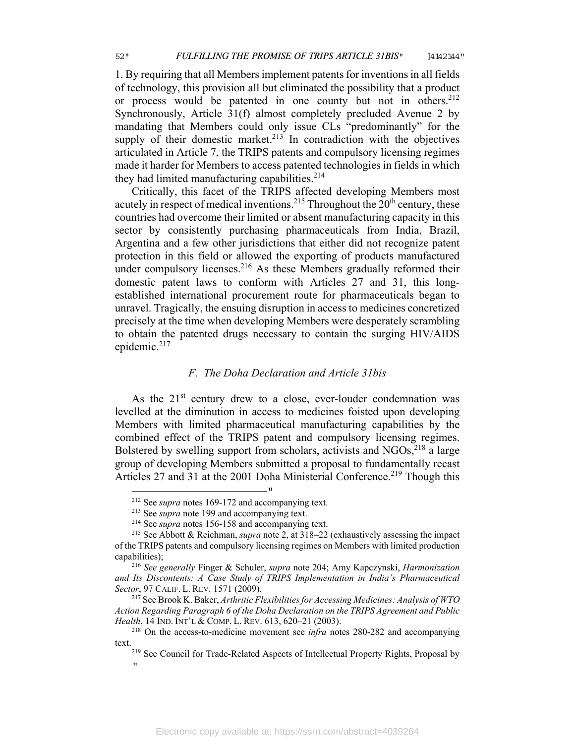1. By requiring that all Members implement patents for inventions in all fields of technology, this provision all but eliminated the possibility that a product or process would be patented in one county but not in others.[212] Synchronously, Article 31(f) almost completely precluded Avenue 2 by mandating that Members could only issue CLs "predominantly" for the supply of their domestic market.[213] In contradiction with the objectives articulated in Article 7, the TRIPS patents and compulsory licensing regimes made it harder for Members to access patented technologies in fields in which they had limited manufacturing capabilities.[214]

Critically, this facet of the TRIPS affected developing Members most acutely in respect of medical inventions.[215] Throughout the 20th century, these countries had overcome their limited or absent manufacturing capacity in this sector by consistently purchasing pharmaceuticals from India, Brazil, Argentina and a few other jurisdictions that either did not recognize patent protection in this field or allowed the exporting of products manufactured under compulsory licenses.[216] As these Members gradually reformed their domestic patent laws to conform with Articles 27 and 31, this long-established international procurement route for pharmaceuticals began to unravel. Tragically, the ensuing disruption in access to medicines concretized precisely at the time when developing Members were desperately scrambling to obtain the patented drugs necessary to contain the surging HIV/AIDS epidemic.[217]

### *F. The Doha Declaration and Article 31bis*

As the 21st century drew to a close, ever-louder condemnation was levelled at the diminution in access to medicines foisted upon developing Members with limited pharmaceutical manufacturing capabilities by the combined effect of the TRIPS patent and compulsory licensing regimes. Bolstered by swelling support from scholars, activists and NGOs,[218] a large group of developing Members submitted a proposal to fundamentally recast Articles 27 and 31 at the 2001 Doha Ministerial Conference.[219] Though this

---

[212] See *supra* notes 169-172 and accompanying text.

[213] See *supra* note 199 and accompanying text.

[214] See *supra* notes 156-158 and accompanying text.

[215] See Abbott & Reichman, *supra* note 2, at 318–22 (exhaustively assessing the impact of the TRIPS patents and compulsory licensing regimes on Members with limited production capabilities);

[216] *See generally* Finger & Schuler, *supra* note 204; Amy Kapczynski, *Harmonization and Its Discontents: A Case Study of TRIPS Implementation in India's Pharmaceutical Sector*, 97 CALIF. L. REV. 1571 (2009).

[217] See Brook K. Baker, *Arthritic Flexibilities for Accessing Medicines: Analysis of WTO Action Regarding Paragraph 6 of the Doha Declaration on the TRIPS Agreement and Public Health*, 14 IND. INT'L & COMP. L. REV. 613, 620–21 (2003).

[218] On the access-to-medicine movement see *infra* notes 280-282 and accompanying text.

[219] See Council for Trade-Related Aspects of Intellectual Property Rights, Proposal by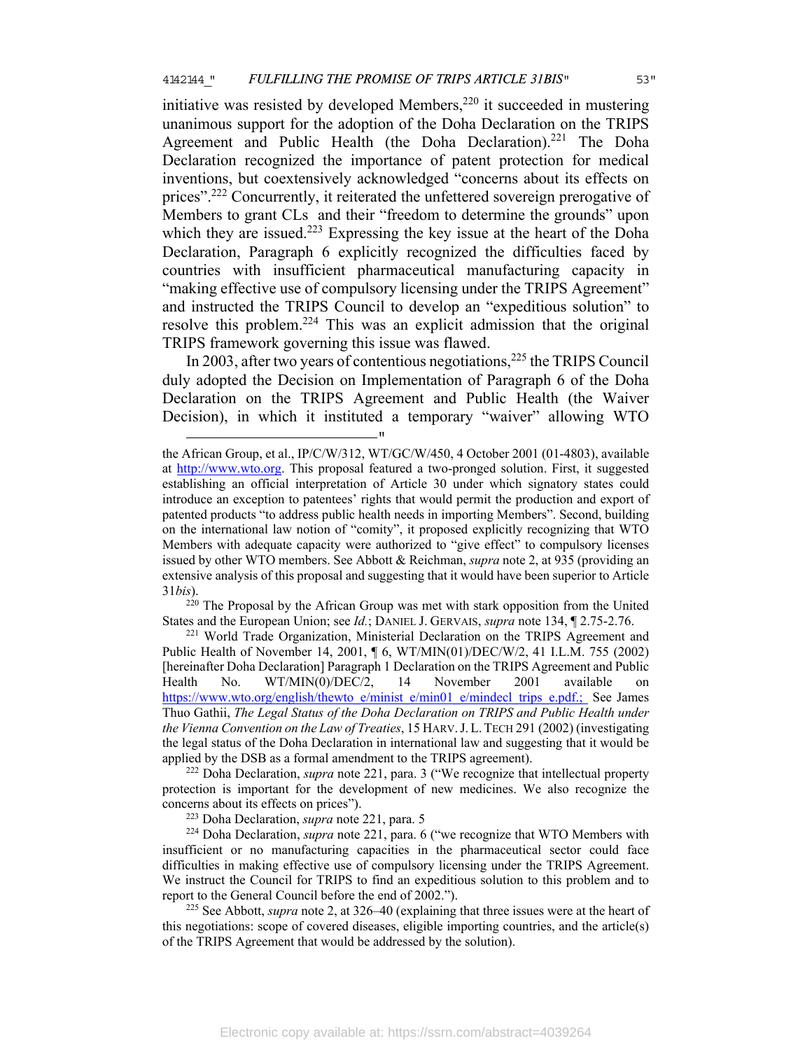initiative was resisted by developed Members,[220] it succeeded in mustering unanimous support for the adoption of the Doha Declaration on the TRIPS Agreement and Public Health (the Doha Declaration).[221] The Doha Declaration recognized the importance of patent protection for medical inventions, but coextensively acknowledged "concerns about its effects on prices".[222] Concurrently, it reiterated the unfettered sovereign prerogative of Members to grant CLs and their "freedom to determine the grounds" upon which they are issued.[223] Expressing the key issue at the heart of the Doha Declaration, Paragraph 6 explicitly recognized the difficulties faced by countries with insufficient pharmaceutical manufacturing capacity in "making effective use of compulsory licensing under the TRIPS Agreement" and instructed the TRIPS Council to develop an "expeditious solution" to resolve this problem.[224] This was an explicit admission that the original TRIPS framework governing this issue was flawed.

In 2003, after two years of contentious negotiations,[225] the TRIPS Council duly adopted the Decision on Implementation of Paragraph 6 of the Doha Declaration on the TRIPS Agreement and Public Health (the Waiver Decision), in which it instituted a temporary "waiver" allowing WTO

---

the African Group, et al., IP/C/W/312, WT/GC/W/450, 4 October 2001 (01-4803), available at http://www.wto.org. This proposal featured a two-pronged solution. First, it suggested establishing an official interpretation of Article 30 under which signatory states could introduce an exception to patentees' rights that would permit the production and export of patented products "to address public health needs in importing Members". Second, building on the international law notion of "comity", it proposed explicitly recognizing that WTO Members with adequate capacity were authorized to "give effect" to compulsory licenses issued by other WTO members. See Abbott & Reichman, *supra* note 2, at 935 (providing an extensive analysis of this proposal and suggesting that it would have been superior to Article 31*bis*).

[220] The Proposal by the African Group was met with stark opposition from the United States and the European Union; see *Id.*; DANIEL J. GERVAIS, *supra* note 134, ¶ 2.75-2.76.

[221] World Trade Organization, Ministerial Declaration on the TRIPS Agreement and Public Health of November 14, 2001, ¶ 6, WT/MIN(01)/DEC/W/2, 41 I.L.M. 755 (2002) [hereinafter Doha Declaration] Paragraph 1 Declaration on the TRIPS Agreement and Public Health No. WT/MIN(0)/DEC/2, 14 November 2001 available on https://www.wto.org/english/thewto_e/minist_e/min01_e/mindecl_trips_e.pdf.; See James Thuo Gathii, *The Legal Status of the Doha Declaration on TRIPS and Public Health under the Vienna Convention on the Law of Treaties*, 15 HARV. J. L. TECH 291 (2002) (investigating the legal status of the Doha Declaration in international law and suggesting that it would be applied by the DSB as a formal amendment to the TRIPS agreement).

[222] Doha Declaration, *supra* note 221, para. 3 ("We recognize that intellectual property protection is important for the development of new medicines. We also recognize the concerns about its effects on prices").

[223] Doha Declaration, *supra* note 221, para. 5

[224] Doha Declaration, *supra* note 221, para. 6 ("we recognize that WTO Members with insufficient or no manufacturing capacities in the pharmaceutical sector could face difficulties in making effective use of compulsory licensing under the TRIPS Agreement. We instruct the Council for TRIPS to find an expeditious solution to this problem and to report to the General Council before the end of 2002.").

[225] See Abbott, *supra* note 2, at 326–40 (explaining that three issues were at the heart of this negotiations: scope of covered diseases, eligible importing countries, and the article(s) of the TRIPS Agreement that would be addressed by the solution).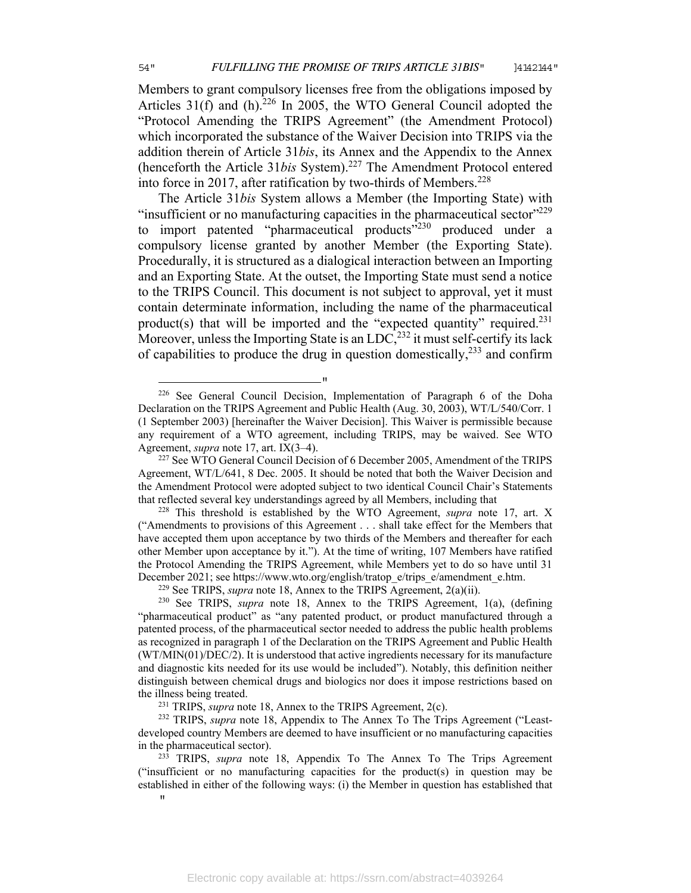Members to grant compulsory licenses free from the obligations imposed by Articles 31(f) and (h).[226] In 2005, the WTO General Council adopted the "Protocol Amending the TRIPS Agreement" (the Amendment Protocol) which incorporated the substance of the Waiver Decision into TRIPS via the addition therein of Article 31*bis*, its Annex and the Appendix to the Annex (henceforth the Article 31*bis* System).[227] The Amendment Protocol entered into force in 2017, after ratification by two-thirds of Members.[228]

The Article 31*bis* System allows a Member (the Importing State) with "insufficient or no manufacturing capacities in the pharmaceutical sector"[229] to import patented "pharmaceutical products"[230] produced under a compulsory license granted by another Member (the Exporting State). Procedurally, it is structured as a dialogical interaction between an Importing and an Exporting State. At the outset, the Importing State must send a notice to the TRIPS Council. This document is not subject to approval, yet it must contain determinate information, including the name of the pharmaceutical product(s) that will be imported and the "expected quantity" required.[231] Moreover, unless the Importing State is an LDC,[232] it must self-certify its lack of capabilities to produce the drug in question domestically,[233] and confirm

---

[226] See General Council Decision, Implementation of Paragraph 6 of the Doha Declaration on the TRIPS Agreement and Public Health (Aug. 30, 2003), WT/L/540/Corr. 1 (1 September 2003) [hereinafter the Waiver Decision]. This Waiver is permissible because any requirement of a WTO agreement, including TRIPS, may be waived. See WTO Agreement, *supra* note 17, art. IX(3–4).

[227] See WTO General Council Decision of 6 December 2005, Amendment of the TRIPS Agreement, WT/L/641, 8 Dec. 2005. It should be noted that both the Waiver Decision and the Amendment Protocol were adopted subject to two identical Council Chair's Statements that reflected several key understandings agreed by all Members, including that

[228] This threshold is established by the WTO Agreement, *supra* note 17, art. X ("Amendments to provisions of this Agreement . . . shall take effect for the Members that have accepted them upon acceptance by two thirds of the Members and thereafter for each other Member upon acceptance by it."). At the time of writing, 107 Members have ratified the Protocol Amending the TRIPS Agreement, while Members yet to do so have until 31 December 2021; see https://www.wto.org/english/tratop_e/trips_e/amendment_e.htm.

[229] See TRIPS, *supra* note 18, Annex to the TRIPS Agreement, 2(a)(ii).

[230] See TRIPS, *supra* note 18, Annex to the TRIPS Agreement, 1(a), (defining "pharmaceutical product" as "any patented product, or product manufactured through a patented process, of the pharmaceutical sector needed to address the public health problems as recognized in paragraph 1 of the Declaration on the TRIPS Agreement and Public Health (WT/MIN(01)/DEC/2). It is understood that active ingredients necessary for its manufacture and diagnostic kits needed for its use would be included"). Notably, this definition neither distinguish between chemical drugs and biologics nor does it impose restrictions based on the illness being treated.

[231] TRIPS, *supra* note 18, Annex to the TRIPS Agreement, 2(c).

[232] TRIPS, *supra* note 18, Appendix to The Annex To The Trips Agreement ("Least-developed country Members are deemed to have insufficient or no manufacturing capacities in the pharmaceutical sector).

[233] TRIPS, *supra* note 18, Appendix To The Annex To The Trips Agreement ("insufficient or no manufacturing capacities for the product(s) in question may be established in either of the following ways: (i) the Member in question has established that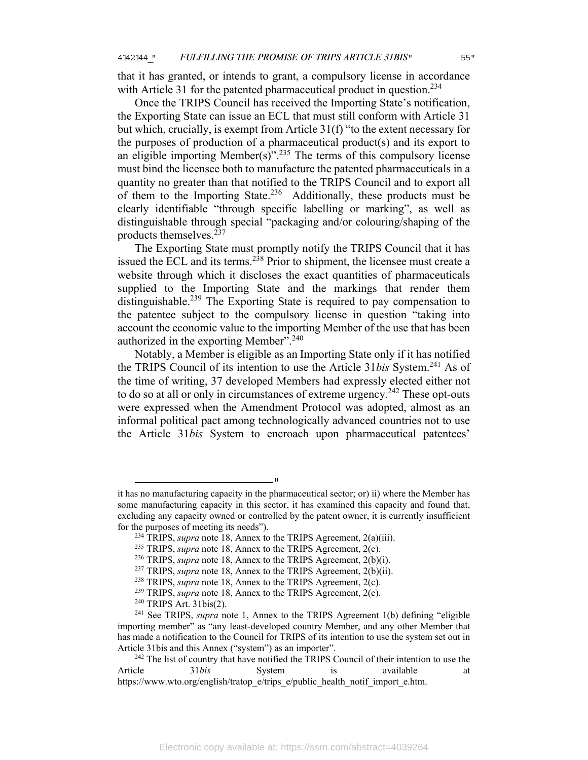that it has granted, or intends to grant, a compulsory license in accordance with Article 31 for the patented pharmaceutical product in question.[234]

Once the TRIPS Council has received the Importing State's notification, the Exporting State can issue an ECL that must still conform with Article 31 but which, crucially, is exempt from Article 31(f) "to the extent necessary for the purposes of production of a pharmaceutical product(s) and its export to an eligible importing Member(s)".[235] The terms of this compulsory license must bind the licensee both to manufacture the patented pharmaceuticals in a quantity no greater than that notified to the TRIPS Council and to export all of them to the Importing State.[236] Additionally, these products must be clearly identifiable "through specific labelling or marking", as well as distinguishable through special "packaging and/or colouring/shaping of the products themselves.[237]

The Exporting State must promptly notify the TRIPS Council that it has issued the ECL and its terms.[238] Prior to shipment, the licensee must create a website through which it discloses the exact quantities of pharmaceuticals supplied to the Importing State and the markings that render them distinguishable.[239] The Exporting State is required to pay compensation to the patentee subject to the compulsory license in question "taking into account the economic value to the importing Member of the use that has been authorized in the exporting Member".[240]

Notably, a Member is eligible as an Importing State only if it has notified the TRIPS Council of its intention to use the Article 31*bis* System.[241] As of the time of writing, 37 developed Members had expressly elected either not to do so at all or only in circumstances of extreme urgency.[242] These opt-outs were expressed when the Amendment Protocol was adopted, almost as an informal political pact among technologically advanced countries not to use the Article 31*bis* System to encroach upon pharmaceutical patentees'

---

it has no manufacturing capacity in the pharmaceutical sector; or) ii) where the Member has some manufacturing capacity in this sector, it has examined this capacity and found that, excluding any capacity owned or controlled by the patent owner, it is currently insufficient for the purposes of meeting its needs").

[234] TRIPS, *supra* note 18, Annex to the TRIPS Agreement, 2(a)(iii).

[235] TRIPS, *supra* note 18, Annex to the TRIPS Agreement, 2(c).

[236] TRIPS, *supra* note 18, Annex to the TRIPS Agreement, 2(b)(i).

[237] TRIPS, *supra* note 18, Annex to the TRIPS Agreement, 2(b)(ii).

[238] TRIPS, *supra* note 18, Annex to the TRIPS Agreement, 2(c).

[239] TRIPS, *supra* note 18, Annex to the TRIPS Agreement, 2(c).

[240] TRIPS Art. 31bis(2).

[241] See TRIPS, *supra* note 1, Annex to the TRIPS Agreement 1(b) defining "eligible importing member" as "any least-developed country Member, and any other Member that has made a notification to the Council for TRIPS of its intention to use the system set out in Article 31bis and this Annex ("system") as an importer".

[242] The list of country that have notified the TRIPS Council of their intention to use the Article 31*bis* System is available at https://www.wto.org/english/tratop_e/trips_e/public_health_notif_import_e.htm.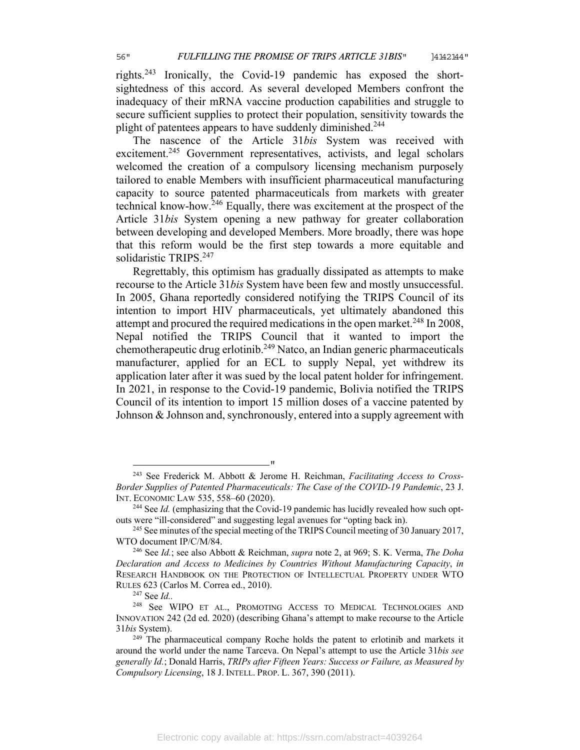rights.[243] Ironically, the Covid-19 pandemic has exposed the short-sightedness of this accord. As several developed Members confront the inadequacy of their mRNA vaccine production capabilities and struggle to secure sufficient supplies to protect their population, sensitivity towards the plight of patentees appears to have suddenly diminished.[244]

The nascence of the Article 31*bis* System was received with excitement.[245] Government representatives, activists, and legal scholars welcomed the creation of a compulsory licensing mechanism purposely tailored to enable Members with insufficient pharmaceutical manufacturing capacity to source patented pharmaceuticals from markets with greater technical know-how.[246] Equally, there was excitement at the prospect of the Article 31*bis* System opening a new pathway for greater collaboration between developing and developed Members. More broadly, there was hope that this reform would be the first step towards a more equitable and solidaristic TRIPS.[247]

Regrettably, this optimism has gradually dissipated as attempts to make recourse to the Article 31*bis* System have been few and mostly unsuccessful. In 2005, Ghana reportedly considered notifying the TRIPS Council of its intention to import HIV pharmaceuticals, yet ultimately abandoned this attempt and procured the required medications in the open market.[248] In 2008, Nepal notified the TRIPS Council that it wanted to import the chemotherapeutic drug erlotinib.[249] Natco, an Indian generic pharmaceuticals manufacturer, applied for an ECL to supply Nepal, yet withdrew its application later after it was sued by the local patent holder for infringement. In 2021, in response to the Covid-19 pandemic, Bolivia notified the TRIPS Council of its intention to import 15 million doses of a vaccine patented by Johnson & Johnson and, synchronously, entered into a supply agreement with

---

[243] See Frederick M. Abbott & Jerome H. Reichman, *Facilitating Access to Cross-Border Supplies of Patented Pharmaceuticals: The Case of the COVID-19 Pandemic*, 23 J. INT. ECONOMIC LAW 535, 558–60 (2020).

[244] See *Id.* (emphasizing that the Covid-19 pandemic has lucidly revealed how such opt-outs were "ill-considered" and suggesting legal avenues for "opting back in).

[245] See minutes of the special meeting of the TRIPS Council meeting of 30 January 2017, WTO document IP/C/M/84.

[246] See *Id.*; see also Abbott & Reichman, *supra* note 2, at 969; S. K. Verma, *The Doha Declaration and Access to Medicines by Countries Without Manufacturing Capacity*, *in* RESEARCH HANDBOOK ON THE PROTECTION OF INTELLECTUAL PROPERTY UNDER WTO RULES 623 (Carlos M. Correa ed., 2010).

[247] See *Id.*.

[248] See WIPO ET AL., PROMOTING ACCESS TO MEDICAL TECHNOLOGIES AND INNOVATION 242 (2d ed. 2020) (describing Ghana's attempt to make recourse to the Article 31*bis* System).

[249] The pharmaceutical company Roche holds the patent to erlotinib and markets it around the world under the name Tarceva. On Nepal's attempt to use the Article 31*bis see generally Id.*; Donald Harris, *TRIPs after Fifteen Years: Success or Failure, as Measured by Compulsory Licensing*, 18 J. INTELL. PROP. L. 367, 390 (2011).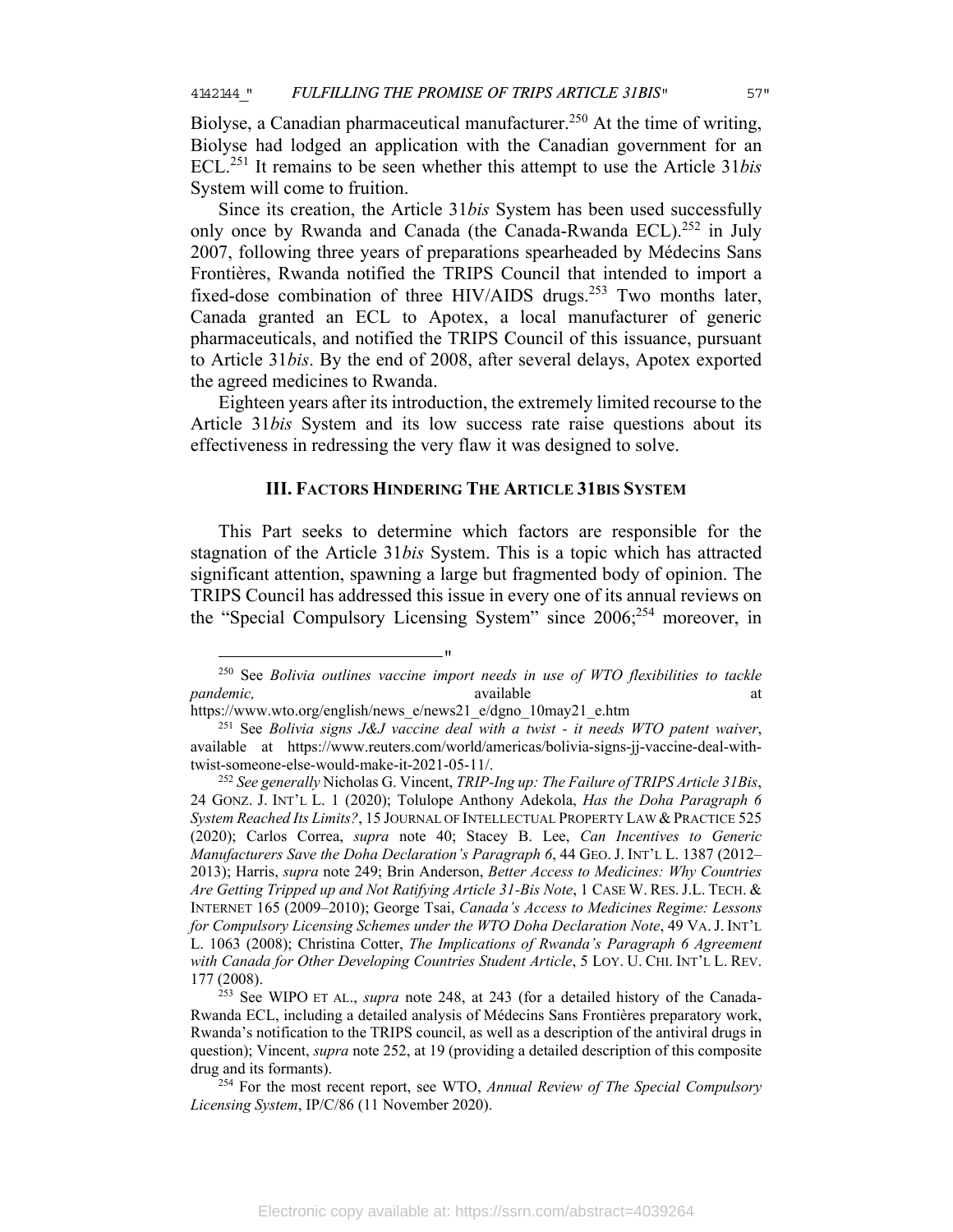Biolyse, a Canadian pharmaceutical manufacturer.[250] At the time of writing, Biolyse had lodged an application with the Canadian government for an ECL.[251] It remains to be seen whether this attempt to use the Article 31*bis* System will come to fruition.

Since its creation, the Article 31*bis* System has been used successfully only once by Rwanda and Canada (the Canada-Rwanda ECL).[252] in July 2007, following three years of preparations spearheaded by Médecins Sans Frontières, Rwanda notified the TRIPS Council that intended to import a fixed-dose combination of three HIV/AIDS drugs.[253] Two months later, Canada granted an ECL to Apotex, a local manufacturer of generic pharmaceuticals, and notified the TRIPS Council of this issuance, pursuant to Article 31*bis*. By the end of 2008, after several delays, Apotex exported the agreed medicines to Rwanda.

Eighteen years after its introduction, the extremely limited recourse to the Article 31*bis* System and its low success rate raise questions about its effectiveness in redressing the very flaw it was designed to solve.

## III. FACTORS HINDERING THE ARTICLE 31BIS SYSTEM

This Part seeks to determine which factors are responsible for the stagnation of the Article 31*bis* System. This is a topic which has attracted significant attention, spawning a large but fragmented body of opinion. The TRIPS Council has addressed this issue in every one of its annual reviews on the "Special Compulsory Licensing System" since 2006;[254] moreover, in

---

[250] See *Bolivia outlines vaccine import needs in use of WTO flexibilities to tackle pandemic,* available at https://www.wto.org/english/news_e/news21_e/dgno_10may21_e.htm

[251] See *Bolivia signs J&J vaccine deal with a twist - it needs WTO patent waiver*, available at https://www.reuters.com/world/americas/bolivia-signs-jj-vaccine-deal-with-twist-someone-else-would-make-it-2021-05-11/.

[252] *See generally* Nicholas G. Vincent, *TRIP-Ing up: The Failure of TRIPS Article 31Bis*, 24 GONZ. J. INT'L L. 1 (2020); Tolulope Anthony Adekola, *Has the Doha Paragraph 6 System Reached Its Limits?*, 15 JOURNAL OF INTELLECTUAL PROPERTY LAW & PRACTICE 525 (2020); Carlos Correa, *supra* note 40; Stacey B. Lee, *Can Incentives to Generic Manufacturers Save the Doha Declaration's Paragraph 6*, 44 GEO. J. INT'L L. 1387 (2012–2013); Harris, *supra* note 249; Brin Anderson, *Better Access to Medicines: Why Countries Are Getting Tripped up and Not Ratifying Article 31-Bis Note*, 1 CASE W. RES. J.L. TECH. & INTERNET 165 (2009–2010); George Tsai, *Canada's Access to Medicines Regime: Lessons for Compulsory Licensing Schemes under the WTO Doha Declaration Note*, 49 VA. J. INT'L L. 1063 (2008); Christina Cotter, *The Implications of Rwanda's Paragraph 6 Agreement with Canada for Other Developing Countries Student Article*, 5 LOY. U. CHI. INT'L L. REV. 177 (2008).

[253] See WIPO ET AL., *supra* note 248, at 243 (for a detailed history of the Canada-Rwanda ECL, including a detailed analysis of Médecins Sans Frontières preparatory work, Rwanda's notification to the TRIPS council, as well as a description of the antiviral drugs in question); Vincent, *supra* note 252, at 19 (providing a detailed description of this composite drug and its formants).

[254] For the most recent report, see WTO, *Annual Review of The Special Compulsory Licensing System*, IP/C/86 (11 November 2020).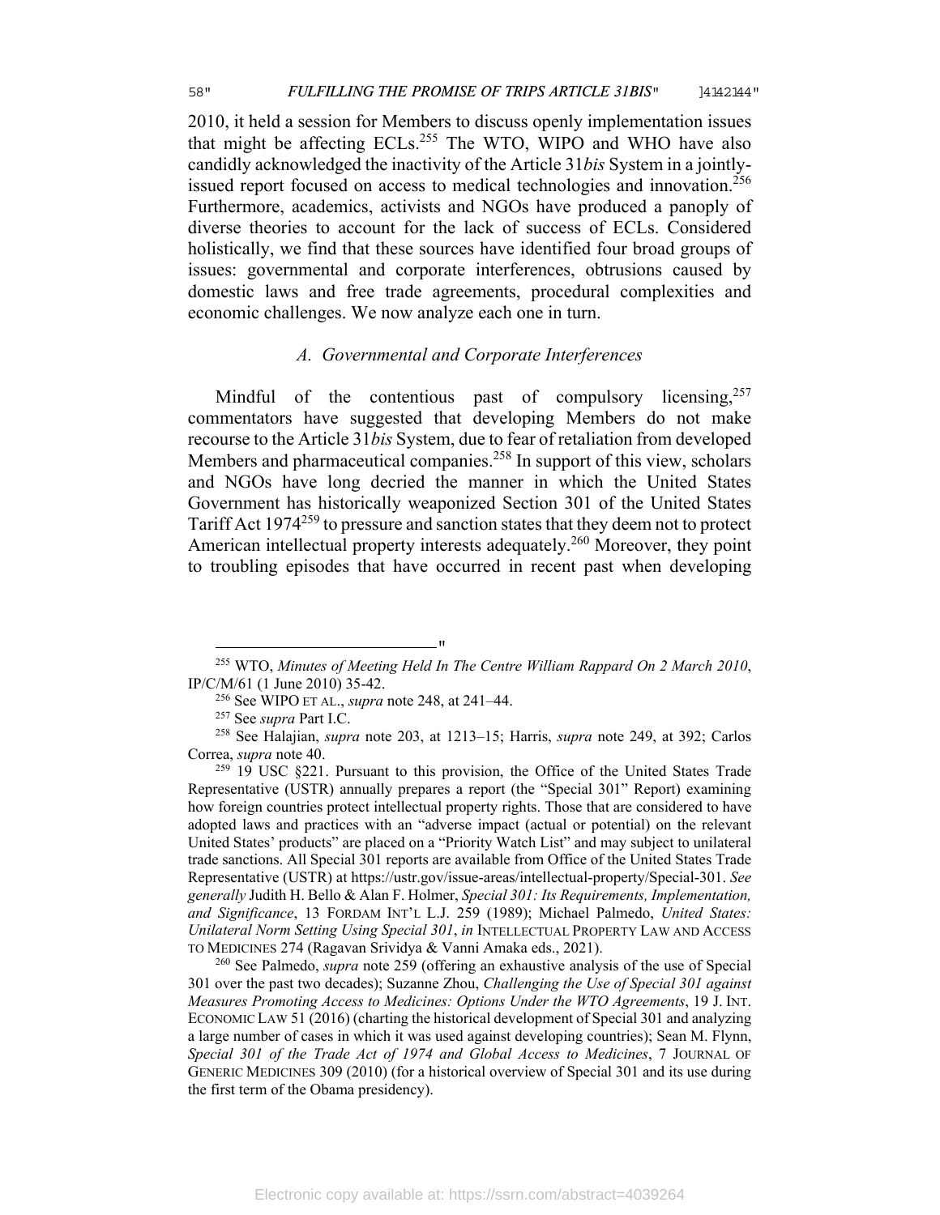2010, it held a session for Members to discuss openly implementation issues that might be affecting ECLs.[255] The WTO, WIPO and WHO have also candidly acknowledged the inactivity of the Article 31*bis* System in a jointly-issued report focused on access to medical technologies and innovation.[256] Furthermore, academics, activists and NGOs have produced a panoply of diverse theories to account for the lack of success of ECLs. Considered holistically, we find that these sources have identified four broad groups of issues: governmental and corporate interferences, obtrusions caused by domestic laws and free trade agreements, procedural complexities and economic challenges. We now analyze each one in turn.

### *A. Governmental and Corporate Interferences*

Mindful of the contentious past of compulsory licensing,[257] commentators have suggested that developing Members do not make recourse to the Article 31*bis* System, due to fear of retaliation from developed Members and pharmaceutical companies.[258] In support of this view, scholars and NGOs have long decried the manner in which the United States Government has historically weaponized Section 301 of the United States Tariff Act 1974[259] to pressure and sanction states that they deem not to protect American intellectual property interests adequately.[260] Moreover, they point to troubling episodes that have occurred in recent past when developing

---

[255] WTO, *Minutes of Meeting Held In The Centre William Rappard On 2 March 2010*, IP/C/M/61 (1 June 2010) 35-42.

[256] See WIPO ET AL., *supra* note 248, at 241–44.

[257] See *supra* Part I.C.

[258] See Halajian, *supra* note 203, at 1213–15; Harris, *supra* note 249, at 392; Carlos Correa, *supra* note 40.

[259] 19 USC §221. Pursuant to this provision, the Office of the United States Trade Representative (USTR) annually prepares a report (the "Special 301" Report) examining how foreign countries protect intellectual property rights. Those that are considered to have adopted laws and practices with an "adverse impact (actual or potential) on the relevant United States' products" are placed on a "Priority Watch List" and may subject to unilateral trade sanctions. All Special 301 reports are available from Office of the United States Trade Representative (USTR) at https://ustr.gov/issue-areas/intellectual-property/Special-301. *See generally* Judith H. Bello & Alan F. Holmer, *Special 301: Its Requirements, Implementation, and Significance*, 13 FORDAM INT'L L.J. 259 (1989); Michael Palmedo, *United States: Unilateral Norm Setting Using Special 301*, *in* INTELLECTUAL PROPERTY LAW AND ACCESS TO MEDICINES 274 (Ragavan Srividya & Vanni Amaka eds., 2021).

[260] See Palmedo, *supra* note 259 (offering an exhaustive analysis of the use of Special 301 over the past two decades); Suzanne Zhou, *Challenging the Use of Special 301 against Measures Promoting Access to Medicines: Options Under the WTO Agreements*, 19 J. INT. ECONOMIC LAW 51 (2016) (charting the historical development of Special 301 and analyzing a large number of cases in which it was used against developing countries); Sean M. Flynn, *Special 301 of the Trade Act of 1974 and Global Access to Medicines*, 7 JOURNAL OF GENERIC MEDICINES 309 (2010) (for a historical overview of Special 301 and its use during the first term of the Obama presidency).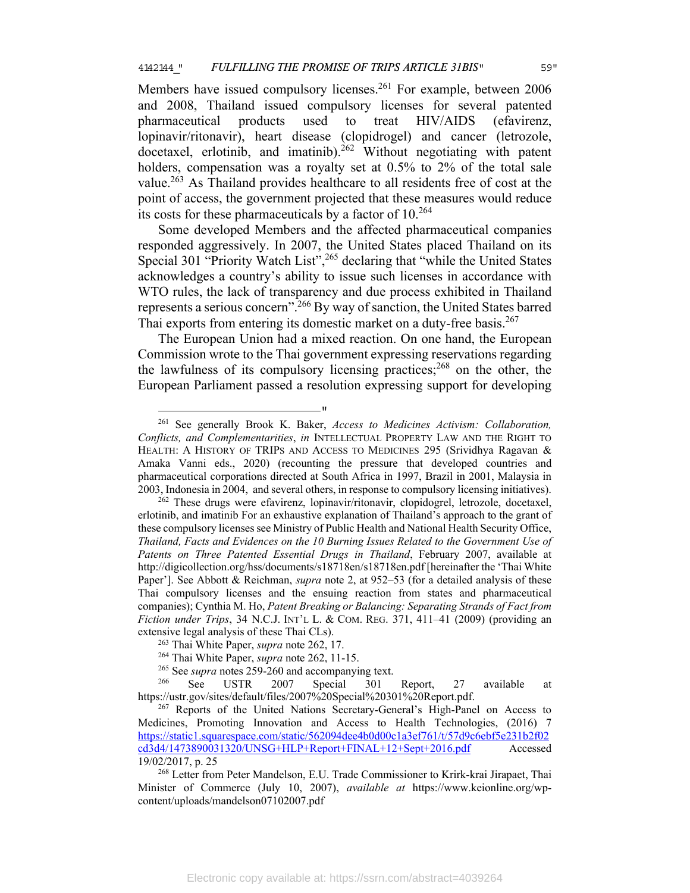Members have issued compulsory licenses.[261] For example, between 2006 and 2008, Thailand issued compulsory licenses for several patented pharmaceutical products used to treat HIV/AIDS (efavirenz, lopinavir/ritonavir), heart disease (clopidrogel) and cancer (letrozole, docetaxel, erlotinib, and imatinib).[262] Without negotiating with patent holders, compensation was a royalty set at 0.5% to 2% of the total sale value.[263] As Thailand provides healthcare to all residents free of cost at the point of access, the government projected that these measures would reduce its costs for these pharmaceuticals by a factor of 10.[264]

Some developed Members and the affected pharmaceutical companies responded aggressively. In 2007, the United States placed Thailand on its Special 301 "Priority Watch List",[265] declaring that "while the United States acknowledges a country's ability to issue such licenses in accordance with WTO rules, the lack of transparency and due process exhibited in Thailand represents a serious concern".[266] By way of sanction, the United States barred Thai exports from entering its domestic market on a duty-free basis.[267]

The European Union had a mixed reaction. On one hand, the European Commission wrote to the Thai government expressing reservations regarding the lawfulness of its compulsory licensing practices;[268] on the other, the European Parliament passed a resolution expressing support for developing

---

[261] See generally Brook K. Baker, *Access to Medicines Activism: Collaboration, Conflicts, and Complementarities*, *in* INTELLECTUAL PROPERTY LAW AND THE RIGHT TO HEALTH: A HISTORY OF TRIPS AND ACCESS TO MEDICINES 295 (Srividhya Ragavan & Amaka Vanni eds., 2020) (recounting the pressure that developed countries and pharmaceutical corporations directed at South Africa in 1997, Brazil in 2001, Malaysia in 2003, Indonesia in 2004, and several others, in response to compulsory licensing initiatives).

[262] These drugs were efavirenz, lopinavir/ritonavir, clopidogrel, letrozole, docetaxel, erlotinib, and imatinib For an exhaustive explanation of Thailand's approach to the grant of these compulsory licenses see Ministry of Public Health and National Health Security Office, *Thailand, Facts and Evidences on the 10 Burning Issues Related to the Government Use of Patents on Three Patented Essential Drugs in Thailand*, February 2007, available at http://digicollection.org/hss/documents/s18718en/s18718en.pdf [hereinafter the 'Thai White Paper']. See Abbott & Reichman, *supra* note 2, at 952–53 (for a detailed analysis of these Thai compulsory licenses and the ensuing reaction from states and pharmaceutical companies); Cynthia M. Ho, *Patent Breaking or Balancing: Separating Strands of Fact from Fiction under Trips*, 34 N.C.J. INT'L L. & COM. REG. 371, 411–41 (2009) (providing an extensive legal analysis of these Thai CLs).

[263] Thai White Paper, *supra* note 262, 17.

[264] Thai White Paper, *supra* note 262, 11-15.

[265] See *supra* notes 259-260 and accompanying text.

[266] See USTR 2007 Special 301 Report, 27 available at https://ustr.gov/sites/default/files/2007%20Special%20301%20Report.pdf.

[267] Reports of the United Nations Secretary-General's High-Panel on Access to Medicines, Promoting Innovation and Access to Health Technologies, (2016) 7 https://static1.squarespace.com/static/562094dee4b0d00c1a3ef761/t/57d9c6ebf5e231b2f02cd3d4/1473890031320/UNSG+HLP+Report+FINAL+12+Sept+2016.pdf Accessed 19/02/2017, p. 25

[268] Letter from Peter Mandelson, E.U. Trade Commissioner to Krirk-krai Jirapaet, Thai Minister of Commerce (July 10, 2007), *available at* https://www.keionline.org/wp-content/uploads/mandelson07102007.pdf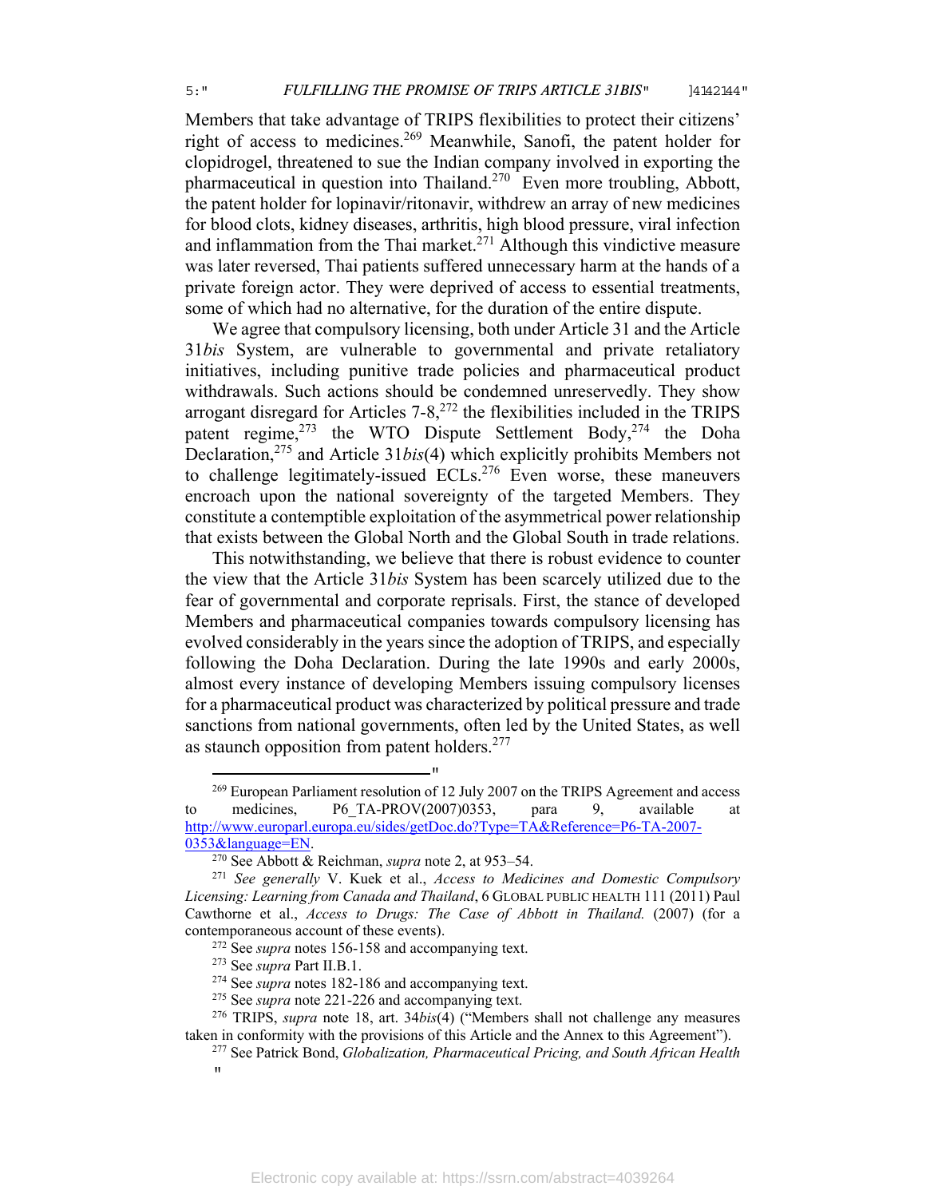Members that take advantage of TRIPS flexibilities to protect their citizens' right of access to medicines.[269] Meanwhile, Sanofi, the patent holder for clopidrogel, threatened to sue the Indian company involved in exporting the pharmaceutical in question into Thailand.[270] Even more troubling, Abbott, the patent holder for lopinavir/ritonavir, withdrew an array of new medicines for blood clots, kidney diseases, arthritis, high blood pressure, viral infection and inflammation from the Thai market.[271] Although this vindictive measure was later reversed, Thai patients suffered unnecessary harm at the hands of a private foreign actor. They were deprived of access to essential treatments, some of which had no alternative, for the duration of the entire dispute.

We agree that compulsory licensing, both under Article 31 and the Article 31*bis* System, are vulnerable to governmental and private retaliatory initiatives, including punitive trade policies and pharmaceutical product withdrawals. Such actions should be condemned unreservedly. They show arrogant disregard for Articles 7-8,[272] the flexibilities included in the TRIPS patent regime,[273] the WTO Dispute Settlement Body,[274] the Doha Declaration,[275] and Article 31*bis*(4) which explicitly prohibits Members not to challenge legitimately-issued ECLs.[276] Even worse, these maneuvers encroach upon the national sovereignty of the targeted Members. They constitute a contemptible exploitation of the asymmetrical power relationship that exists between the Global North and the Global South in trade relations.

This notwithstanding, we believe that there is robust evidence to counter the view that the Article 31*bis* System has been scarcely utilized due to the fear of governmental and corporate reprisals. First, the stance of developed Members and pharmaceutical companies towards compulsory licensing has evolved considerably in the years since the adoption of TRIPS, and especially following the Doha Declaration. During the late 1990s and early 2000s, almost every instance of developing Members issuing compulsory licenses for a pharmaceutical product was characterized by political pressure and trade sanctions from national governments, often led by the United States, as well as staunch opposition from patent holders.[277]

---

[269] European Parliament resolution of 12 July 2007 on the TRIPS Agreement and access to medicines, P6_TA-PROV(2007)0353, para 9, available at http://www.europarl.europa.eu/sides/getDoc.do?Type=TA&Reference=P6-TA-2007-0353&language=EN.

[270] See Abbott & Reichman, *supra* note 2, at 953–54.

[271] *See generally* V. Kuek et al., *Access to Medicines and Domestic Compulsory Licensing: Learning from Canada and Thailand*, 6 GLOBAL PUBLIC HEALTH 111 (2011) Paul Cawthorne et al., *Access to Drugs: The Case of Abbott in Thailand.* (2007) (for a contemporaneous account of these events).

[272] See *supra* notes 156-158 and accompanying text.

[273] See *supra* Part II.B.1.

[274] See *supra* notes 182-186 and accompanying text.

[275] See *supra* note 221-226 and accompanying text.

[276] TRIPS, *supra* note 18, art. 34*bis*(4) ("Members shall not challenge any measures taken in conformity with the provisions of this Article and the Annex to this Agreement").

[277] See Patrick Bond, *Globalization, Pharmaceutical Pricing, and South African Health*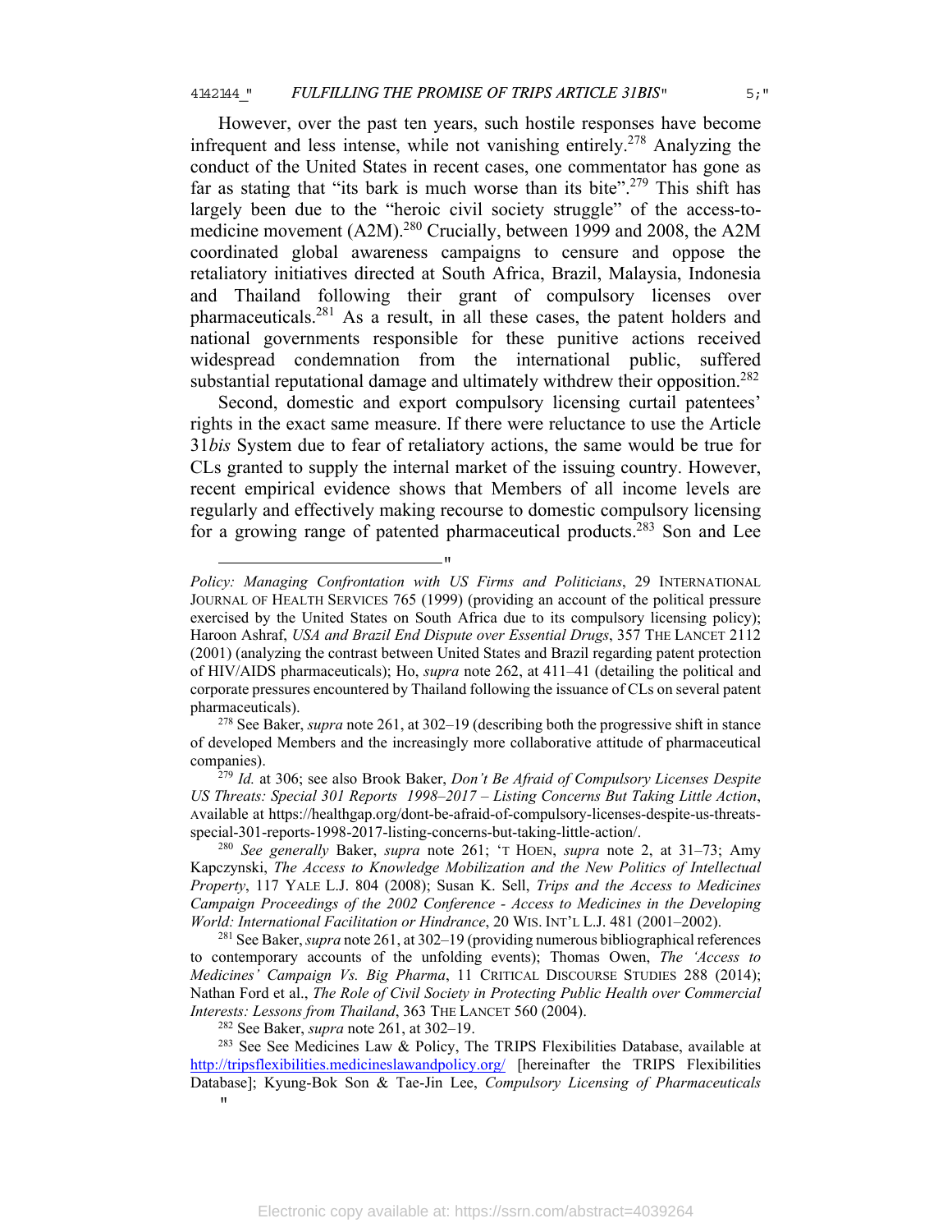However, over the past ten years, such hostile responses have become infrequent and less intense, while not vanishing entirely.[278] Analyzing the conduct of the United States in recent cases, one commentator has gone as far as stating that "its bark is much worse than its bite".[279] This shift has largely been due to the "heroic civil society struggle" of the access-to-medicine movement (A2M).[280] Crucially, between 1999 and 2008, the A2M coordinated global awareness campaigns to censure and oppose the retaliatory initiatives directed at South Africa, Brazil, Malaysia, Indonesia and Thailand following their grant of compulsory licenses over pharmaceuticals.[281] As a result, in all these cases, the patent holders and national governments responsible for these punitive actions received widespread condemnation from the international public, suffered substantial reputational damage and ultimately withdrew their opposition.[282]

Second, domestic and export compulsory licensing curtail patentees' rights in the exact same measure. If there were reluctance to use the Article 31*bis* System due to fear of retaliatory actions, the same would be true for CLs granted to supply the internal market of the issuing country. However, recent empirical evidence shows that Members of all income levels are regularly and effectively making recourse to domestic compulsory licensing for a growing range of patented pharmaceutical products.[283] Son and Lee

---

*Policy: Managing Confrontation with US Firms and Politicians*, 29 INTERNATIONAL JOURNAL OF HEALTH SERVICES 765 (1999) (providing an account of the political pressure exercised by the United States on South Africa due to its compulsory licensing policy); Haroon Ashraf, *USA and Brazil End Dispute over Essential Drugs*, 357 THE LANCET 2112 (2001) (analyzing the contrast between United States and Brazil regarding patent protection of HIV/AIDS pharmaceuticals); Ho, *supra* note 262, at 411–41 (detailing the political and corporate pressures encountered by Thailand following the issuance of CLs on several patent pharmaceuticals).

[278] See Baker, *supra* note 261, at 302–19 (describing both the progressive shift in stance of developed Members and the increasingly more collaborative attitude of pharmaceutical companies).

[279] *Id.* at 306; see also Brook Baker, *Don't Be Afraid of Compulsory Licenses Despite US Threats: Special 301 Reports 1998–2017 – Listing Concerns But Taking Little Action*, Available at https://healthgap.org/dont-be-afraid-of-compulsory-licenses-despite-us-threats-special-301-reports-1998-2017-listing-concerns-but-taking-little-action/.

[280] *See generally* Baker, *supra* note 261; 'T HOEN, *supra* note 2, at 31–73; Amy Kapczynski, *The Access to Knowledge Mobilization and the New Politics of Intellectual Property*, 117 YALE L.J. 804 (2008); Susan K. Sell, *Trips and the Access to Medicines Campaign Proceedings of the 2002 Conference - Access to Medicines in the Developing World: International Facilitation or Hindrance*, 20 WIS. INT'L L.J. 481 (2001–2002).

[281] See Baker, *supra* note 261, at 302–19 (providing numerous bibliographical references to contemporary accounts of the unfolding events); Thomas Owen, *The 'Access to Medicines' Campaign Vs. Big Pharma*, 11 CRITICAL DISCOURSE STUDIES 288 (2014); Nathan Ford et al., *The Role of Civil Society in Protecting Public Health over Commercial Interests: Lessons from Thailand*, 363 THE LANCET 560 (2004).

[282] See Baker, *supra* note 261, at 302–19.

[283] See See Medicines Law & Policy, The TRIPS Flexibilities Database, available at http://tripsflexibilities.medicineslawandpolicy.org/ [hereinafter the TRIPS Flexibilities Database]; Kyung-Bok Son & Tae-Jin Lee, *Compulsory Licensing of Pharmaceuticals*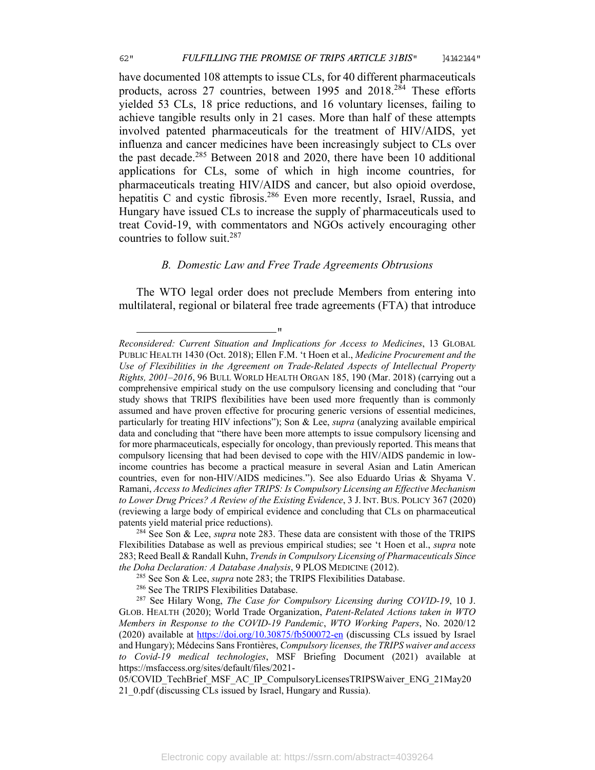have documented 108 attempts to issue CLs, for 40 different pharmaceuticals products, across 27 countries, between 1995 and 2018.[284] These efforts yielded 53 CLs, 18 price reductions, and 16 voluntary licenses, failing to achieve tangible results only in 21 cases. More than half of these attempts involved patented pharmaceuticals for the treatment of HIV/AIDS, yet influenza and cancer medicines have been increasingly subject to CLs over the past decade.[285] Between 2018 and 2020, there have been 10 additional applications for CLs, some of which in high income countries, for pharmaceuticals treating HIV/AIDS and cancer, but also opioid overdose, hepatitis C and cystic fibrosis.[286] Even more recently, Israel, Russia, and Hungary have issued CLs to increase the supply of pharmaceuticals used to treat Covid-19, with commentators and NGOs actively encouraging other countries to follow suit.[287]

### *B. Domestic Law and Free Trade Agreements Obtrusions*

The WTO legal order does not preclude Members from entering into multilateral, regional or bilateral free trade agreements (FTA) that introduce

---

*Reconsidered: Current Situation and Implications for Access to Medicines*, 13 GLOBAL PUBLIC HEALTH 1430 (Oct. 2018); Ellen F.M. 't Hoen et al., *Medicine Procurement and the Use of Flexibilities in the Agreement on Trade-Related Aspects of Intellectual Property Rights, 2001–2016*, 96 BULL WORLD HEALTH ORGAN 185, 190 (Mar. 2018) (carrying out a comprehensive empirical study on the use compulsory licensing and concluding that "our study shows that TRIPS flexibilities have been used more frequently than is commonly assumed and have proven effective for procuring generic versions of essential medicines, particularly for treating HIV infections"); Son & Lee, *supra* (analyzing available empirical data and concluding that "there have been more attempts to issue compulsory licensing and for more pharmaceuticals, especially for oncology, than previously reported. This means that compulsory licensing that had been devised to cope with the HIV/AIDS pandemic in low-income countries has become a practical measure in several Asian and Latin American countries, even for non-HIV/AIDS medicines."). See also Eduardo Urias & Shyama V. Ramani, *Access to Medicines after TRIPS: Is Compulsory Licensing an Effective Mechanism to Lower Drug Prices? A Review of the Existing Evidence*, 3 J. INT. BUS. POLICY 367 (2020) (reviewing a large body of empirical evidence and concluding that CLs on pharmaceutical patents yield material price reductions).

[284] See Son & Lee, *supra* note 283. These data are consistent with those of the TRIPS Flexibilities Database as well as previous empirical studies; see 't Hoen et al., *supra* note 283; Reed Beall & Randall Kuhn, *Trends in Compulsory Licensing of Pharmaceuticals Since the Doha Declaration: A Database Analysis*, 9 PLOS MEDICINE (2012).

[285] See Son & Lee, *supra* note 283; the TRIPS Flexibilities Database.

[286] See The TRIPS Flexibilities Database.

[287] See Hilary Wong, *The Case for Compulsory Licensing during COVID-19*, 10 J. GLOB. HEALTH (2020); World Trade Organization, *Patent-Related Actions taken in WTO Members in Response to the COVID-19 Pandemic*, *WTO Working Papers*, No. 2020/12 (2020) available at https://doi.org/10.30875/fb500072-en (discussing CLs issued by Israel and Hungary); Médecins Sans Frontières, *Compulsory licenses, the TRIPS waiver and access to Covid-19 medical technologies*, MSF Briefing Document (2021) available at https://msfaccess.org/sites/default/files/2021-05/COVID_TechBrief_MSF_AC_IP_CompulsoryLicensesTRIPSWaiver_ENG_21May2021_0.pdf (discussing CLs issued by Israel, Hungary and Russia).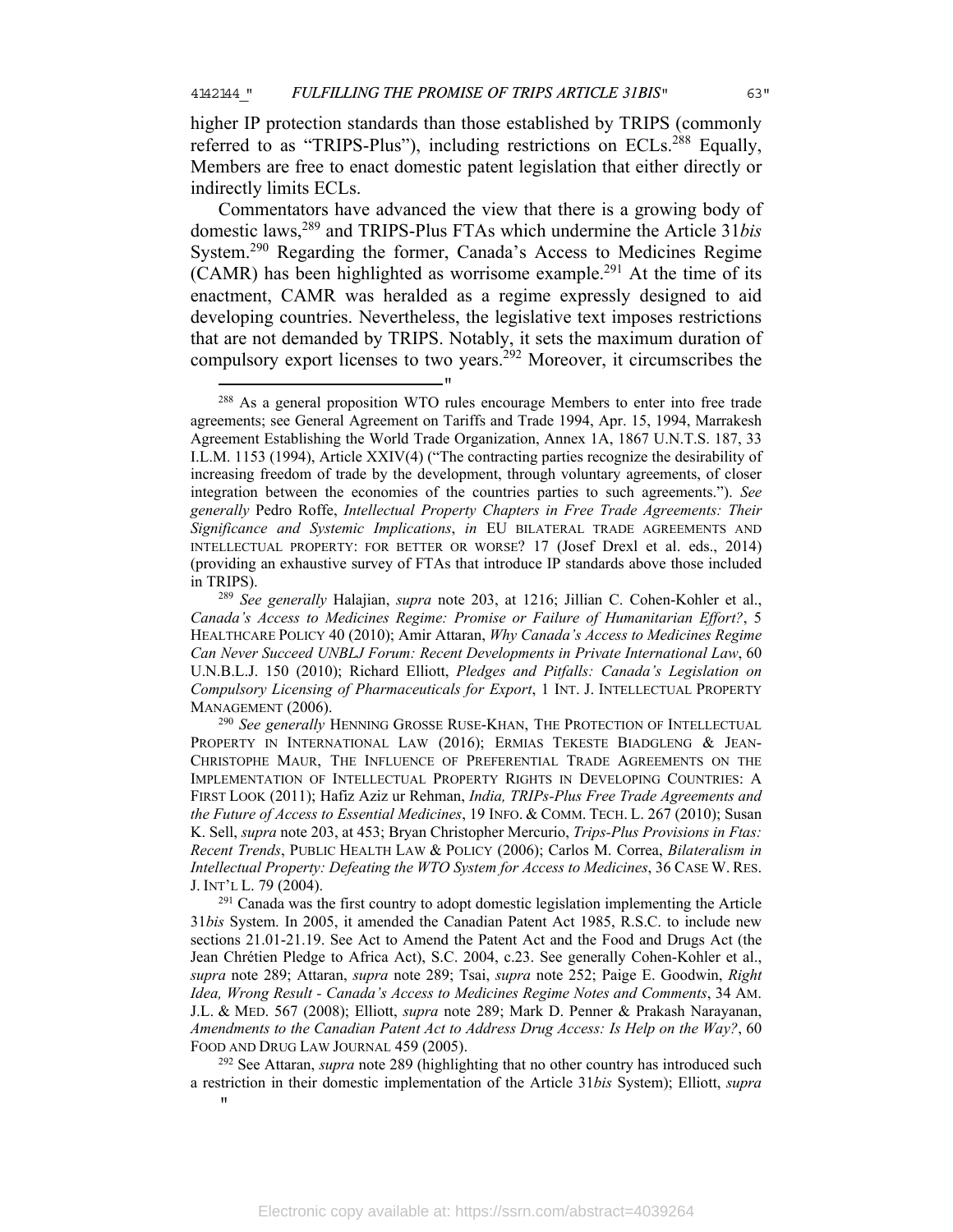higher IP protection standards than those established by TRIPS (commonly referred to as "TRIPS-Plus"), including restrictions on ECLs.[288] Equally, Members are free to enact domestic patent legislation that either directly or indirectly limits ECLs.

Commentators have advanced the view that there is a growing body of domestic laws,[289] and TRIPS-Plus FTAs which undermine the Article 31*bis* System.[290] Regarding the former, Canada's Access to Medicines Regime (CAMR) has been highlighted as worrisome example.[291] At the time of its enactment, CAMR was heralded as a regime expressly designed to aid developing countries. Nevertheless, the legislative text imposes restrictions that are not demanded by TRIPS. Notably, it sets the maximum duration of compulsory export licenses to two years.[292] Moreover, it circumscribes the

---

[288] As a general proposition WTO rules encourage Members to enter into free trade agreements; see General Agreement on Tariffs and Trade 1994, Apr. 15, 1994, Marrakesh Agreement Establishing the World Trade Organization, Annex 1A, 1867 U.N.T.S. 187, 33 I.L.M. 1153 (1994), Article XXIV(4) ("The contracting parties recognize the desirability of increasing freedom of trade by the development, through voluntary agreements, of closer integration between the economies of the countries parties to such agreements."). *See generally* Pedro Roffe, *Intellectual Property Chapters in Free Trade Agreements: Their Significance and Systemic Implications*, *in* EU BILATERAL TRADE AGREEMENTS AND INTELLECTUAL PROPERTY: FOR BETTER OR WORSE? 17 (Josef Drexl et al. eds., 2014) (providing an exhaustive survey of FTAs that introduce IP standards above those included in TRIPS).

[289] *See generally* Halajian, *supra* note 203, at 1216; Jillian C. Cohen-Kohler et al., *Canada's Access to Medicines Regime: Promise or Failure of Humanitarian Effort?*, 5 HEALTHCARE POLICY 40 (2010); Amir Attaran, *Why Canada's Access to Medicines Regime Can Never Succeed UNBLJ Forum: Recent Developments in Private International Law*, 60 U.N.B.L.J. 150 (2010); Richard Elliott, *Pledges and Pitfalls: Canada's Legislation on Compulsory Licensing of Pharmaceuticals for Export*, 1 INT. J. INTELLECTUAL PROPERTY MANAGEMENT (2006).

[290] *See generally* HENNING GROSSE RUSE-KHAN, THE PROTECTION OF INTELLECTUAL PROPERTY IN INTERNATIONAL LAW (2016); ERMIAS TEKESTE BIADGLENG & JEAN-CHRISTOPHE MAUR, THE INFLUENCE OF PREFERENTIAL TRADE AGREEMENTS ON THE IMPLEMENTATION OF INTELLECTUAL PROPERTY RIGHTS IN DEVELOPING COUNTRIES: A FIRST LOOK (2011); Hafiz Aziz ur Rehman, *India, TRIPs-Plus Free Trade Agreements and the Future of Access to Essential Medicines*, 19 INFO. & COMM. TECH. L. 267 (2010); Susan K. Sell, *supra* note 203, at 453; Bryan Christopher Mercurio, *Trips-Plus Provisions in Ftas: Recent Trends*, PUBLIC HEALTH LAW & POLICY (2006); Carlos M. Correa, *Bilateralism in Intellectual Property: Defeating the WTO System for Access to Medicines*, 36 CASE W. RES. J. INT'L L. 79 (2004).

[291] Canada was the first country to adopt domestic legislation implementing the Article 31*bis* System. In 2005, it amended the Canadian Patent Act 1985, R.S.C. to include new sections 21.01-21.19. See Act to Amend the Patent Act and the Food and Drugs Act (the Jean Chrétien Pledge to Africa Act), S.C. 2004, c.23. See generally Cohen-Kohler et al., *supra* note 289; Attaran, *supra* note 289; Tsai, *supra* note 252; Paige E. Goodwin, *Right Idea, Wrong Result - Canada's Access to Medicines Regime Notes and Comments*, 34 AM. J.L. & MED. 567 (2008); Elliott, *supra* note 289; Mark D. Penner & Prakash Narayanan, *Amendments to the Canadian Patent Act to Address Drug Access: Is Help on the Way?*, 60 FOOD AND DRUG LAW JOURNAL 459 (2005).

[292] See Attaran, *supra* note 289 (highlighting that no other country has introduced such a restriction in their domestic implementation of the Article 31*bis* System); Elliott, *supra*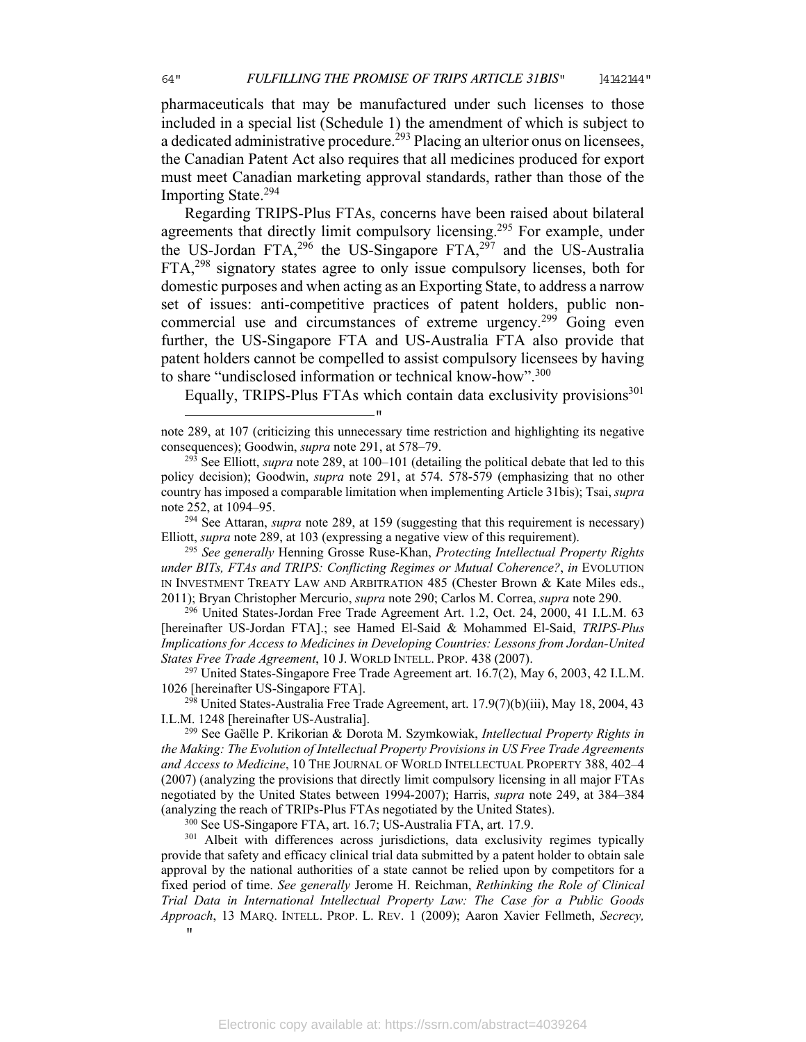pharmaceuticals that may be manufactured under such licenses to those included in a special list (Schedule 1) the amendment of which is subject to a dedicated administrative procedure.[293] Placing an ulterior onus on licensees, the Canadian Patent Act also requires that all medicines produced for export must meet Canadian marketing approval standards, rather than those of the Importing State.[294]

Regarding TRIPS-Plus FTAs, concerns have been raised about bilateral agreements that directly limit compulsory licensing.[295] For example, under the US-Jordan FTA,[296] the US-Singapore FTA,[297] and the US-Australia FTA,[298] signatory states agree to only issue compulsory licenses, both for domestic purposes and when acting as an Exporting State, to address a narrow set of issues: anti-competitive practices of patent holders, public non-commercial use and circumstances of extreme urgency.[299] Going even further, the US-Singapore FTA and US-Australia FTA also provide that patent holders cannot be compelled to assist compulsory licensees by having to share "undisclosed information or technical know-how".[300]

Equally, TRIPS-Plus FTAs which contain data exclusivity provisions[301]

---

note 289, at 107 (criticizing this unnecessary time restriction and highlighting its negative consequences); Goodwin, *supra* note 291, at 578–79.

[293] See Elliott, *supra* note 289, at 100–101 (detailing the political debate that led to this policy decision); Goodwin, *supra* note 291, at 574. 578-579 (emphasizing that no other country has imposed a comparable limitation when implementing Article 31bis); Tsai, *supra* note 252, at 1094–95.

[294] See Attaran, *supra* note 289, at 159 (suggesting that this requirement is necessary) Elliott, *supra* note 289, at 103 (expressing a negative view of this requirement).

[295] *See generally* Henning Grosse Ruse-Khan, *Protecting Intellectual Property Rights under BITs, FTAs and TRIPS: Conflicting Regimes or Mutual Coherence?*, *in* EVOLUTION IN INVESTMENT TREATY LAW AND ARBITRATION 485 (Chester Brown & Kate Miles eds., 2011); Bryan Christopher Mercurio, *supra* note 290; Carlos M. Correa, *supra* note 290.

[296] United States-Jordan Free Trade Agreement Art. 1.2, Oct. 24, 2000, 41 I.L.M. 63 [hereinafter US-Jordan FTA].; see Hamed El-Said & Mohammed El-Said, *TRIPS-Plus Implications for Access to Medicines in Developing Countries: Lessons from Jordan-United States Free Trade Agreement*, 10 J. WORLD INTELL. PROP. 438 (2007).

[297] United States-Singapore Free Trade Agreement art. 16.7(2), May 6, 2003, 42 I.L.M. 1026 [hereinafter US-Singapore FTA].

[298] United States-Australia Free Trade Agreement, art. 17.9(7)(b)(iii), May 18, 2004, 43 I.L.M. 1248 [hereinafter US-Australia].

[299] See Gaëlle P. Krikorian & Dorota M. Szymkowiak, *Intellectual Property Rights in the Making: The Evolution of Intellectual Property Provisions in US Free Trade Agreements and Access to Medicine*, 10 THE JOURNAL OF WORLD INTELLECTUAL PROPERTY 388, 402–4 (2007) (analyzing the provisions that directly limit compulsory licensing in all major FTAs negotiated by the United States between 1994-2007); Harris, *supra* note 249, at 384–384 (analyzing the reach of TRIPs-Plus FTAs negotiated by the United States).

[300] See US-Singapore FTA, art. 16.7; US-Australia FTA, art. 17.9.

[301] Albeit with differences across jurisdictions, data exclusivity regimes typically provide that safety and efficacy clinical trial data submitted by a patent holder to obtain sale approval by the national authorities of a state cannot be relied upon by competitors for a fixed period of time. *See generally* Jerome H. Reichman, *Rethinking the Role of Clinical Trial Data in International Intellectual Property Law: The Case for a Public Goods Approach*, 13 MARQ. INTELL. PROP. L. REV. 1 (2009); Aaron Xavier Fellmeth, *Secrecy,*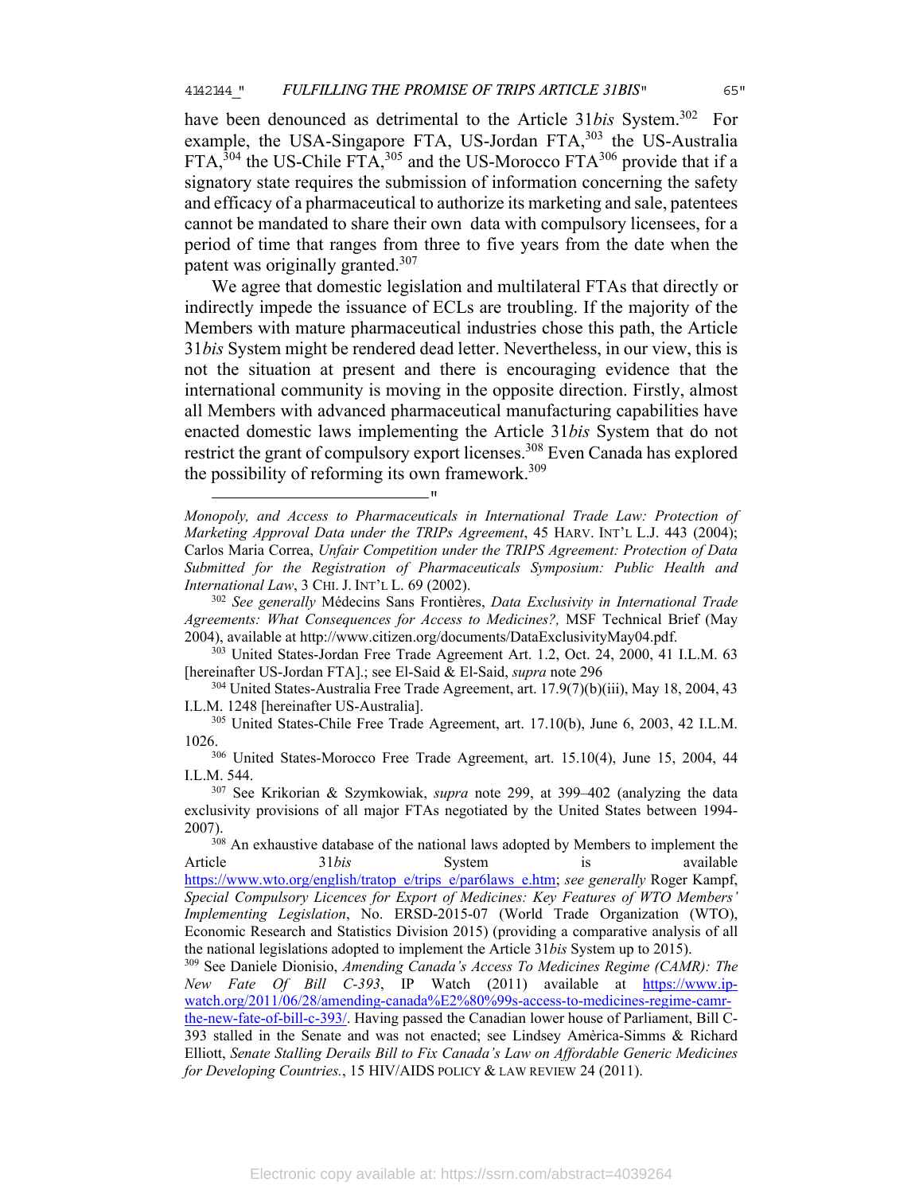have been denounced as detrimental to the Article 31*bis* System.[302] For example, the USA-Singapore FTA, US-Jordan FTA,[303] the US-Australia FTA,[304] the US-Chile FTA,[305] and the US-Morocco FTA[306] provide that if a signatory state requires the submission of information concerning the safety and efficacy of a pharmaceutical to authorize its marketing and sale, patentees cannot be mandated to share their own data with compulsory licensees, for a period of time that ranges from three to five years from the date when the patent was originally granted.[307]

We agree that domestic legislation and multilateral FTAs that directly or indirectly impede the issuance of ECLs are troubling. If the majority of the Members with mature pharmaceutical industries chose this path, the Article 31*bis* System might be rendered dead letter. Nevertheless, in our view, this is not the situation at present and there is encouraging evidence that the international community is moving in the opposite direction. Firstly, almost all Members with advanced pharmaceutical manufacturing capabilities have enacted domestic laws implementing the Article 31*bis* System that do not restrict the grant of compulsory export licenses.[308] Even Canada has explored the possibility of reforming its own framework.[309]

---

*Monopoly, and Access to Pharmaceuticals in International Trade Law: Protection of Marketing Approval Data under the TRIPs Agreement*, 45 HARV. INT'L L.J. 443 (2004); Carlos Maria Correa, *Unfair Competition under the TRIPS Agreement: Protection of Data Submitted for the Registration of Pharmaceuticals Symposium: Public Health and International Law*, 3 CHI. J. INT'L L. 69 (2002).

[302] *See generally* Médecins Sans Frontières, *Data Exclusivity in International Trade Agreements: What Consequences for Access to Medicines?,* MSF Technical Brief (May 2004), available at http://www.citizen.org/documents/DataExclusivityMay04.pdf.

[303] United States-Jordan Free Trade Agreement Art. 1.2, Oct. 24, 2000, 41 I.L.M. 63 [hereinafter US-Jordan FTA].; see El-Said & El-Said, *supra* note 296

[304] United States-Australia Free Trade Agreement, art. 17.9(7)(b)(iii), May 18, 2004, 43 I.L.M. 1248 [hereinafter US-Australia].

[305] United States-Chile Free Trade Agreement, art. 17.10(b), June 6, 2003, 42 I.L.M. 1026.

[306] United States-Morocco Free Trade Agreement, art. 15.10(4), June 15, 2004, 44 I.L.M. 544.

[307] See Krikorian & Szymkowiak, *supra* note 299, at 399–402 (analyzing the data exclusivity provisions of all major FTAs negotiated by the United States between 1994-2007).

[308] An exhaustive database of the national laws adopted by Members to implement the Article 31*bis* System is available https://www.wto.org/english/tratop_e/trips_e/par6laws_e.htm; *see generally* Roger Kampf, *Special Compulsory Licences for Export of Medicines: Key Features of WTO Members' Implementing Legislation*, No. ERSD-2015-07 (World Trade Organization (WTO), Economic Research and Statistics Division 2015) (providing a comparative analysis of all the national legislations adopted to implement the Article 31*bis* System up to 2015).

[309] See Daniele Dionisio, *Amending Canada's Access To Medicines Regime (CAMR): The New Fate Of Bill C-393*, IP Watch (2011) available at https://www.ip-watch.org/2011/06/28/amending-canada%E2%80%99s-access-to-medicines-regime-camr-the-new-fate-of-bill-c-393/. Having passed the Canadian lower house of Parliament, Bill C-393 stalled in the Senate and was not enacted; see Lindsey Amèrica-Simms & Richard Elliott, *Senate Stalling Derails Bill to Fix Canada's Law on Affordable Generic Medicines for Developing Countries.*, 15 HIV/AIDS POLICY & LAW REVIEW 24 (2011).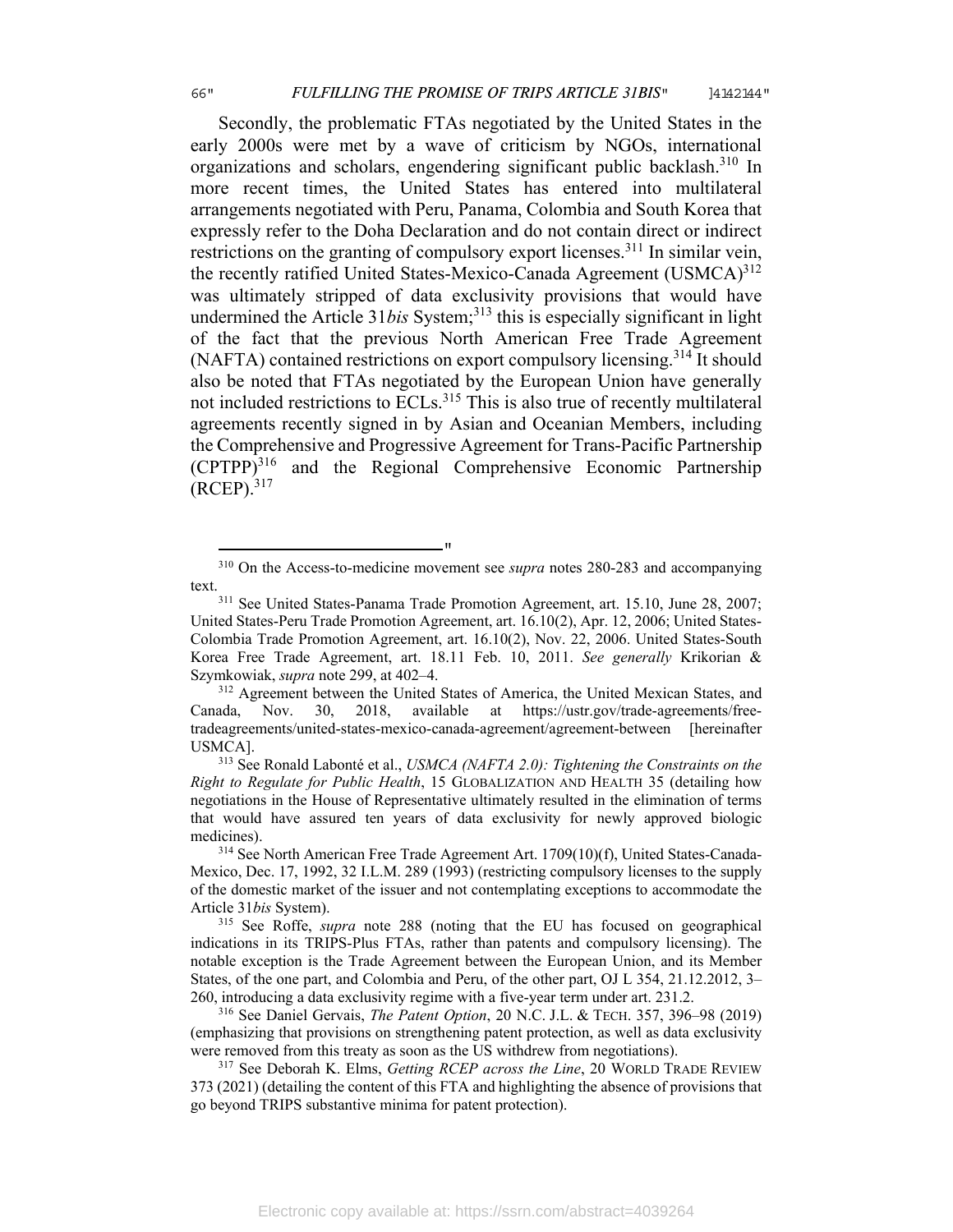Secondly, the problematic FTAs negotiated by the United States in the early 2000s were met by a wave of criticism by NGOs, international organizations and scholars, engendering significant public backlash.[310] In more recent times, the United States has entered into multilateral arrangements negotiated with Peru, Panama, Colombia and South Korea that expressly refer to the Doha Declaration and do not contain direct or indirect restrictions on the granting of compulsory export licenses.[311] In similar vein, the recently ratified United States-Mexico-Canada Agreement (USMCA)[312] was ultimately stripped of data exclusivity provisions that would have undermined the Article 31*bis* System;[313] this is especially significant in light of the fact that the previous North American Free Trade Agreement (NAFTA) contained restrictions on export compulsory licensing.[314] It should also be noted that FTAs negotiated by the European Union have generally not included restrictions to ECLs.[315] This is also true of recently multilateral agreements recently signed in by Asian and Oceanian Members, including the Comprehensive and Progressive Agreement for Trans-Pacific Partnership (CPTPP)[316] and the Regional Comprehensive Economic Partnership (RCEP).[317]

---

[310] On the Access-to-medicine movement see *supra* notes 280-283 and accompanying text.

[311] See United States-Panama Trade Promotion Agreement, art. 15.10, June 28, 2007; United States-Peru Trade Promotion Agreement, art. 16.10(2), Apr. 12, 2006; United States-Colombia Trade Promotion Agreement, art. 16.10(2), Nov. 22, 2006. United States-South Korea Free Trade Agreement, art. 18.11 Feb. 10, 2011. *See generally* Krikorian & Szymkowiak, *supra* note 299, at 402–4.

[312] Agreement between the United States of America, the United Mexican States, and Canada, Nov. 30, 2018, available at https://ustr.gov/trade-agreements/free-tradeagreements/united-states-mexico-canada-agreement/agreement-between [hereinafter USMCA].

[313] See Ronald Labonté et al., *USMCA (NAFTA 2.0): Tightening the Constraints on the Right to Regulate for Public Health*, 15 GLOBALIZATION AND HEALTH 35 (detailing how negotiations in the House of Representative ultimately resulted in the elimination of terms that would have assured ten years of data exclusivity for newly approved biologic medicines).

[314] See North American Free Trade Agreement Art. 1709(10)(f), United States-Canada-Mexico, Dec. 17, 1992, 32 I.L.M. 289 (1993) (restricting compulsory licenses to the supply of the domestic market of the issuer and not contemplating exceptions to accommodate the Article 31*bis* System).

[315] See Roffe, *supra* note 288 (noting that the EU has focused on geographical indications in its TRIPS-Plus FTAs, rather than patents and compulsory licensing). The notable exception is the Trade Agreement between the European Union, and its Member States, of the one part, and Colombia and Peru, of the other part, OJ L 354, 21.12.2012, 3–260, introducing a data exclusivity regime with a five-year term under art. 231.2.

[316] See Daniel Gervais, *The Patent Option*, 20 N.C. J.L. & TECH. 357, 396–98 (2019) (emphasizing that provisions on strengthening patent protection, as well as data exclusivity were removed from this treaty as soon as the US withdrew from negotiations).

[317] See Deborah K. Elms, *Getting RCEP across the Line*, 20 WORLD TRADE REVIEW 373 (2021) (detailing the content of this FTA and highlighting the absence of provisions that go beyond TRIPS substantive minima for patent protection).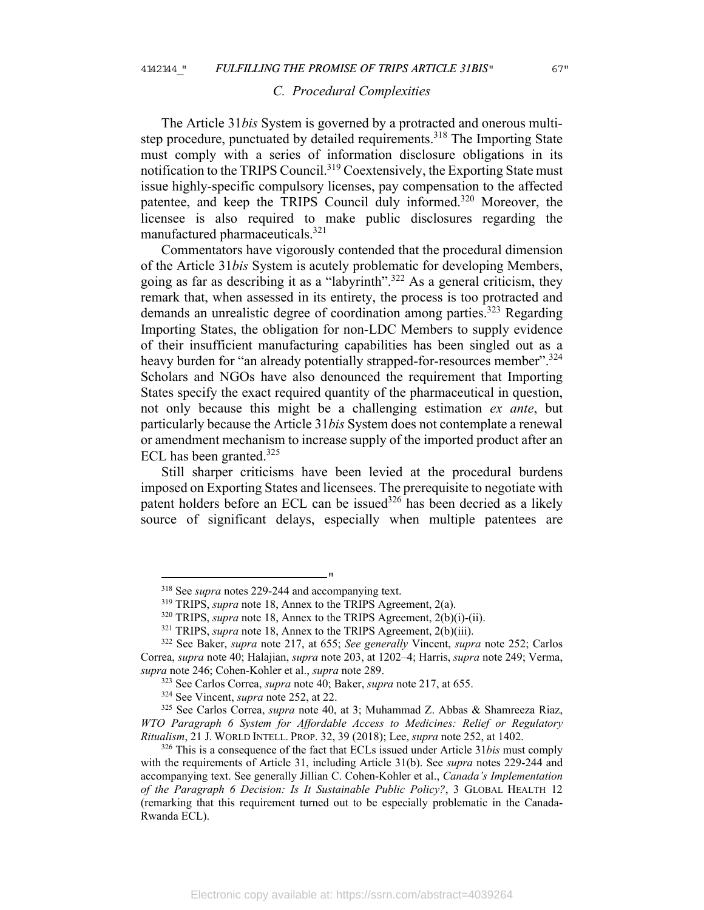### C. Procedural Complexities

The Article 31*bis* System is governed by a protracted and onerous multi-step procedure, punctuated by detailed requirements.[318] The Importing State must comply with a series of information disclosure obligations in its notification to the TRIPS Council.[319] Coextensively, the Exporting State must issue highly-specific compulsory licenses, pay compensation to the affected patentee, and keep the TRIPS Council duly informed.[320] Moreover, the licensee is also required to make public disclosures regarding the manufactured pharmaceuticals.[321]

Commentators have vigorously contended that the procedural dimension of the Article 31*bis* System is acutely problematic for developing Members, going as far as describing it as a "labyrinth".[322] As a general criticism, they remark that, when assessed in its entirety, the process is too protracted and demands an unrealistic degree of coordination among parties.[323] Regarding Importing States, the obligation for non-LDC Members to supply evidence of their insufficient manufacturing capabilities has been singled out as a heavy burden for "an already potentially strapped-for-resources member".[324] Scholars and NGOs have also denounced the requirement that Importing States specify the exact required quantity of the pharmaceutical in question, not only because this might be a challenging estimation *ex ante*, but particularly because the Article 31*bis* System does not contemplate a renewal or amendment mechanism to increase supply of the imported product after an ECL has been granted.[325]

Still sharper criticisms have been levied at the procedural burdens imposed on Exporting States and licensees. The prerequisite to negotiate with patent holders before an ECL can be issued[326] has been decried as a likely source of significant delays, especially when multiple patentees are

---

[318] See *supra* notes 229-244 and accompanying text.

[319] TRIPS, *supra* note 18, Annex to the TRIPS Agreement, 2(a).

[320] TRIPS, *supra* note 18, Annex to the TRIPS Agreement, 2(b)(i)-(ii).

[321] TRIPS, *supra* note 18, Annex to the TRIPS Agreement, 2(b)(iii).

[322] See Baker, *supra* note 217, at 655; *See generally* Vincent, *supra* note 252; Carlos Correa, *supra* note 40; Halajian, *supra* note 203, at 1202–4; Harris, *supra* note 249; Verma, *supra* note 246; Cohen-Kohler et al., *supra* note 289.

[323] See Carlos Correa, *supra* note 40; Baker, *supra* note 217, at 655.

[324] See Vincent, *supra* note 252, at 22.

[325] See Carlos Correa, *supra* note 40, at 3; Muhammad Z. Abbas & Shamreeza Riaz, *WTO Paragraph 6 System for Affordable Access to Medicines: Relief or Regulatory Ritualism*, 21 J. WORLD INTELL. PROP. 32, 39 (2018); Lee, *supra* note 252, at 1402.

[326] This is a consequence of the fact that ECLs issued under Article 31*bis* must comply with the requirements of Article 31, including Article 31(b). See *supra* notes 229-244 and accompanying text. See generally Jillian C. Cohen-Kohler et al., *Canada's Implementation of the Paragraph 6 Decision: Is It Sustainable Public Policy?*, 3 GLOBAL HEALTH 12 (remarking that this requirement turned out to be especially problematic in the Canada-Rwanda ECL).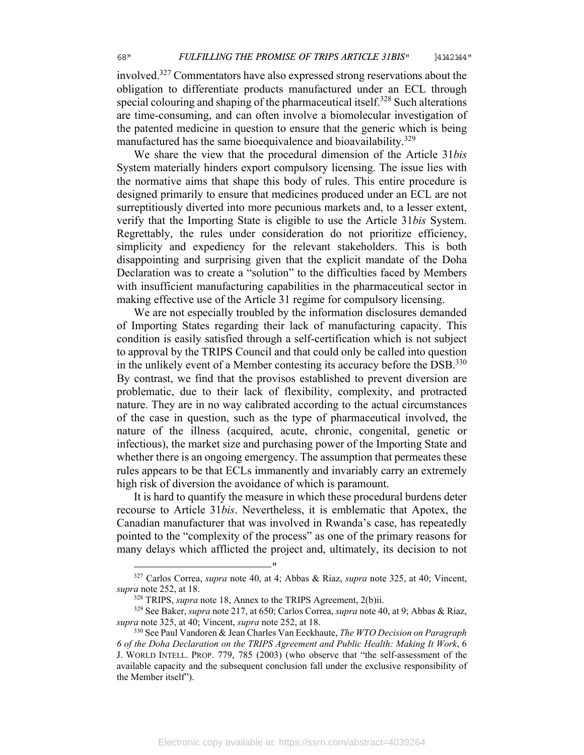involved.[327] Commentators have also expressed strong reservations about the obligation to differentiate products manufactured under an ECL through special colouring and shaping of the pharmaceutical itself.[328] Such alterations are time-consuming, and can often involve a biomolecular investigation of the patented medicine in question to ensure that the generic which is being manufactured has the same bioequivalence and bioavailability.[329]

We share the view that the procedural dimension of the Article 31*bis* System materially hinders export compulsory licensing. The issue lies with the normative aims that shape this body of rules. This entire procedure is designed primarily to ensure that medicines produced under an ECL are not surreptitiously diverted into more pecunious markets and, to a lesser extent, verify that the Importing State is eligible to use the Article 31*bis* System. Regrettably, the rules under consideration do not prioritize efficiency, simplicity and expediency for the relevant stakeholders. This is both disappointing and surprising given that the explicit mandate of the Doha Declaration was to create a "solution" to the difficulties faced by Members with insufficient manufacturing capabilities in the pharmaceutical sector in making effective use of the Article 31 regime for compulsory licensing.

We are not especially troubled by the information disclosures demanded of Importing States regarding their lack of manufacturing capacity. This condition is easily satisfied through a self-certification which is not subject to approval by the TRIPS Council and that could only be called into question in the unlikely event of a Member contesting its accuracy before the DSB.[330] By contrast, we find that the provisos established to prevent diversion are problematic, due to their lack of flexibility, complexity, and protracted nature. They are in no way calibrated according to the actual circumstances of the case in question, such as the type of pharmaceutical involved, the nature of the illness (acquired, acute, chronic, congenital, genetic or infectious), the market size and purchasing power of the Importing State and whether there is an ongoing emergency. The assumption that permeates these rules appears to be that ECLs immanently and invariably carry an extremely high risk of diversion the avoidance of which is paramount.

It is hard to quantify the measure in which these procedural burdens deter recourse to Article 31*bis*. Nevertheless, it is emblematic that Apotex, the Canadian manufacturer that was involved in Rwanda's case, has repeatedly pointed to the "complexity of the process" as one of the primary reasons for many delays which afflicted the project and, ultimately, its decision to not

---

[327] Carlos Correa, *supra* note 40, at 4; Abbas & Riaz, *supra* note 325, at 40; Vincent, *supra* note 252, at 18.

[328] TRIPS, *supra* note 18, Annex to the TRIPS Agreement, 2(b)ii.

[329] See Baker, *supra* note 217, at 650; Carlos Correa, *supra* note 40, at 9; Abbas & Riaz, *supra* note 325, at 40; Vincent, *supra* note 252, at 18.

[330] See Paul Vandoren & Jean Charles Van Eeckhaute, *The WTO Decision on Paragraph 6 of the Doha Declaration on the TRIPS Agreement and Public Health: Making It Work*, 6 J. WORLD INTELL. PROP. 779, 785 (2003) (who observe that "the self-assessment of the available capacity and the subsequent conclusion fall under the exclusive responsibility of the Member itself").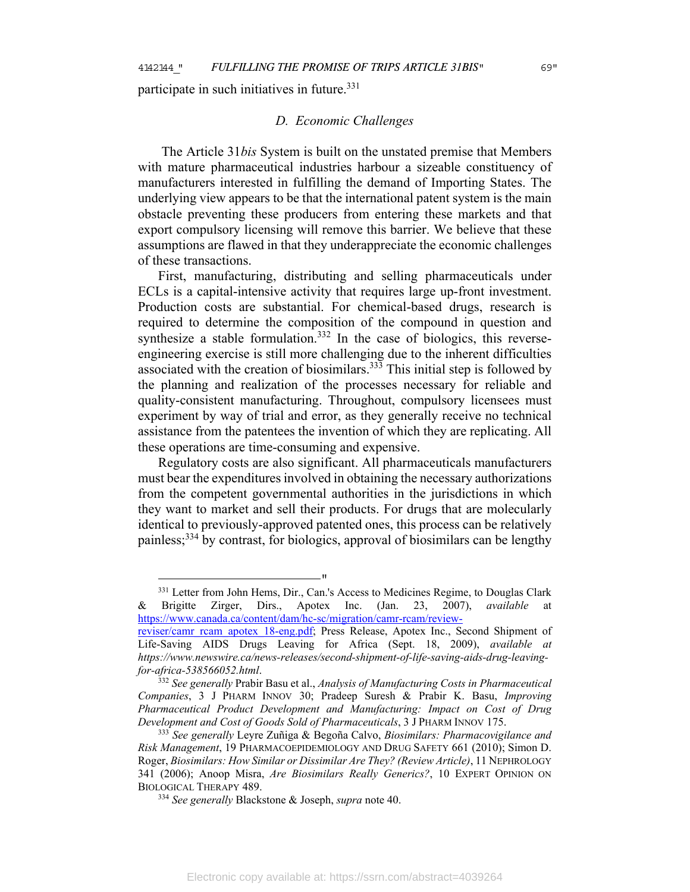participate in such initiatives in future.[331]

### D. Economic Challenges

The Article 31*bis* System is built on the unstated premise that Members with mature pharmaceutical industries harbour a sizeable constituency of manufacturers interested in fulfilling the demand of Importing States. The underlying view appears to be that the international patent system is the main obstacle preventing these producers from entering these markets and that export compulsory licensing will remove this barrier. We believe that these assumptions are flawed in that they underappreciate the economic challenges of these transactions.

First, manufacturing, distributing and selling pharmaceuticals under ECLs is a capital-intensive activity that requires large up-front investment. Production costs are substantial. For chemical-based drugs, research is required to determine the composition of the compound in question and synthesize a stable formulation.[332] In the case of biologics, this reverse-engineering exercise is still more challenging due to the inherent difficulties associated with the creation of biosimilars.[333] This initial step is followed by the planning and realization of the processes necessary for reliable and quality-consistent manufacturing. Throughout, compulsory licensees must experiment by way of trial and error, as they generally receive no technical assistance from the patentees the invention of which they are replicating. All these operations are time-consuming and expensive.

Regulatory costs are also significant. All pharmaceuticals manufacturers must bear the expenditures involved in obtaining the necessary authorizations from the competent governmental authorities in the jurisdictions in which they want to market and sell their products. For drugs that are molecularly identical to previously-approved patented ones, this process can be relatively painless;[334] by contrast, for biologics, approval of biosimilars can be lengthy

---

[331] Letter from John Hems, Dir., Can.'s Access to Medicines Regime, to Douglas Clark & Brigitte Zirger, Dirs., Apotex Inc. (Jan. 23, 2007), *available* at https://www.canada.ca/content/dam/hc-sc/migration/camr-rcam/review-reviser/camr_rcam_apotex_18-eng.pdf; Press Release, Apotex Inc., Second Shipment of Life-Saving AIDS Drugs Leaving for Africa (Sept. 18, 2009), *available at https://www.newswire.ca/news-releases/second-shipment-of-life-saving-aids-drug-leaving-for-africa-538566052.html*.

[332] *See generally* Prabir Basu et al., *Analysis of Manufacturing Costs in Pharmaceutical Companies*, 3 J PHARM INNOV 30; Pradeep Suresh & Prabir K. Basu, *Improving Pharmaceutical Product Development and Manufacturing: Impact on Cost of Drug Development and Cost of Goods Sold of Pharmaceuticals*, 3 J PHARM INNOV 175.

[333] *See generally* Leyre Zuñiga & Begoña Calvo, *Biosimilars: Pharmacovigilance and Risk Management*, 19 PHARMACOEPIDEMIOLOGY AND DRUG SAFETY 661 (2010); Simon D. Roger, *Biosimilars: How Similar or Dissimilar Are They? (Review Article)*, 11 NEPHROLOGY 341 (2006); Anoop Misra, *Are Biosimilars Really Generics?*, 10 EXPERT OPINION ON BIOLOGICAL THERAPY 489.

[334] *See generally* Blackstone & Joseph, *supra* note 40.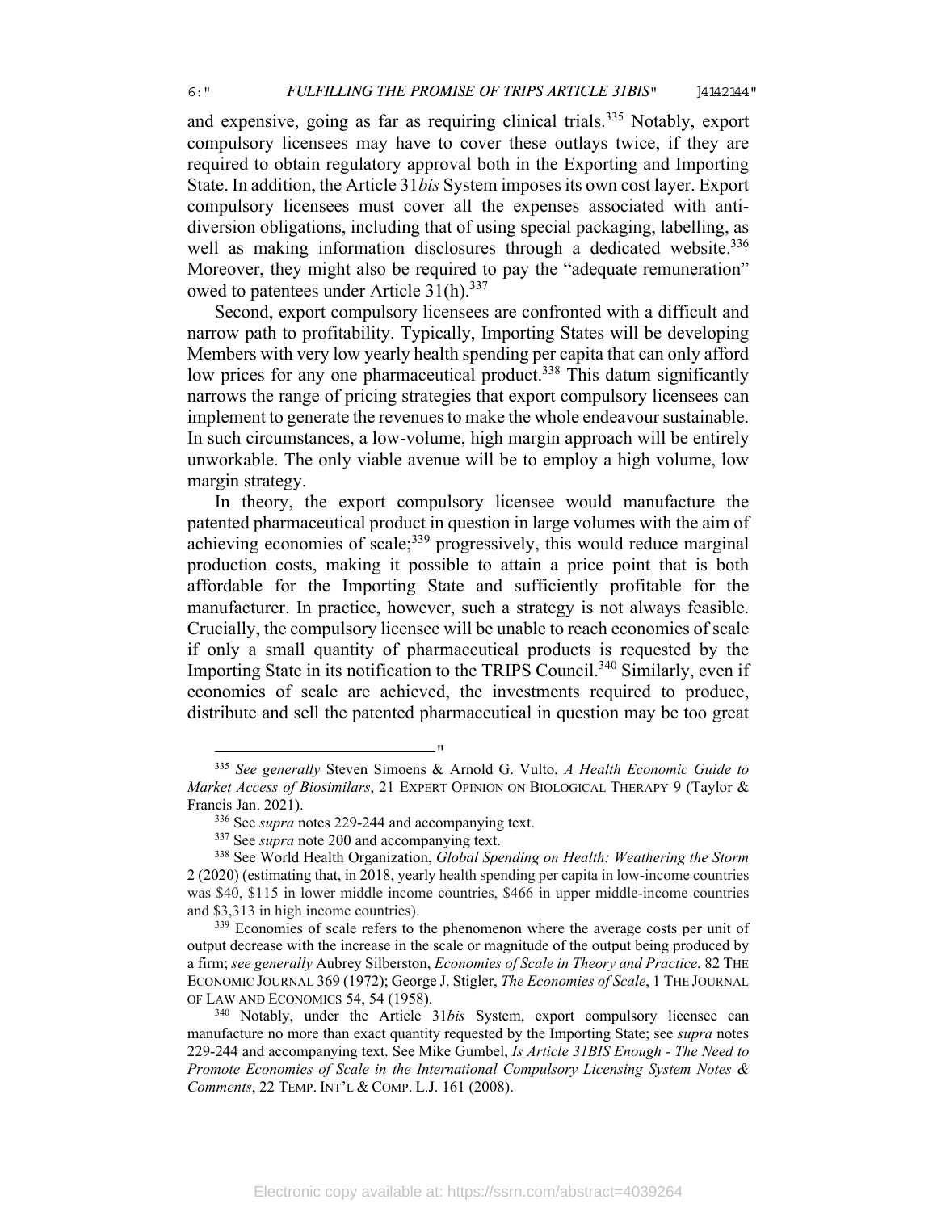and expensive, going as far as requiring clinical trials.[335] Notably, export compulsory licensees may have to cover these outlays twice, if they are required to obtain regulatory approval both in the Exporting and Importing State. In addition, the Article 31*bis* System imposes its own cost layer. Export compulsory licensees must cover all the expenses associated with anti-diversion obligations, including that of using special packaging, labelling, as well as making information disclosures through a dedicated website.[336] Moreover, they might also be required to pay the "adequate remuneration" owed to patentees under Article 31(h).[337]

Second, export compulsory licensees are confronted with a difficult and narrow path to profitability. Typically, Importing States will be developing Members with very low yearly health spending per capita that can only afford low prices for any one pharmaceutical product.[338] This datum significantly narrows the range of pricing strategies that export compulsory licensees can implement to generate the revenues to make the whole endeavour sustainable. In such circumstances, a low-volume, high margin approach will be entirely unworkable. The only viable avenue will be to employ a high volume, low margin strategy.

In theory, the export compulsory licensee would manufacture the patented pharmaceutical product in question in large volumes with the aim of achieving economies of scale;[339] progressively, this would reduce marginal production costs, making it possible to attain a price point that is both affordable for the Importing State and sufficiently profitable for the manufacturer. In practice, however, such a strategy is not always feasible. Crucially, the compulsory licensee will be unable to reach economies of scale if only a small quantity of pharmaceutical products is requested by the Importing State in its notification to the TRIPS Council.[340] Similarly, even if economies of scale are achieved, the investments required to produce, distribute and sell the patented pharmaceutical in question may be too great

---

[335] *See generally* Steven Simoens & Arnold G. Vulto, *A Health Economic Guide to Market Access of Biosimilars*, 21 EXPERT OPINION ON BIOLOGICAL THERAPY 9 (Taylor & Francis Jan. 2021).

[336] See *supra* notes 229-244 and accompanying text.

[337] See *supra* note 200 and accompanying text.

[338] See World Health Organization, *Global Spending on Health: Weathering the Storm* 2 (2020) (estimating that, in 2018, yearly health spending per capita in low-income countries was $40, $115 in lower middle income countries, $466 in upper middle-income countries and $3,313 in high income countries).

[339] Economies of scale refers to the phenomenon where the average costs per unit of output decrease with the increase in the scale or magnitude of the output being produced by a firm; *see generally* Aubrey Silberston, *Economies of Scale in Theory and Practice*, 82 THE ECONOMIC JOURNAL 369 (1972); George J. Stigler, *The Economies of Scale*, 1 THE JOURNAL OF LAW AND ECONOMICS 54, 54 (1958).

[340] Notably, under the Article 31*bis* System, export compulsory licensee can manufacture no more than exact quantity requested by the Importing State; see *supra* notes 229-244 and accompanying text. See Mike Gumbel, *Is Article 31BIS Enough - The Need to Promote Economies of Scale in the International Compulsory Licensing System Notes & Comments*, 22 TEMP. INT'L & COMP. L.J. 161 (2008).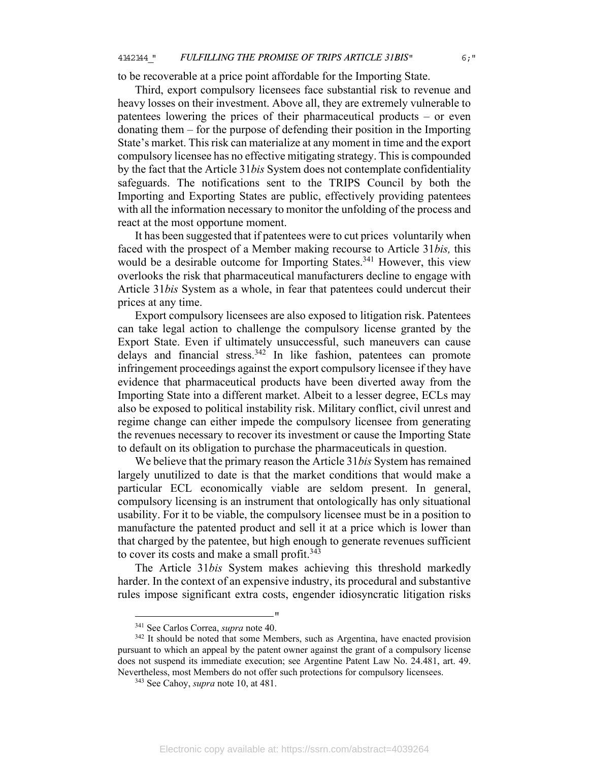to be recoverable at a price point affordable for the Importing State.

Third, export compulsory licensees face substantial risk to revenue and heavy losses on their investment. Above all, they are extremely vulnerable to patentees lowering the prices of their pharmaceutical products – or even donating them – for the purpose of defending their position in the Importing State's market. This risk can materialize at any moment in time and the export compulsory licensee has no effective mitigating strategy. This is compounded by the fact that the Article 31*bis* System does not contemplate confidentiality safeguards. The notifications sent to the TRIPS Council by both the Importing and Exporting States are public, effectively providing patentees with all the information necessary to monitor the unfolding of the process and react at the most opportune moment.

It has been suggested that if patentees were to cut prices voluntarily when faced with the prospect of a Member making recourse to Article 31*bis,* this would be a desirable outcome for Importing States.[341] However, this view overlooks the risk that pharmaceutical manufacturers decline to engage with Article 31*bis* System as a whole, in fear that patentees could undercut their prices at any time.

Export compulsory licensees are also exposed to litigation risk. Patentees can take legal action to challenge the compulsory license granted by the Export State. Even if ultimately unsuccessful, such maneuvers can cause delays and financial stress.[342] In like fashion, patentees can promote infringement proceedings against the export compulsory licensee if they have evidence that pharmaceutical products have been diverted away from the Importing State into a different market. Albeit to a lesser degree, ECLs may also be exposed to political instability risk. Military conflict, civil unrest and regime change can either impede the compulsory licensee from generating the revenues necessary to recover its investment or cause the Importing State to default on its obligation to purchase the pharmaceuticals in question.

We believe that the primary reason the Article 31*bis* System has remained largely unutilized to date is that the market conditions that would make a particular ECL economically viable are seldom present. In general, compulsory licensing is an instrument that ontologically has only situational usability. For it to be viable, the compulsory licensee must be in a position to manufacture the patented product and sell it at a price which is lower than that charged by the patentee, but high enough to generate revenues sufficient to cover its costs and make a small profit.[343]

The Article 31*bis* System makes achieving this threshold markedly harder. In the context of an expensive industry, its procedural and substantive rules impose significant extra costs, engender idiosyncratic litigation risks

---

[341] See Carlos Correa, *supra* note 40.

[342] It should be noted that some Members, such as Argentina, have enacted provision pursuant to which an appeal by the patent owner against the grant of a compulsory license does not suspend its immediate execution; see Argentine Patent Law No. 24.481, art. 49. Nevertheless, most Members do not offer such protections for compulsory licensees.

[343] See Cahoy, *supra* note 10, at 481.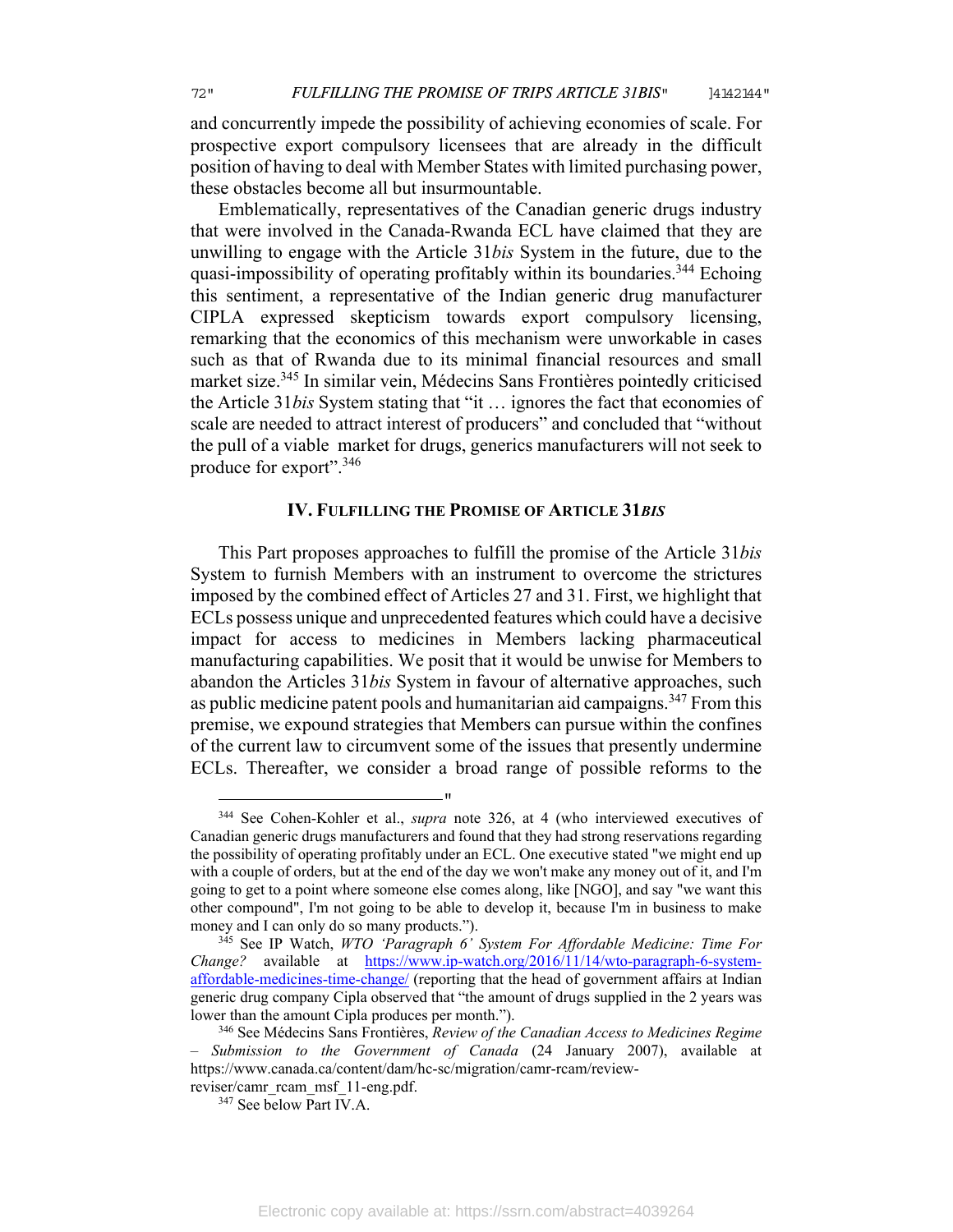and concurrently impede the possibility of achieving economies of scale. For prospective export compulsory licensees that are already in the difficult position of having to deal with Member States with limited purchasing power, these obstacles become all but insurmountable.

Emblematically, representatives of the Canadian generic drugs industry that were involved in the Canada-Rwanda ECL have claimed that they are unwilling to engage with the Article 31*bis* System in the future, due to the quasi-impossibility of operating profitably within its boundaries.[344] Echoing this sentiment, a representative of the Indian generic drug manufacturer CIPLA expressed skepticism towards export compulsory licensing, remarking that the economics of this mechanism were unworkable in cases such as that of Rwanda due to its minimal financial resources and small market size.[345] In similar vein, Médecins Sans Frontières pointedly criticised the Article 31*bis* System stating that "it … ignores the fact that economies of scale are needed to attract interest of producers" and concluded that "without the pull of a viable market for drugs, generics manufacturers will not seek to produce for export".[346]

## IV. Fulfilling the Promise of Article 31*bis*

This Part proposes approaches to fulfill the promise of the Article 31*bis* System to furnish Members with an instrument to overcome the strictures imposed by the combined effect of Articles 27 and 31. First, we highlight that ECLs possess unique and unprecedented features which could have a decisive impact for access to medicines in Members lacking pharmaceutical manufacturing capabilities. We posit that it would be unwise for Members to abandon the Articles 31*bis* System in favour of alternative approaches, such as public medicine patent pools and humanitarian aid campaigns.[347] From this premise, we expound strategies that Members can pursue within the confines of the current law to circumvent some of the issues that presently undermine ECLs. Thereafter, we consider a broad range of possible reforms to the

---

[344] See Cohen-Kohler et al., *supra* note 326, at 4 (who interviewed executives of Canadian generic drugs manufacturers and found that they had strong reservations regarding the possibility of operating profitably under an ECL. One executive stated "we might end up with a couple of orders, but at the end of the day we won't make any money out of it, and I'm going to get to a point where someone else comes along, like [NGO], and say "we want this other compound", I'm not going to be able to develop it, because I'm in business to make money and I can only do so many products.").

[345] See IP Watch, *WTO 'Paragraph 6' System For Affordable Medicine: Time For Change?* available at https://www.ip-watch.org/2016/11/14/wto-paragraph-6-system-affordable-medicines-time-change/ (reporting that the head of government affairs at Indian generic drug company Cipla observed that "the amount of drugs supplied in the 2 years was lower than the amount Cipla produces per month.").

[346] See Médecins Sans Frontières, *Review of the Canadian Access to Medicines Regime – Submission to the Government of Canada* (24 January 2007), available at https://www.canada.ca/content/dam/hc-sc/migration/camr-rcam/review-reviser/camr_rcam_msf_11-eng.pdf.

[347] See below Part IV.A.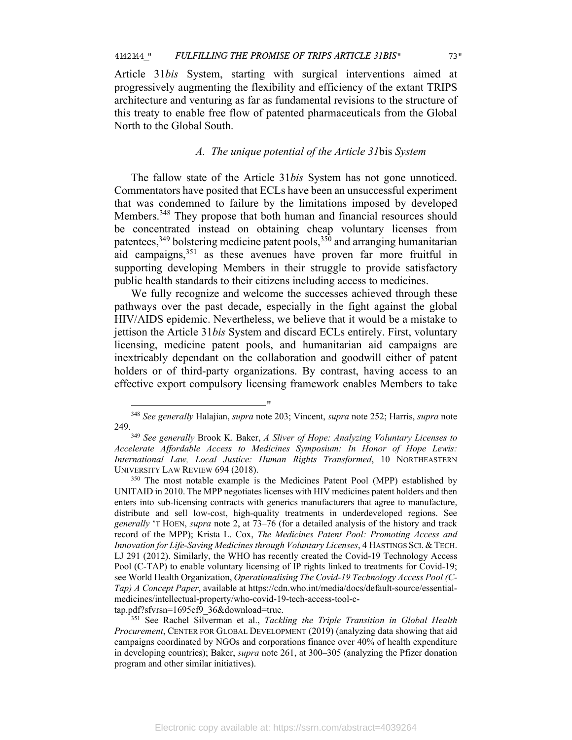Article 31*bis* System, starting with surgical interventions aimed at progressively augmenting the flexibility and efficiency of the extant TRIPS architecture and venturing as far as fundamental revisions to the structure of this treaty to enable free flow of patented pharmaceuticals from the Global North to the Global South.

### *A. The unique potential of the Article 31*bis *System*

The fallow state of the Article 31*bis* System has not gone unnoticed. Commentators have posited that ECLs have been an unsuccessful experiment that was condemned to failure by the limitations imposed by developed Members.[348] They propose that both human and financial resources should be concentrated instead on obtaining cheap voluntary licenses from patentees,[349] bolstering medicine patent pools,[350] and arranging humanitarian aid campaigns,[351] as these avenues have proven far more fruitful in supporting developing Members in their struggle to provide satisfactory public health standards to their citizens including access to medicines.

We fully recognize and welcome the successes achieved through these pathways over the past decade, especially in the fight against the global HIV/AIDS epidemic. Nevertheless, we believe that it would be a mistake to jettison the Article 31*bis* System and discard ECLs entirely. First, voluntary licensing, medicine patent pools, and humanitarian aid campaigns are inextricably dependant on the collaboration and goodwill either of patent holders or of third-party organizations. By contrast, having access to an effective export compulsory licensing framework enables Members to take

---

[348] *See generally* Halajian, *supra* note 203; Vincent, *supra* note 252; Harris, *supra* note 249.

[349] *See generally* Brook K. Baker, *A Sliver of Hope: Analyzing Voluntary Licenses to Accelerate Affordable Access to Medicines Symposium: In Honor of Hope Lewis: International Law, Local Justice: Human Rights Transformed*, 10 NORTHEASTERN UNIVERSITY LAW REVIEW 694 (2018).

[350] The most notable example is the Medicines Patent Pool (MPP) established by UNITAID in 2010. The MPP negotiates licenses with HIV medicines patent holders and then enters into sub-licensing contracts with generics manufacturers that agree to manufacture, distribute and sell low-cost, high-quality treatments in underdeveloped regions. See *generally* 'T HOEN, *supra* note 2, at 73–76 (for a detailed analysis of the history and track record of the MPP); Krista L. Cox, *The Medicines Patent Pool: Promoting Access and Innovation for Life-Saving Medicines through Voluntary Licenses*, 4 HASTINGS SCI. & TECH. LJ 291 (2012). Similarly, the WHO has recently created the Covid-19 Technology Access Pool (C-TAP) to enable voluntary licensing of IP rights linked to treatments for Covid-19; see World Health Organization, *Operationalising The Covid-19 Technology Access Pool (C-Tap) A Concept Paper*, available at https://cdn.who.int/media/docs/default-source/essential-medicines/intellectual-property/who-covid-19-tech-access-tool-c-tap.pdf?sfvrsn=1695cf9_36&download=true.

[351] See Rachel Silverman et al., *Tackling the Triple Transition in Global Health Procurement*, CENTER FOR GLOBAL DEVELOPMENT (2019) (analyzing data showing that aid campaigns coordinated by NGOs and corporations finance over 40% of health expenditure in developing countries); Baker, *supra* note 261, at 300–305 (analyzing the Pfizer donation program and other similar initiatives).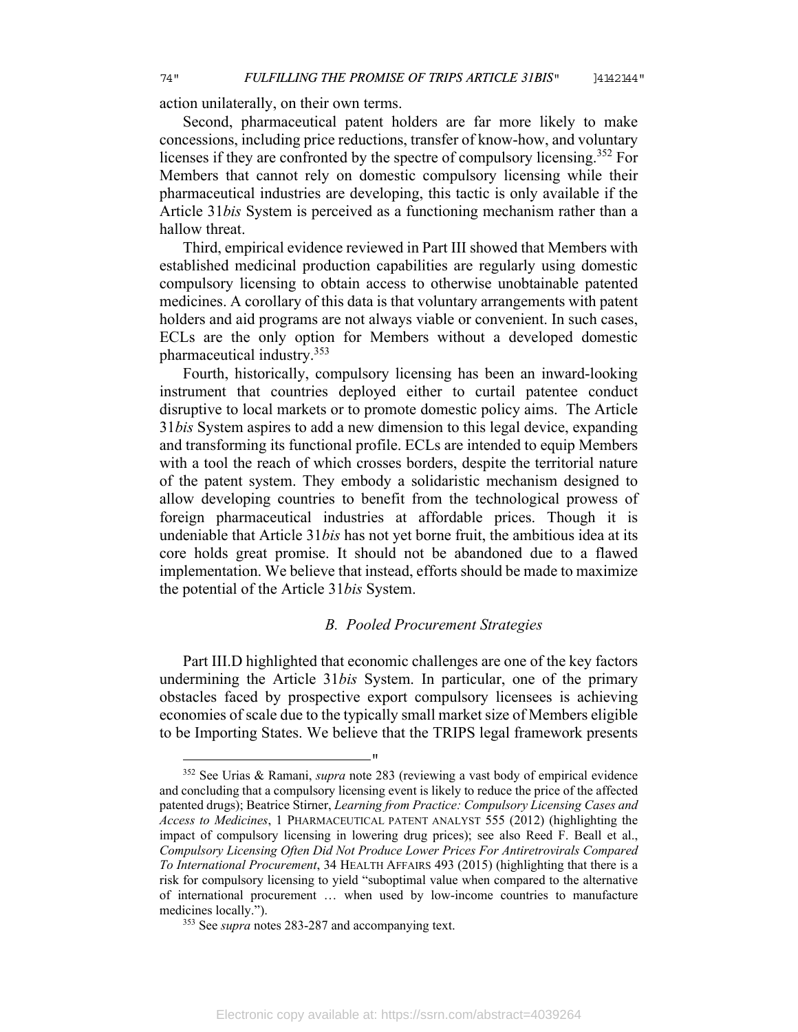action unilaterally, on their own terms.

Second, pharmaceutical patent holders are far more likely to make concessions, including price reductions, transfer of know-how, and voluntary licenses if they are confronted by the spectre of compulsory licensing.[352] For Members that cannot rely on domestic compulsory licensing while their pharmaceutical industries are developing, this tactic is only available if the Article 31*bis* System is perceived as a functioning mechanism rather than a hallow threat.

Third, empirical evidence reviewed in Part III showed that Members with established medicinal production capabilities are regularly using domestic compulsory licensing to obtain access to otherwise unobtainable patented medicines. A corollary of this data is that voluntary arrangements with patent holders and aid programs are not always viable or convenient. In such cases, ECLs are the only option for Members without a developed domestic pharmaceutical industry.[353]

Fourth, historically, compulsory licensing has been an inward-looking instrument that countries deployed either to curtail patentee conduct disruptive to local markets or to promote domestic policy aims. The Article 31*bis* System aspires to add a new dimension to this legal device, expanding and transforming its functional profile. ECLs are intended to equip Members with a tool the reach of which crosses borders, despite the territorial nature of the patent system. They embody a solidaristic mechanism designed to allow developing countries to benefit from the technological prowess of foreign pharmaceutical industries at affordable prices. Though it is undeniable that Article 31*bis* has not yet borne fruit, the ambitious idea at its core holds great promise. It should not be abandoned due to a flawed implementation. We believe that instead, efforts should be made to maximize the potential of the Article 31*bis* System.

### B. Pooled Procurement Strategies

Part III.D highlighted that economic challenges are one of the key factors undermining the Article 31*bis* System. In particular, one of the primary obstacles faced by prospective export compulsory licensees is achieving economies of scale due to the typically small market size of Members eligible to be Importing States. We believe that the TRIPS legal framework presents

---

[352] See Urias & Ramani, *supra* note 283 (reviewing a vast body of empirical evidence and concluding that a compulsory licensing event is likely to reduce the price of the affected patented drugs); Beatrice Stirner, *Learning from Practice: Compulsory Licensing Cases and Access to Medicines*, 1 PHARMACEUTICAL PATENT ANALYST 555 (2012) (highlighting the impact of compulsory licensing in lowering drug prices); see also Reed F. Beall et al., *Compulsory Licensing Often Did Not Produce Lower Prices For Antiretrovirals Compared To International Procurement*, 34 HEALTH AFFAIRS 493 (2015) (highlighting that there is a risk for compulsory licensing to yield "suboptimal value when compared to the alternative of international procurement … when used by low-income countries to manufacture medicines locally.").

[353] See *supra* notes 283-287 and accompanying text.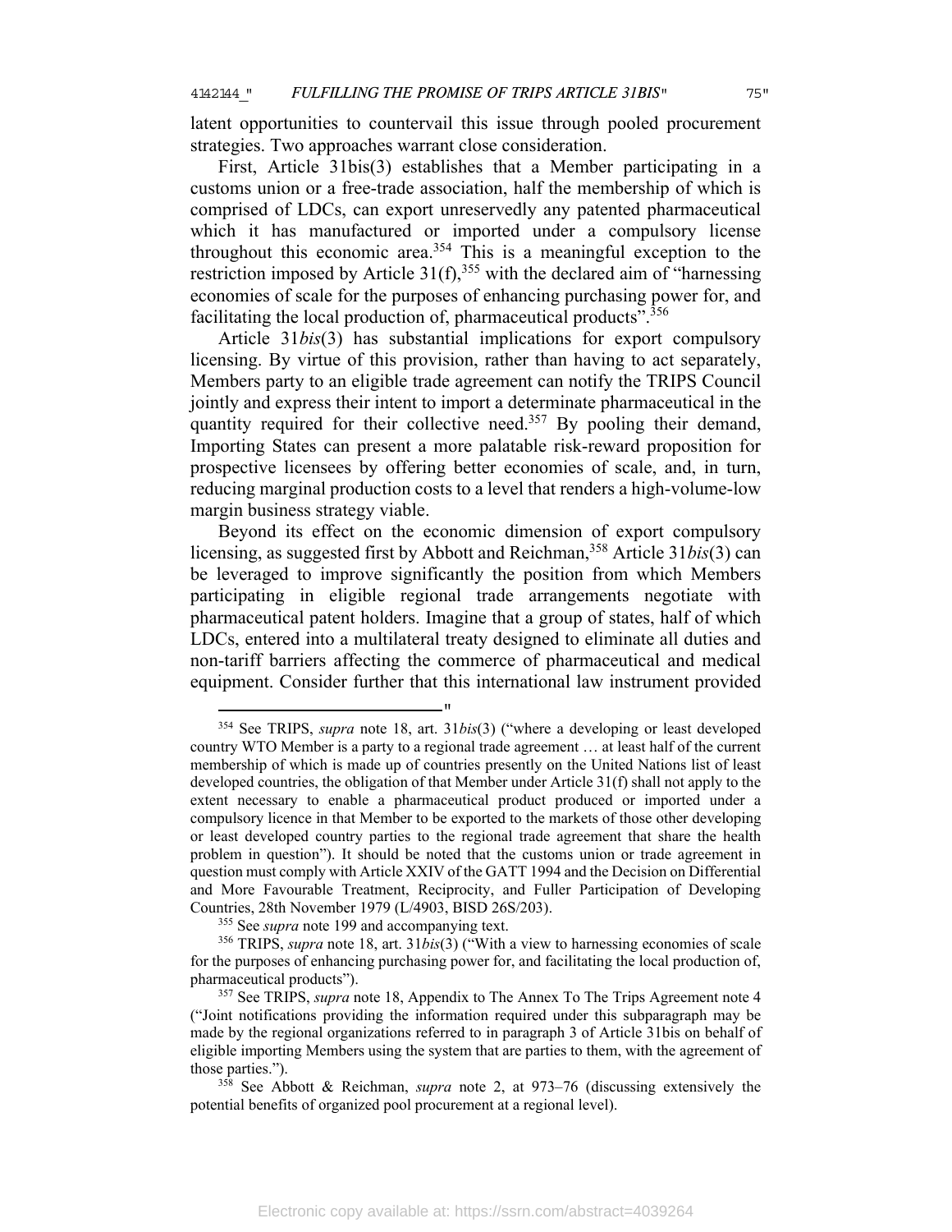latent opportunities to countervail this issue through pooled procurement strategies. Two approaches warrant close consideration.

First, Article 31bis(3) establishes that a Member participating in a customs union or a free-trade association, half the membership of which is comprised of LDCs, can export unreservedly any patented pharmaceutical which it has manufactured or imported under a compulsory license throughout this economic area.[354] This is a meaningful exception to the restriction imposed by Article 31(f),[355] with the declared aim of "harnessing economies of scale for the purposes of enhancing purchasing power for, and facilitating the local production of, pharmaceutical products".[356]

Article 31*bis*(3) has substantial implications for export compulsory licensing. By virtue of this provision, rather than having to act separately, Members party to an eligible trade agreement can notify the TRIPS Council jointly and express their intent to import a determinate pharmaceutical in the quantity required for their collective need.[357] By pooling their demand, Importing States can present a more palatable risk-reward proposition for prospective licensees by offering better economies of scale, and, in turn, reducing marginal production costs to a level that renders a high-volume-low margin business strategy viable.

Beyond its effect on the economic dimension of export compulsory licensing, as suggested first by Abbott and Reichman,[358] Article 31*bis*(3) can be leveraged to improve significantly the position from which Members participating in eligible regional trade arrangements negotiate with pharmaceutical patent holders. Imagine that a group of states, half of which LDCs, entered into a multilateral treaty designed to eliminate all duties and non-tariff barriers affecting the commerce of pharmaceutical and medical equipment. Consider further that this international law instrument provided

---

[354] See TRIPS, *supra* note 18, art. 31*bis*(3) ("where a developing or least developed country WTO Member is a party to a regional trade agreement … at least half of the current membership of which is made up of countries presently on the United Nations list of least developed countries, the obligation of that Member under Article 31(f) shall not apply to the extent necessary to enable a pharmaceutical product produced or imported under a compulsory licence in that Member to be exported to the markets of those other developing or least developed country parties to the regional trade agreement that share the health problem in question"). It should be noted that the customs union or trade agreement in question must comply with Article XXIV of the GATT 1994 and the Decision on Differential and More Favourable Treatment, Reciprocity, and Fuller Participation of Developing Countries, 28th November 1979 (L/4903, BISD 26S/203).

[355] See *supra* note 199 and accompanying text.

[356] TRIPS, *supra* note 18, art. 31*bis*(3) ("With a view to harnessing economies of scale for the purposes of enhancing purchasing power for, and facilitating the local production of, pharmaceutical products").

[357] See TRIPS, *supra* note 18, Appendix to The Annex To The Trips Agreement note 4 ("Joint notifications providing the information required under this subparagraph may be made by the regional organizations referred to in paragraph 3 of Article 31bis on behalf of eligible importing Members using the system that are parties to them, with the agreement of those parties.").

[358] See Abbott & Reichman, *supra* note 2, at 973–76 (discussing extensively the potential benefits of organized pool procurement at a regional level).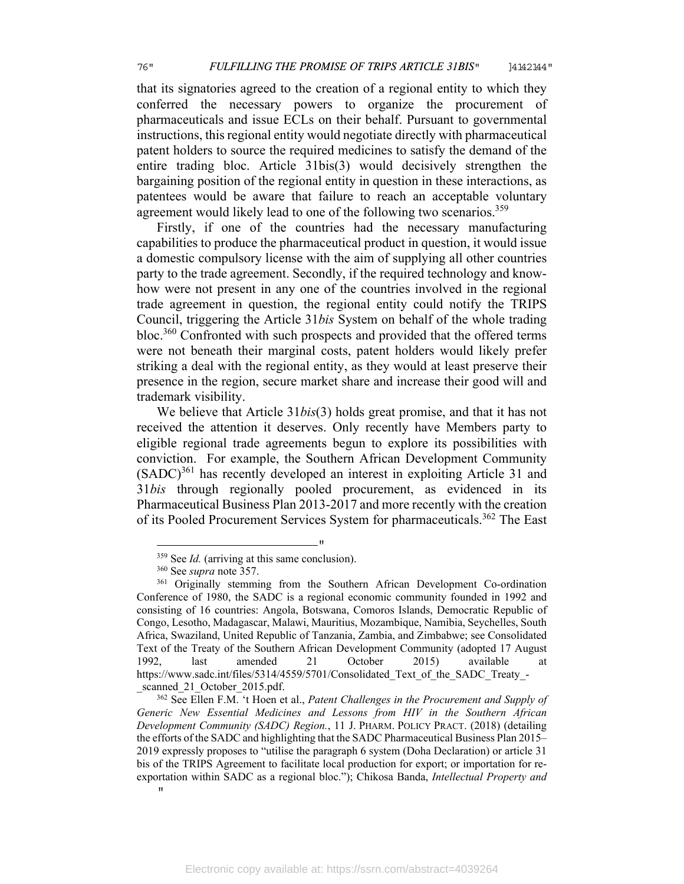that its signatories agreed to the creation of a regional entity to which they conferred the necessary powers to organize the procurement of pharmaceuticals and issue ECLs on their behalf. Pursuant to governmental instructions, this regional entity would negotiate directly with pharmaceutical patent holders to source the required medicines to satisfy the demand of the entire trading bloc. Article 31bis(3) would decisively strengthen the bargaining position of the regional entity in question in these interactions, as patentees would be aware that failure to reach an acceptable voluntary agreement would likely lead to one of the following two scenarios.[359]

Firstly, if one of the countries had the necessary manufacturing capabilities to produce the pharmaceutical product in question, it would issue a domestic compulsory license with the aim of supplying all other countries party to the trade agreement. Secondly, if the required technology and know-how were not present in any one of the countries involved in the regional trade agreement in question, the regional entity could notify the TRIPS Council, triggering the Article 31*bis* System on behalf of the whole trading bloc.[360] Confronted with such prospects and provided that the offered terms were not beneath their marginal costs, patent holders would likely prefer striking a deal with the regional entity, as they would at least preserve their presence in the region, secure market share and increase their good will and trademark visibility.

We believe that Article 31*bis*(3) holds great promise, and that it has not received the attention it deserves. Only recently have Members party to eligible regional trade agreements begun to explore its possibilities with conviction. For example, the Southern African Development Community (SADC)[361] has recently developed an interest in exploiting Article 31 and 31*bis* through regionally pooled procurement, as evidenced in its Pharmaceutical Business Plan 2013-2017 and more recently with the creation of its Pooled Procurement Services System for pharmaceuticals.[362] The East

---

[359] See *Id.* (arriving at this same conclusion).

[360] See *supra* note 357.

[361] Originally stemming from the Southern African Development Co-ordination Conference of 1980, the SADC is a regional economic community founded in 1992 and consisting of 16 countries: Angola, Botswana, Comoros Islands, Democratic Republic of Congo, Lesotho, Madagascar, Malawi, Mauritius, Mozambique, Namibia, Seychelles, South Africa, Swaziland, United Republic of Tanzania, Zambia, and Zimbabwe; see Consolidated Text of the Treaty of the Southern African Development Community (adopted 17 August 1992, last amended 21 October 2015) available at https://www.sadc.int/files/5314/4559/5701/Consolidated_Text_of_the_SADC_Treaty_-_scanned_21_October_2015.pdf.

[362] See Ellen F.M. 't Hoen et al., *Patent Challenges in the Procurement and Supply of Generic New Essential Medicines and Lessons from HIV in the Southern African Development Community (SADC) Region.*, 11 J. PHARM. POLICY PRACT. (2018) (detailing the efforts of the SADC and highlighting that the SADC Pharmaceutical Business Plan 2015–2019 expressly proposes to "utilise the paragraph 6 system (Doha Declaration) or article 31 bis of the TRIPS Agreement to facilitate local production for export; or importation for re-exportation within SADC as a regional bloc."); Chikosa Banda, *Intellectual Property and*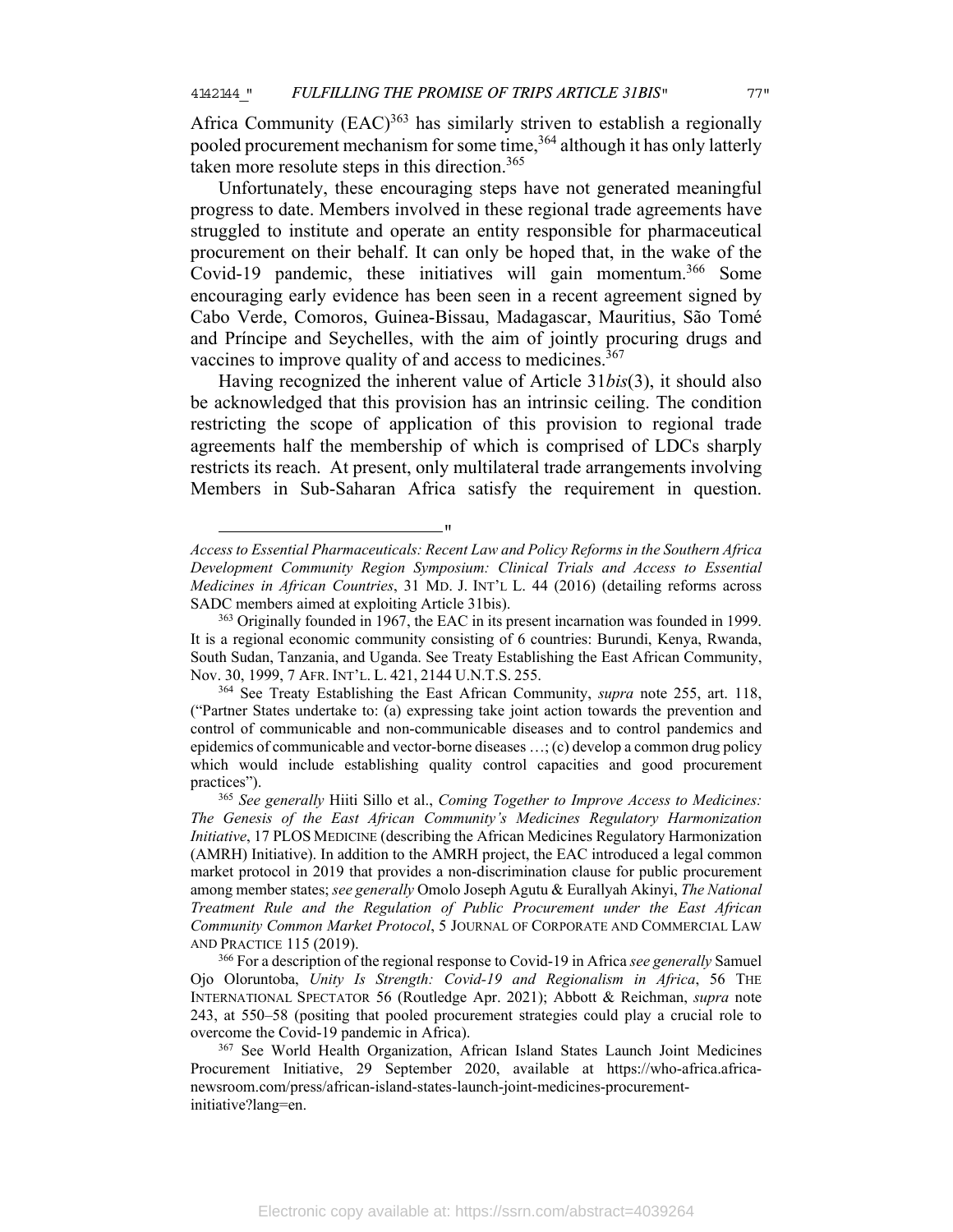Africa Community (EAC)[363] has similarly striven to establish a regionally pooled procurement mechanism for some time,[364] although it has only latterly taken more resolute steps in this direction.[365]

Unfortunately, these encouraging steps have not generated meaningful progress to date. Members involved in these regional trade agreements have struggled to institute and operate an entity responsible for pharmaceutical procurement on their behalf. It can only be hoped that, in the wake of the Covid-19 pandemic, these initiatives will gain momentum.[366] Some encouraging early evidence has been seen in a recent agreement signed by Cabo Verde, Comoros, Guinea-Bissau, Madagascar, Mauritius, São Tomé and Príncipe and Seychelles, with the aim of jointly procuring drugs and vaccines to improve quality of and access to medicines.[367]

Having recognized the inherent value of Article 31*bis*(3), it should also be acknowledged that this provision has an intrinsic ceiling. The condition restricting the scope of application of this provision to regional trade agreements half the membership of which is comprised of LDCs sharply restricts its reach. At present, only multilateral trade arrangements involving Members in Sub-Saharan Africa satisfy the requirement in question.

---

*Access to Essential Pharmaceuticals: Recent Law and Policy Reforms in the Southern Africa Development Community Region Symposium: Clinical Trials and Access to Essential Medicines in African Countries*, 31 MD. J. INT'L L. 44 (2016) (detailing reforms across SADC members aimed at exploiting Article 31bis).

[363] Originally founded in 1967, the EAC in its present incarnation was founded in 1999. It is a regional economic community consisting of 6 countries: Burundi, Kenya, Rwanda, South Sudan, Tanzania, and Uganda. See Treaty Establishing the East African Community, Nov. 30, 1999, 7 AFR. INT'L. L. 421, 2144 U.N.T.S. 255.

[364] See Treaty Establishing the East African Community, *supra* note 255, art. 118, ("Partner States undertake to: (a) expressing take joint action towards the prevention and control of communicable and non-communicable diseases and to control pandemics and epidemics of communicable and vector-borne diseases …; (c) develop a common drug policy which would include establishing quality control capacities and good procurement practices").

[365] *See generally* Hiiti Sillo et al., *Coming Together to Improve Access to Medicines: The Genesis of the East African Community's Medicines Regulatory Harmonization Initiative*, 17 PLOS MEDICINE (describing the African Medicines Regulatory Harmonization (AMRH) Initiative). In addition to the AMRH project, the EAC introduced a legal common market protocol in 2019 that provides a non-discrimination clause for public procurement among member states; *see generally* Omolo Joseph Agutu & Eurallyah Akinyi, *The National Treatment Rule and the Regulation of Public Procurement under the East African Community Common Market Protocol*, 5 JOURNAL OF CORPORATE AND COMMERCIAL LAW AND PRACTICE 115 (2019).

[366] For a description of the regional response to Covid-19 in Africa *see generally* Samuel Ojo Oloruntoba, *Unity Is Strength: Covid-19 and Regionalism in Africa*, 56 THE INTERNATIONAL SPECTATOR 56 (Routledge Apr. 2021); Abbott & Reichman, *supra* note 243, at 550–58 (positing that pooled procurement strategies could play a crucial role to overcome the Covid-19 pandemic in Africa).

[367] See World Health Organization, African Island States Launch Joint Medicines Procurement Initiative, 29 September 2020, available at https://who-africa.africa-newsroom.com/press/african-island-states-launch-joint-medicines-procurement-initiative?lang=en.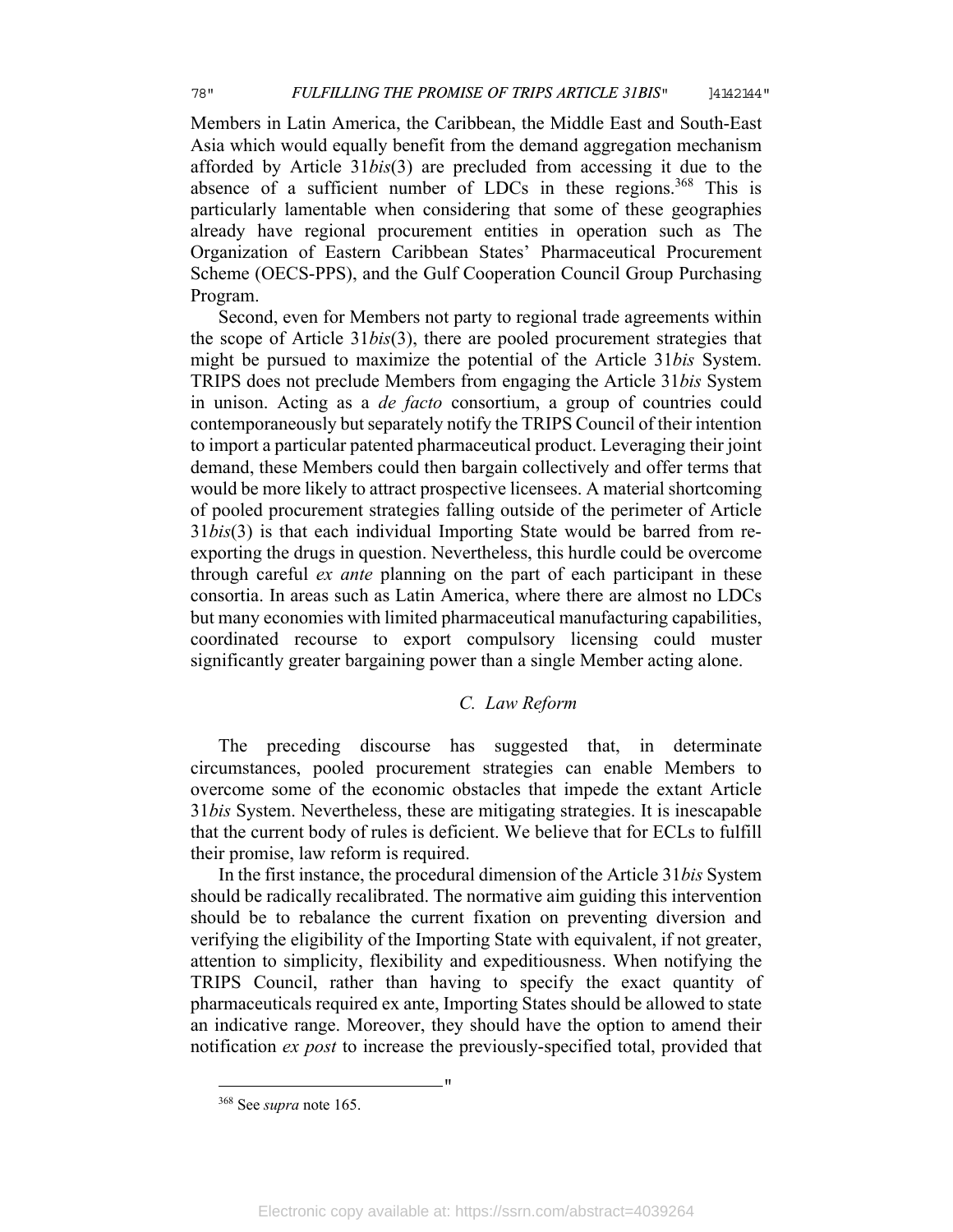Members in Latin America, the Caribbean, the Middle East and South-East Asia which would equally benefit from the demand aggregation mechanism afforded by Article 31*bis*(3) are precluded from accessing it due to the absence of a sufficient number of LDCs in these regions.[368] This is particularly lamentable when considering that some of these geographies already have regional procurement entities in operation such as The Organization of Eastern Caribbean States' Pharmaceutical Procurement Scheme (OECS-PPS), and the Gulf Cooperation Council Group Purchasing Program.

Second, even for Members not party to regional trade agreements within the scope of Article 31*bis*(3), there are pooled procurement strategies that might be pursued to maximize the potential of the Article 31*bis* System. TRIPS does not preclude Members from engaging the Article 31*bis* System in unison. Acting as a *de facto* consortium, a group of countries could contemporaneously but separately notify the TRIPS Council of their intention to import a particular patented pharmaceutical product. Leveraging their joint demand, these Members could then bargain collectively and offer terms that would be more likely to attract prospective licensees. A material shortcoming of pooled procurement strategies falling outside of the perimeter of Article 31*bis*(3) is that each individual Importing State would be barred from re-exporting the drugs in question. Nevertheless, this hurdle could be overcome through careful *ex ante* planning on the part of each participant in these consortia. In areas such as Latin America, where there are almost no LDCs but many economies with limited pharmaceutical manufacturing capabilities, coordinated recourse to export compulsory licensing could muster significantly greater bargaining power than a single Member acting alone.

### *C. Law Reform*

The preceding discourse has suggested that, in determinate circumstances, pooled procurement strategies can enable Members to overcome some of the economic obstacles that impede the extant Article 31*bis* System. Nevertheless, these are mitigating strategies. It is inescapable that the current body of rules is deficient. We believe that for ECLs to fulfill their promise, law reform is required.

In the first instance, the procedural dimension of the Article 31*bis* System should be radically recalibrated. The normative aim guiding this intervention should be to rebalance the current fixation on preventing diversion and verifying the eligibility of the Importing State with equivalent, if not greater, attention to simplicity, flexibility and expeditiousness. When notifying the TRIPS Council, rather than having to specify the exact quantity of pharmaceuticals required ex ante, Importing States should be allowed to state an indicative range. Moreover, they should have the option to amend their notification *ex post* to increase the previously-specified total, provided that

---

[368] See *supra* note 165.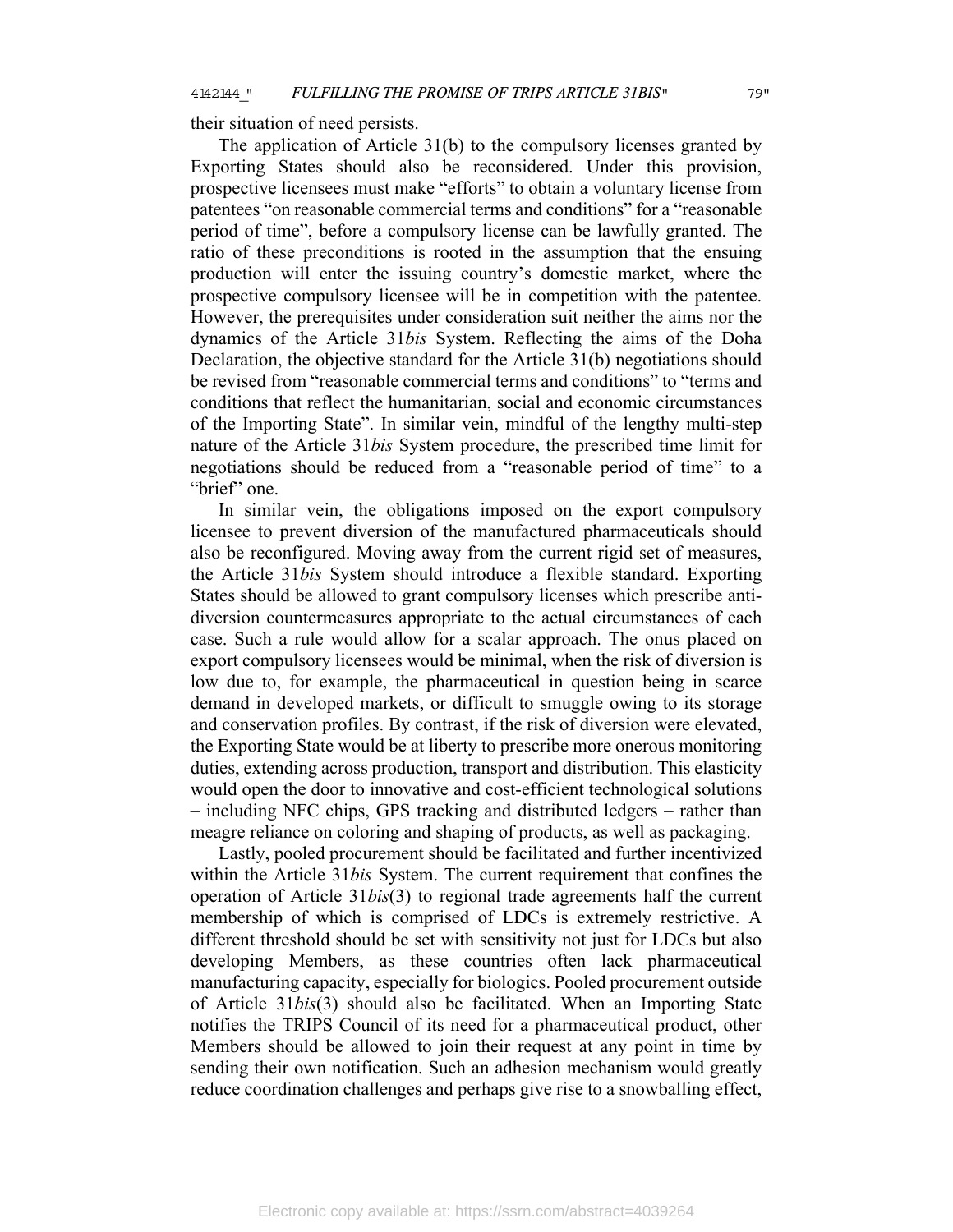their situation of need persists.

The application of Article 31(b) to the compulsory licenses granted by Exporting States should also be reconsidered. Under this provision, prospective licensees must make "efforts" to obtain a voluntary license from patentees "on reasonable commercial terms and conditions" for a "reasonable period of time", before a compulsory license can be lawfully granted. The ratio of these preconditions is rooted in the assumption that the ensuing production will enter the issuing country's domestic market, where the prospective compulsory licensee will be in competition with the patentee. However, the prerequisites under consideration suit neither the aims nor the dynamics of the Article 31*bis* System. Reflecting the aims of the Doha Declaration, the objective standard for the Article 31(b) negotiations should be revised from "reasonable commercial terms and conditions" to "terms and conditions that reflect the humanitarian, social and economic circumstances of the Importing State". In similar vein, mindful of the lengthy multi-step nature of the Article 31*bis* System procedure, the prescribed time limit for negotiations should be reduced from a "reasonable period of time" to a "brief" one.

In similar vein, the obligations imposed on the export compulsory licensee to prevent diversion of the manufactured pharmaceuticals should also be reconfigured. Moving away from the current rigid set of measures, the Article 31*bis* System should introduce a flexible standard. Exporting States should be allowed to grant compulsory licenses which prescribe anti-diversion countermeasures appropriate to the actual circumstances of each case. Such a rule would allow for a scalar approach. The onus placed on export compulsory licensees would be minimal, when the risk of diversion is low due to, for example, the pharmaceutical in question being in scarce demand in developed markets, or difficult to smuggle owing to its storage and conservation profiles. By contrast, if the risk of diversion were elevated, the Exporting State would be at liberty to prescribe more onerous monitoring duties, extending across production, transport and distribution. This elasticity would open the door to innovative and cost-efficient technological solutions – including NFC chips, GPS tracking and distributed ledgers – rather than meagre reliance on coloring and shaping of products, as well as packaging.

Lastly, pooled procurement should be facilitated and further incentivized within the Article 31*bis* System. The current requirement that confines the operation of Article 31*bis*(3) to regional trade agreements half the current membership of which is comprised of LDCs is extremely restrictive. A different threshold should be set with sensitivity not just for LDCs but also developing Members, as these countries often lack pharmaceutical manufacturing capacity, especially for biologics. Pooled procurement outside of Article 31*bis*(3) should also be facilitated. When an Importing State notifies the TRIPS Council of its need for a pharmaceutical product, other Members should be allowed to join their request at any point in time by sending their own notification. Such an adhesion mechanism would greatly reduce coordination challenges and perhaps give rise to a snowballing effect,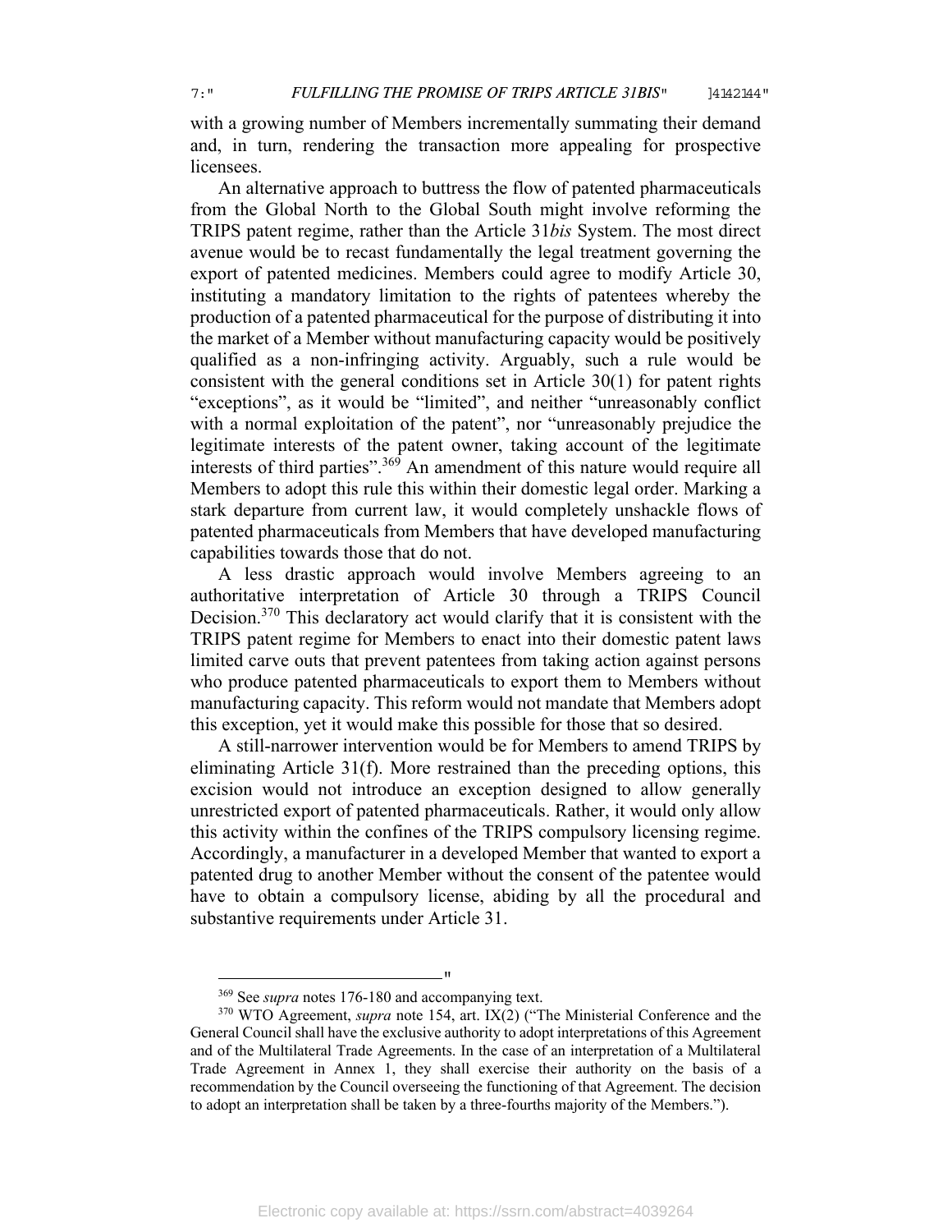with a growing number of Members incrementally summating their demand and, in turn, rendering the transaction more appealing for prospective licensees.

An alternative approach to buttress the flow of patented pharmaceuticals from the Global North to the Global South might involve reforming the TRIPS patent regime, rather than the Article 31*bis* System. The most direct avenue would be to recast fundamentally the legal treatment governing the export of patented medicines. Members could agree to modify Article 30, instituting a mandatory limitation to the rights of patentees whereby the production of a patented pharmaceutical for the purpose of distributing it into the market of a Member without manufacturing capacity would be positively qualified as a non-infringing activity. Arguably, such a rule would be consistent with the general conditions set in Article 30(1) for patent rights "exceptions", as it would be "limited", and neither "unreasonably conflict with a normal exploitation of the patent", nor "unreasonably prejudice the legitimate interests of the patent owner, taking account of the legitimate interests of third parties".[369] An amendment of this nature would require all Members to adopt this rule this within their domestic legal order. Marking a stark departure from current law, it would completely unshackle flows of patented pharmaceuticals from Members that have developed manufacturing capabilities towards those that do not.

A less drastic approach would involve Members agreeing to an authoritative interpretation of Article 30 through a TRIPS Council Decision.[370] This declaratory act would clarify that it is consistent with the TRIPS patent regime for Members to enact into their domestic patent laws limited carve outs that prevent patentees from taking action against persons who produce patented pharmaceuticals to export them to Members without manufacturing capacity. This reform would not mandate that Members adopt this exception, yet it would make this possible for those that so desired.

A still-narrower intervention would be for Members to amend TRIPS by eliminating Article 31(f). More restrained than the preceding options, this excision would not introduce an exception designed to allow generally unrestricted export of patented pharmaceuticals. Rather, it would only allow this activity within the confines of the TRIPS compulsory licensing regime. Accordingly, a manufacturer in a developed Member that wanted to export a patented drug to another Member without the consent of the patentee would have to obtain a compulsory license, abiding by all the procedural and substantive requirements under Article 31.

---

[369] See *supra* notes 176-180 and accompanying text.

[370] WTO Agreement, *supra* note 154, art. IX(2) ("The Ministerial Conference and the General Council shall have the exclusive authority to adopt interpretations of this Agreement and of the Multilateral Trade Agreements. In the case of an interpretation of a Multilateral Trade Agreement in Annex 1, they shall exercise their authority on the basis of a recommendation by the Council overseeing the functioning of that Agreement. The decision to adopt an interpretation shall be taken by a three-fourths majority of the Members.").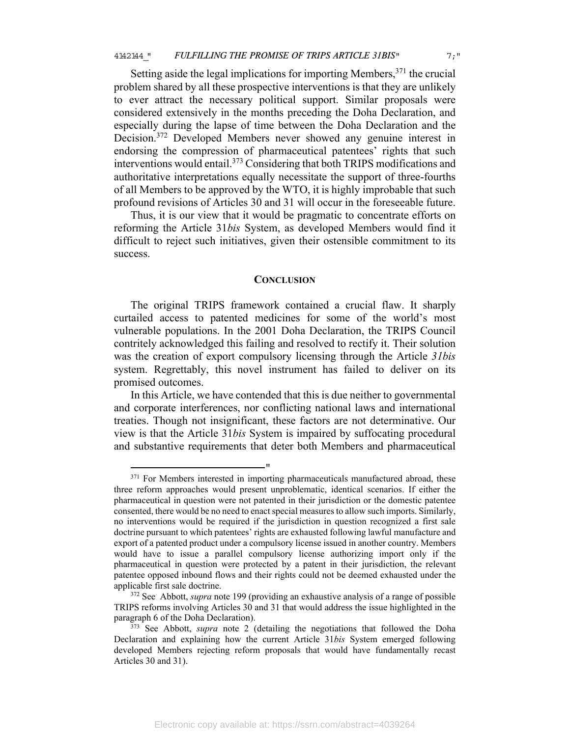Setting aside the legal implications for importing Members,[371] the crucial problem shared by all these prospective interventions is that they are unlikely to ever attract the necessary political support. Similar proposals were considered extensively in the months preceding the Doha Declaration, and especially during the lapse of time between the Doha Declaration and the Decision.[372] Developed Members never showed any genuine interest in endorsing the compression of pharmaceutical patentees' rights that such interventions would entail.[373] Considering that both TRIPS modifications and authoritative interpretations equally necessitate the support of three-fourths of all Members to be approved by the WTO, it is highly improbable that such profound revisions of Articles 30 and 31 will occur in the foreseeable future.

Thus, it is our view that it would be pragmatic to concentrate efforts on reforming the Article 31*bis* System, as developed Members would find it difficult to reject such initiatives, given their ostensible commitment to its success.

## CONCLUSION

The original TRIPS framework contained a crucial flaw. It sharply curtailed access to patented medicines for some of the world's most vulnerable populations. In the 2001 Doha Declaration, the TRIPS Council contritely acknowledged this failing and resolved to rectify it. Their solution was the creation of export compulsory licensing through the Article *31bis* system. Regrettably, this novel instrument has failed to deliver on its promised outcomes.

In this Article, we have contended that this is due neither to governmental and corporate interferences, nor conflicting national laws and international treaties. Though not insignificant, these factors are not determinative. Our view is that the Article 31*bis* System is impaired by suffocating procedural and substantive requirements that deter both Members and pharmaceutical

---

[371] For Members interested in importing pharmaceuticals manufactured abroad, these three reform approaches would present unproblematic, identical scenarios. If either the pharmaceutical in question were not patented in their jurisdiction or the domestic patentee consented, there would be no need to enact special measures to allow such imports. Similarly, no interventions would be required if the jurisdiction in question recognized a first sale doctrine pursuant to which patentees' rights are exhausted following lawful manufacture and export of a patented product under a compulsory license issued in another country. Members would have to issue a parallel compulsory license authorizing import only if the pharmaceutical in question were protected by a patent in their jurisdiction, the relevant patentee opposed inbound flows and their rights could not be deemed exhausted under the applicable first sale doctrine.

[372] See Abbott, *supra* note 199 (providing an exhaustive analysis of a range of possible TRIPS reforms involving Articles 30 and 31 that would address the issue highlighted in the paragraph 6 of the Doha Declaration).

[373] See Abbott, *supra* note 2 (detailing the negotiations that followed the Doha Declaration and explaining how the current Article 31*bis* System emerged following developed Members rejecting reform proposals that would have fundamentally recast Articles 30 and 31).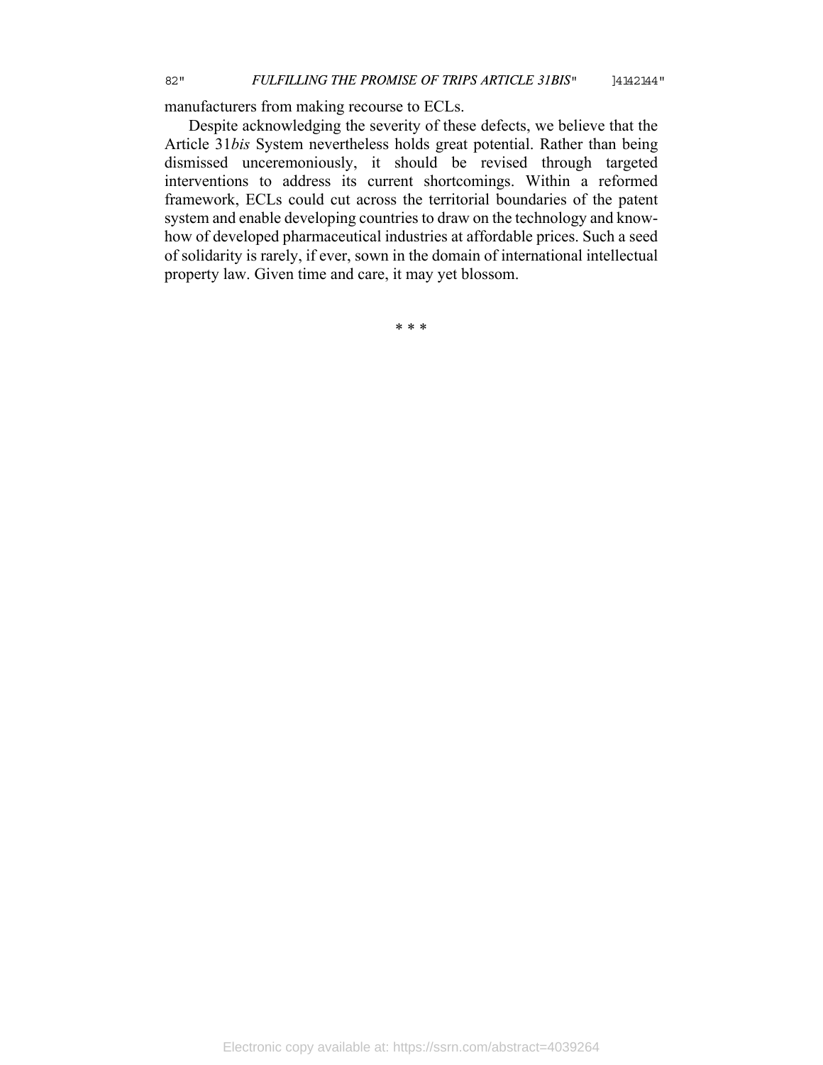manufacturers from making recourse to ECLs.

Despite acknowledging the severity of these defects, we believe that the Article 31*bis* System nevertheless holds great potential. Rather than being dismissed unceremoniously, it should be revised through targeted interventions to address its current shortcomings. Within a reformed framework, ECLs could cut across the territorial boundaries of the patent system and enable developing countries to draw on the technology and know-how of developed pharmaceutical industries at affordable prices. Such a seed of solidarity is rarely, if ever, sown in the domain of international intellectual property law. Given time and care, it may yet blossom.

* * *